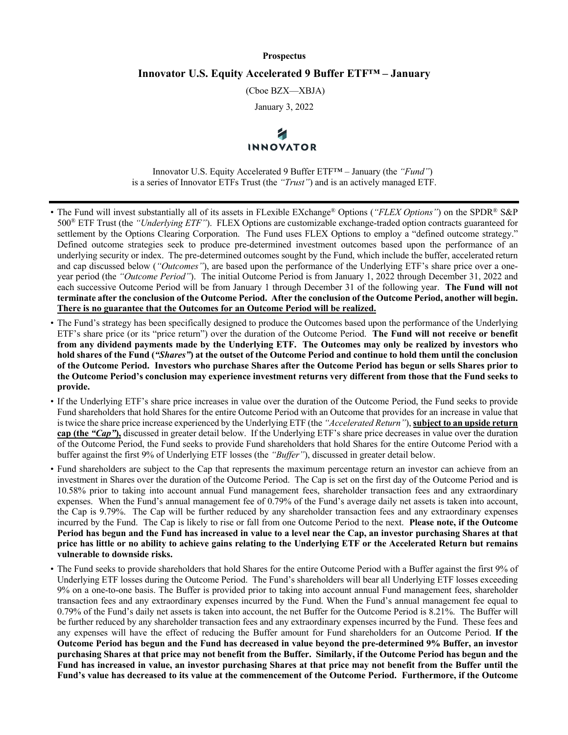**Prospectus**

# Innovator U.S. Equity Accelerated 9 Buffer ETF™ – January

(Cboe BZX—XBJA)

January 3, 2022

INNOVATOR

Innovator U.S. Equity Accelerated 9 Buffer ETF™ – January (the *"Fund"*) is a series of Innovator ETFs Trust (the *"Trust"*) and is an actively managed ETF.

---

- The Fund will invest substantially all of its assets in FLexible EXchange® Options (*"FLEX Options"*) on the SPDR® S&P 500® ETF Trust (the *"Underlying ETF"*). FLEX Options are customizable exchange-traded option contracts guaranteed for settlement by the Options Clearing Corporation. The Fund uses FLEX Options to employ a "defined outcome strategy." Defined outcome strategies seek to produce pre-determined investment outcomes based upon the performance of an underlying security or index. The pre-determined outcomes sought by the Fund, which include the buffer, accelerated return and cap discussed below (*"Outcomes"*), are based upon the performance of the Underlying ETF's share price over a one-year period (the *"Outcome Period"*). The initial Outcome Period is from January 1, 2022 through December 31, 2022 and each successive Outcome Period will be from January 1 through December 31 of the following year. **The Fund will not terminate after the conclusion of the Outcome Period. After the conclusion of the Outcome Period, another will begin. There is no guarantee that the Outcomes for an Outcome Period will be realized.**
- The Fund's strategy has been specifically designed to produce the Outcomes based upon the performance of the Underlying ETF's share price (or its "price return") over the duration of the Outcome Period. **The Fund will not receive or benefit from any dividend payments made by the Underlying ETF. The Outcomes may only be realized by investors who hold shares of the Fund (*"Shares"*) at the outset of the Outcome Period and continue to hold them until the conclusion of the Outcome Period. Investors who purchase Shares after the Outcome Period has begun or sells Shares prior to the Outcome Period's conclusion may experience investment returns very different from those that the Fund seeks to provide.**
- If the Underlying ETF's share price increases in value over the duration of the Outcome Period, the Fund seeks to provide Fund shareholders that hold Shares for the entire Outcome Period with an Outcome that provides for an increase in value that is twice the share price increase experienced by the Underlying ETF (the *"Accelerated Return"*), **subject to an upside return cap (the *"Cap"*),** discussed in greater detail below. If the Underlying ETF's share price decreases in value over the duration of the Outcome Period, the Fund seeks to provide Fund shareholders that hold Shares for the entire Outcome Period with a buffer against the first 9% of Underlying ETF losses (the *"Buffer"*), discussed in greater detail below.
- Fund shareholders are subject to the Cap that represents the maximum percentage return an investor can achieve from an investment in Shares over the duration of the Outcome Period. The Cap is set on the first day of the Outcome Period and is 10.58% prior to taking into account annual Fund management fees, shareholder transaction fees and any extraordinary expenses. When the Fund's annual management fee of 0.79% of the Fund's average daily net assets is taken into account, the Cap is 9.79%. The Cap will be further reduced by any shareholder transaction fees and any extraordinary expenses incurred by the Fund. The Cap is likely to rise or fall from one Outcome Period to the next. **Please note, if the Outcome Period has begun and the Fund has increased in value to a level near the Cap, an investor purchasing Shares at that price has little or no ability to achieve gains relating to the Underlying ETF or the Accelerated Return but remains vulnerable to downside risks.**
- The Fund seeks to provide shareholders that hold Shares for the entire Outcome Period with a Buffer against the first 9% of Underlying ETF losses during the Outcome Period. The Fund's shareholders will bear all Underlying ETF losses exceeding 9% on a one-to-one basis. The Buffer is provided prior to taking into account annual Fund management fees, shareholder transaction fees and any extraordinary expenses incurred by the Fund. When the Fund's annual management fee equal to 0.79% of the Fund's daily net assets is taken into account, the net Buffer for the Outcome Period is 8.21%. The Buffer will be further reduced by any shareholder transaction fees and any extraordinary expenses incurred by the Fund. These fees and any expenses will have the effect of reducing the Buffer amount for Fund shareholders for an Outcome Period. **If the Outcome Period has begun and the Fund has decreased in value beyond the pre-determined 9% Buffer, an investor purchasing Shares at that price may not benefit from the Buffer. Similarly, if the Outcome Period has begun and the Fund has increased in value, an investor purchasing Shares at that price may not benefit from the Buffer until the Fund's value has decreased to its value at the commencement of the Outcome Period. Furthermore, if the Outcome**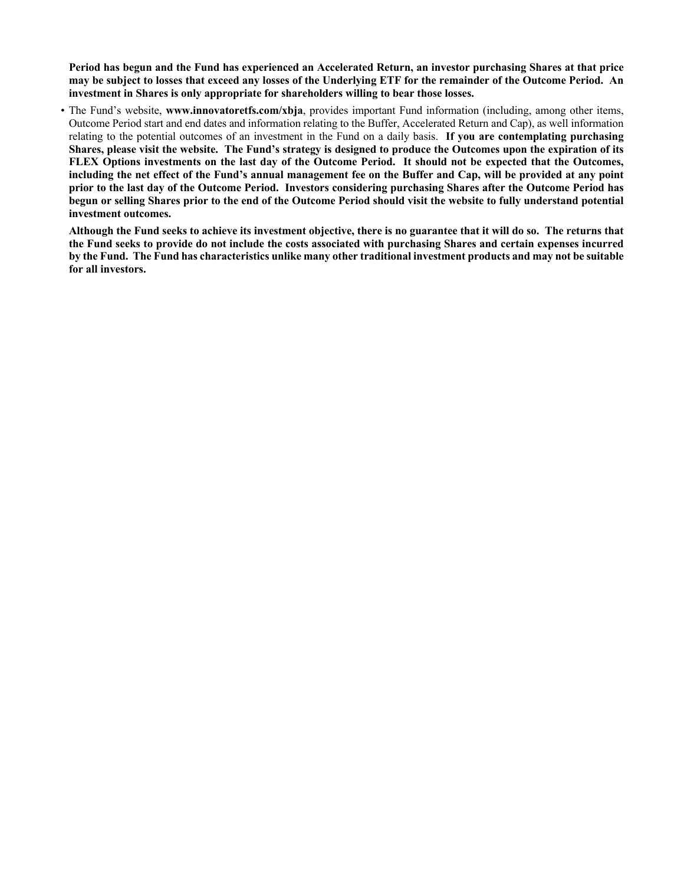**Period has begun and the Fund has experienced an Accelerated Return, an investor purchasing Shares at that price may be subject to losses that exceed any losses of the Underlying ETF for the remainder of the Outcome Period. An investment in Shares is only appropriate for shareholders willing to bear those losses.**

- The Fund's website, **www.innovatoretfs.com/xbja**, provides important Fund information (including, among other items, Outcome Period start and end dates and information relating to the Buffer, Accelerated Return and Cap), as well information relating to the potential outcomes of an investment in the Fund on a daily basis. **If you are contemplating purchasing Shares, please visit the website. The Fund's strategy is designed to produce the Outcomes upon the expiration of its FLEX Options investments on the last day of the Outcome Period. It should not be expected that the Outcomes, including the net effect of the Fund's annual management fee on the Buffer and Cap, will be provided at any point prior to the last day of the Outcome Period. Investors considering purchasing Shares after the Outcome Period has begun or selling Shares prior to the end of the Outcome Period should visit the website to fully understand potential investment outcomes.**

  **Although the Fund seeks to achieve its investment objective, there is no guarantee that it will do so. The returns that the Fund seeks to provide do not include the costs associated with purchasing Shares and certain expenses incurred by the Fund. The Fund has characteristics unlike many other traditional investment products and may not be suitable for all investors.**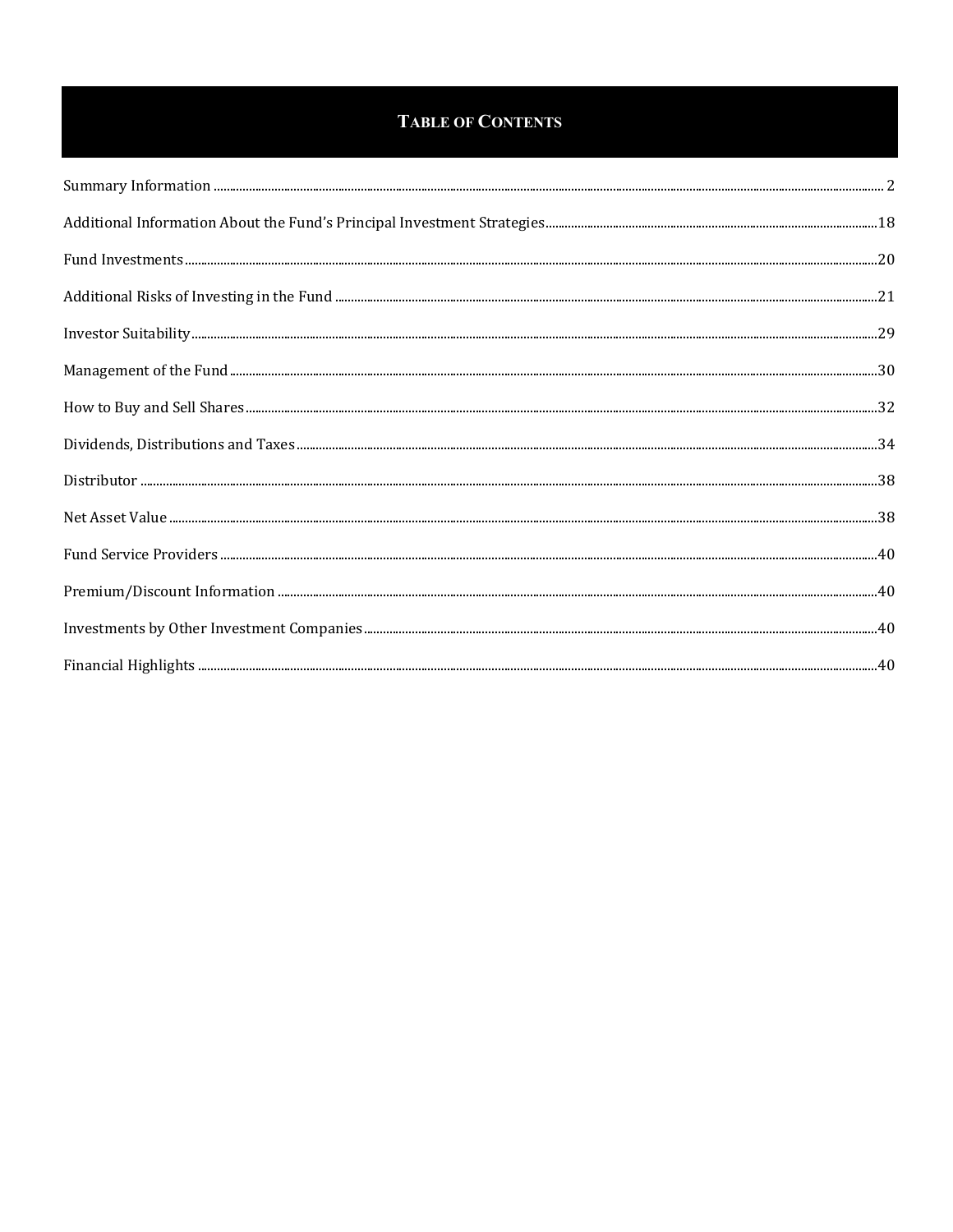# TABLE OF CONTENTS

| Section | Page |
|---|---|
| Summary Information | 2 |
| Additional Information About the Fund’s Principal Investment Strategies | 18 |
| Fund Investments | 20 |
| Additional Risks of Investing in the Fund | 21 |
| Investor Suitability | 29 |
| Management of the Fund | 30 |
| How to Buy and Sell Shares | 32 |
| Dividends, Distributions and Taxes | 34 |
| Distributor | 38 |
| Net Asset Value | 38 |
| Fund Service Providers | 40 |
| Premium/Discount Information | 40 |
| Investments by Other Investment Companies | 40 |
| Financial Highlights | 40 |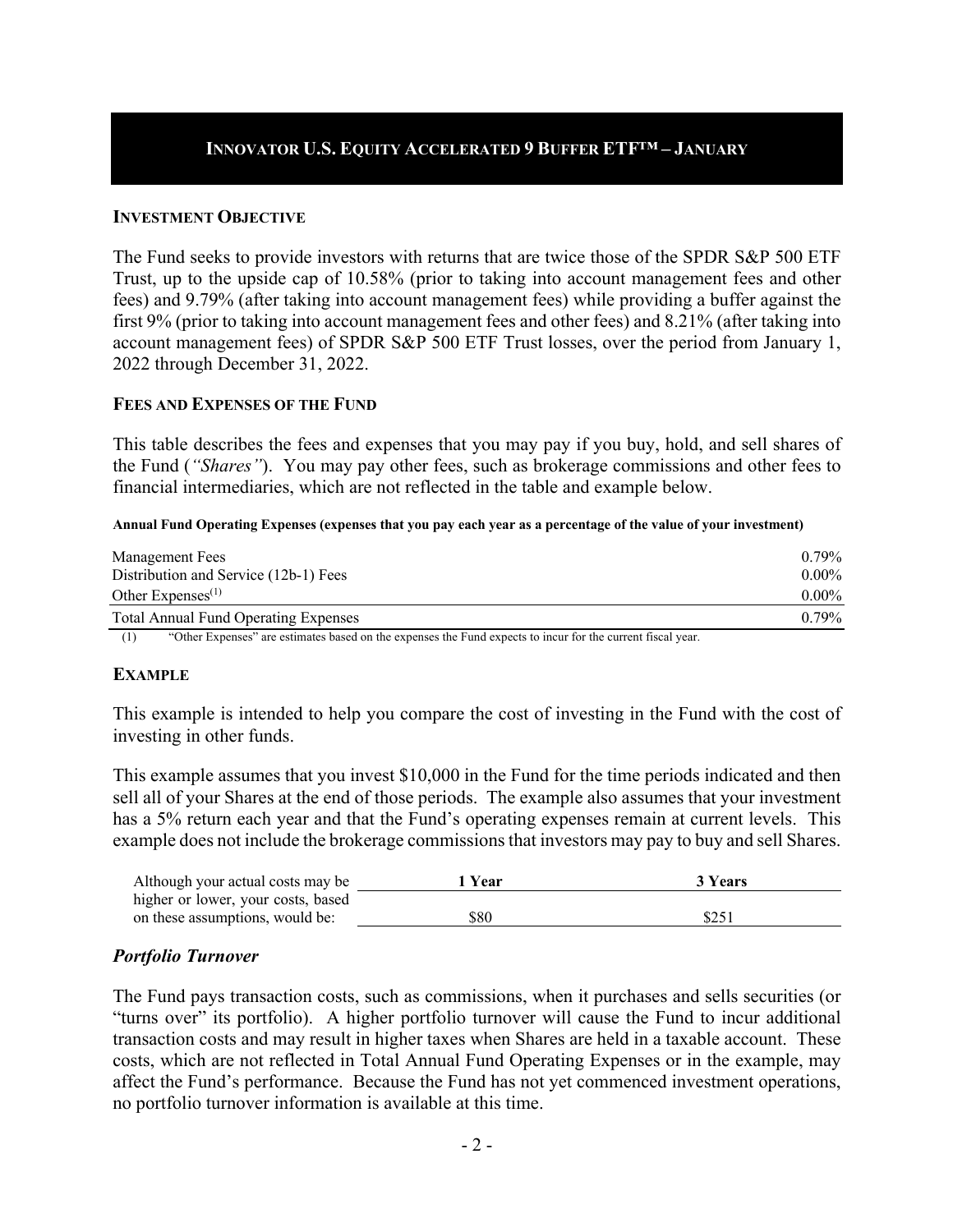# INNOVATOR U.S. EQUITY ACCELERATED 9 BUFFER ETF™ – JANUARY

### INVESTMENT OBJECTIVE

The Fund seeks to provide investors with returns that are twice those of the SPDR S&P 500 ETF Trust, up to the upside cap of 10.58% (prior to taking into account management fees and other fees) and 9.79% (after taking into account management fees) while providing a buffer against the first 9% (prior to taking into account management fees and other fees) and 8.21% (after taking into account management fees) of SPDR S&P 500 ETF Trust losses, over the period from January 1, 2022 through December 31, 2022.

### FEES AND EXPENSES OF THE FUND

This table describes the fees and expenses that you may pay if you buy, hold, and sell shares of the Fund (*"Shares"*). You may pay other fees, such as brokerage commissions and other fees to financial intermediaries, which are not reflected in the table and example below.

**Annual Fund Operating Expenses (expenses that you pay each year as a percentage of the value of your investment)**

| | |
|---|---|
| Management Fees | 0.79% |
| Distribution and Service (12b-1) Fees | 0.00% |
| Other Expenses[1] | 0.00% |
| Total Annual Fund Operating Expenses | 0.79% |

(1) "Other Expenses" are estimates based on the expenses the Fund expects to incur for the current fiscal year.

### EXAMPLE

This example is intended to help you compare the cost of investing in the Fund with the cost of investing in other funds.

This example assumes that you invest $10,000 in the Fund for the time periods indicated and then sell all of your Shares at the end of those periods. The example also assumes that your investment has a 5% return each year and that the Fund's operating expenses remain at current levels. This example does not include the brokerage commissions that investors may pay to buy and sell Shares.

| Although your actual costs may be higher or lower, your costs, based on these assumptions, would be: | 1 Year | 3 Years |
|---|---|---|
| | $80 | $251 |

### *Portfolio Turnover*

The Fund pays transaction costs, such as commissions, when it purchases and sells securities (or "turns over" its portfolio). A higher portfolio turnover will cause the Fund to incur additional transaction costs and may result in higher taxes when Shares are held in a taxable account. These costs, which are not reflected in Total Annual Fund Operating Expenses or in the example, may affect the Fund's performance. Because the Fund has not yet commenced investment operations, no portfolio turnover information is available at this time.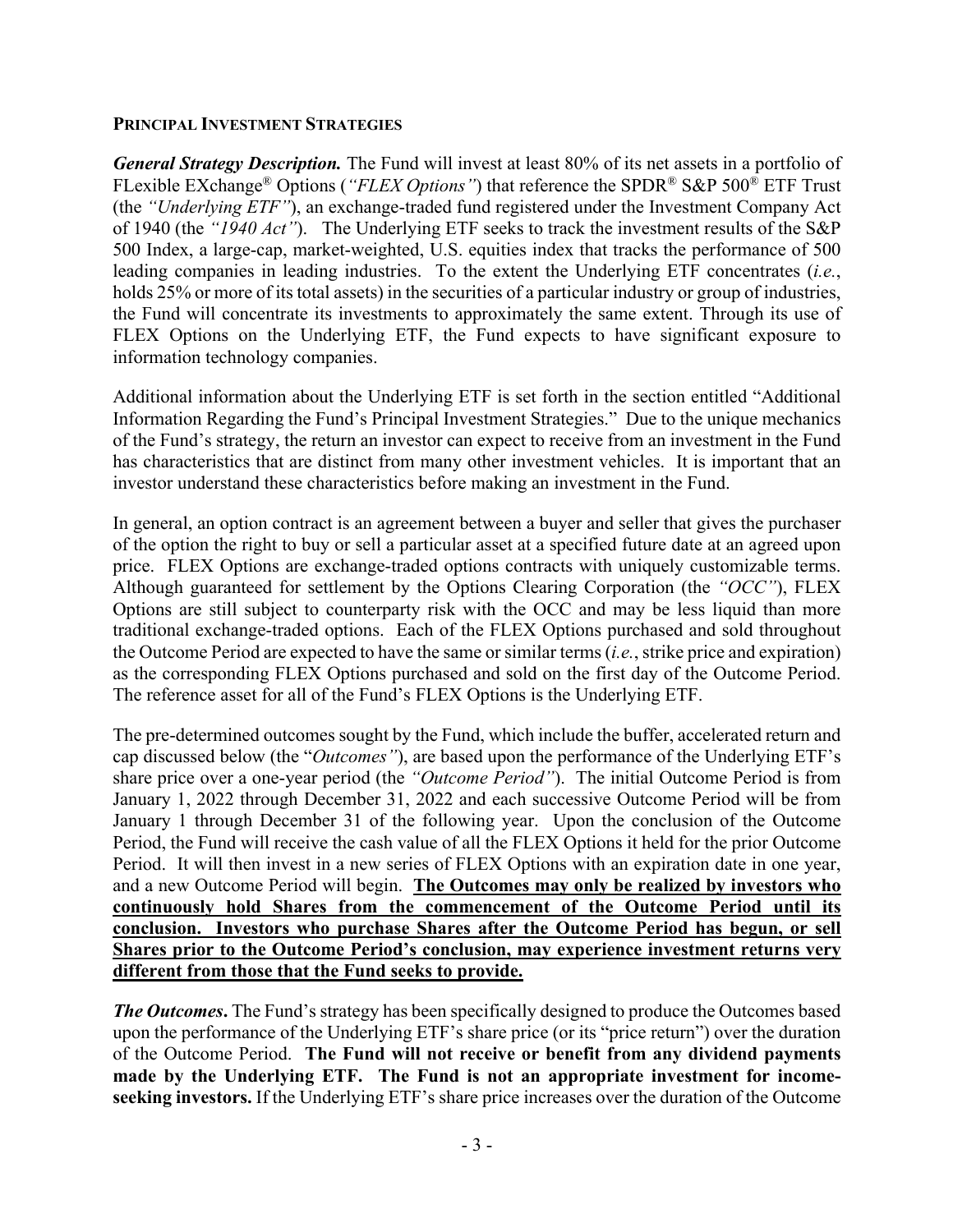## PRINCIPAL INVESTMENT STRATEGIES

***General Strategy Description.*** The Fund will invest at least 80% of its net assets in a portfolio of FLexible EXchange® Options (*"FLEX Options"*) that reference the SPDR® S&P 500® ETF Trust (the *"Underlying ETF"*), an exchange-traded fund registered under the Investment Company Act of 1940 (the *"1940 Act"*). The Underlying ETF seeks to track the investment results of the S&P 500 Index, a large-cap, market-weighted, U.S. equities index that tracks the performance of 500 leading companies in leading industries. To the extent the Underlying ETF concentrates (*i.e.*, holds 25% or more of its total assets) in the securities of a particular industry or group of industries, the Fund will concentrate its investments to approximately the same extent. Through its use of FLEX Options on the Underlying ETF, the Fund expects to have significant exposure to information technology companies.

Additional information about the Underlying ETF is set forth in the section entitled "Additional Information Regarding the Fund's Principal Investment Strategies." Due to the unique mechanics of the Fund's strategy, the return an investor can expect to receive from an investment in the Fund has characteristics that are distinct from many other investment vehicles. It is important that an investor understand these characteristics before making an investment in the Fund.

In general, an option contract is an agreement between a buyer and seller that gives the purchaser of the option the right to buy or sell a particular asset at a specified future date at an agreed upon price. FLEX Options are exchange-traded options contracts with uniquely customizable terms. Although guaranteed for settlement by the Options Clearing Corporation (the *"OCC"*), FLEX Options are still subject to counterparty risk with the OCC and may be less liquid than more traditional exchange-traded options. Each of the FLEX Options purchased and sold throughout the Outcome Period are expected to have the same or similar terms (*i.e.*, strike price and expiration) as the corresponding FLEX Options purchased and sold on the first day of the Outcome Period. The reference asset for all of the Fund's FLEX Options is the Underlying ETF.

The pre-determined outcomes sought by the Fund, which include the buffer, accelerated return and cap discussed below (the "*Outcomes"*), are based upon the performance of the Underlying ETF's share price over a one-year period (the *"Outcome Period"*). The initial Outcome Period is from January 1, 2022 through December 31, 2022 and each successive Outcome Period will be from January 1 through December 31 of the following year. Upon the conclusion of the Outcome Period, the Fund will receive the cash value of all the FLEX Options it held for the prior Outcome Period. It will then invest in a new series of FLEX Options with an expiration date in one year, and a new Outcome Period will begin. **The Outcomes may only be realized by investors who continuously hold Shares from the commencement of the Outcome Period until its conclusion. Investors who purchase Shares after the Outcome Period has begun, or sell Shares prior to the Outcome Period's conclusion, may experience investment returns very different from those that the Fund seeks to provide.**

***The Outcomes***. The Fund's strategy has been specifically designed to produce the Outcomes based upon the performance of the Underlying ETF's share price (or its "price return") over the duration of the Outcome Period. **The Fund will not receive or benefit from any dividend payments made by the Underlying ETF. The Fund is not an appropriate investment for income-seeking investors.** If the Underlying ETF's share price increases over the duration of the Outcome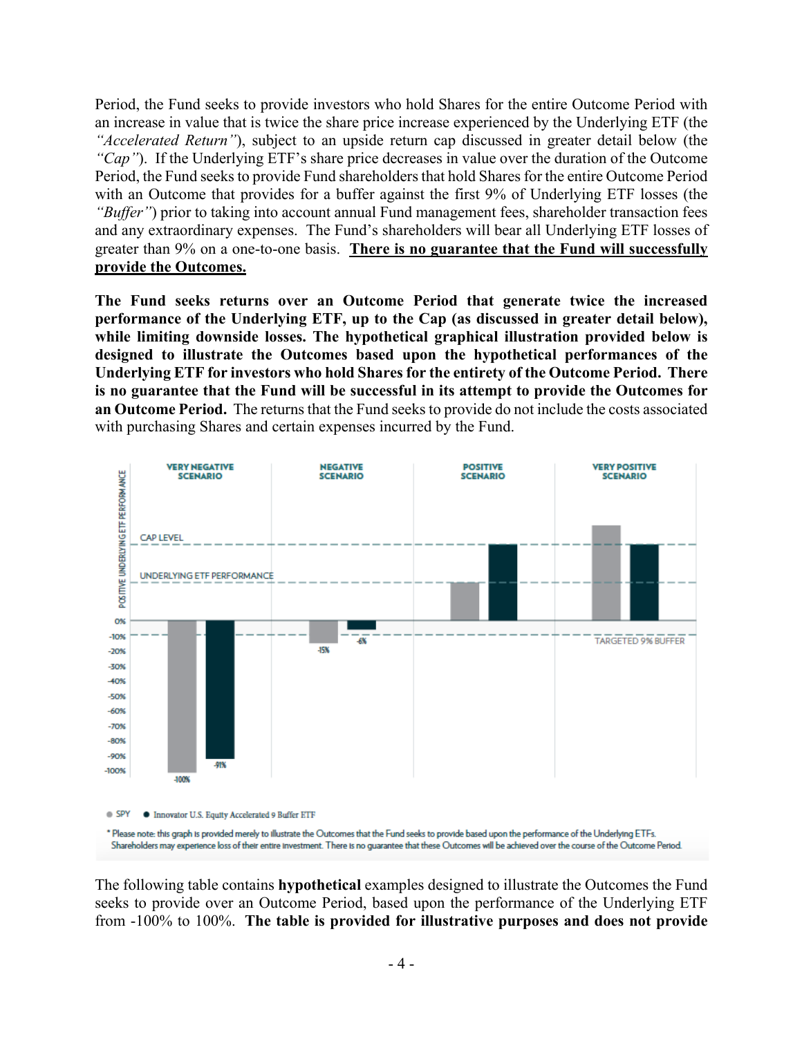Period, the Fund seeks to provide investors who hold Shares for the entire Outcome Period with an increase in value that is twice the share price increase experienced by the Underlying ETF (the *"Accelerated Return"*), subject to an upside return cap discussed in greater detail below (the *"Cap"*). If the Underlying ETF's share price decreases in value over the duration of the Outcome Period, the Fund seeks to provide Fund shareholders that hold Shares for the entire Outcome Period with an Outcome that provides for a buffer against the first 9% of Underlying ETF losses (the *"Buffer"*) prior to taking into account annual Fund management fees, shareholder transaction fees and any extraordinary expenses. The Fund's shareholders will bear all Underlying ETF losses of greater than 9% on a one-to-one basis. **There is no guarantee that the Fund will successfully provide the Outcomes.**

**The Fund seeks returns over an Outcome Period that generate twice the increased performance of the Underlying ETF, up to the Cap (as discussed in greater detail below), while limiting downside losses. The hypothetical graphical illustration provided below is designed to illustrate the Outcomes based upon the hypothetical performances of the Underlying ETF for investors who hold Shares for the entirety of the Outcome Period. There is no guarantee that the Fund will be successful in its attempt to provide the Outcomes for an Outcome Period.** The returns that the Fund seeks to provide do not include the costs associated with purchasing Shares and certain expenses incurred by the Fund.

● SPY ● Innovator U.S. Equity Accelerated 9 Buffer ETF

\* Please note: this graph is provided merely to illustrate the Outcomes that the Fund seeks to provide based upon the performance of the Underlying ETFs. Shareholders may experience loss of their entire investment. There is no guarantee that these Outcomes will be achieved over the course of the Outcome Period.

The following table contains **hypothetical** examples designed to illustrate the Outcomes the Fund seeks to provide over an Outcome Period, based upon the performance of the Underlying ETF from -100% to 100%. **The table is provided for illustrative purposes and does not provide**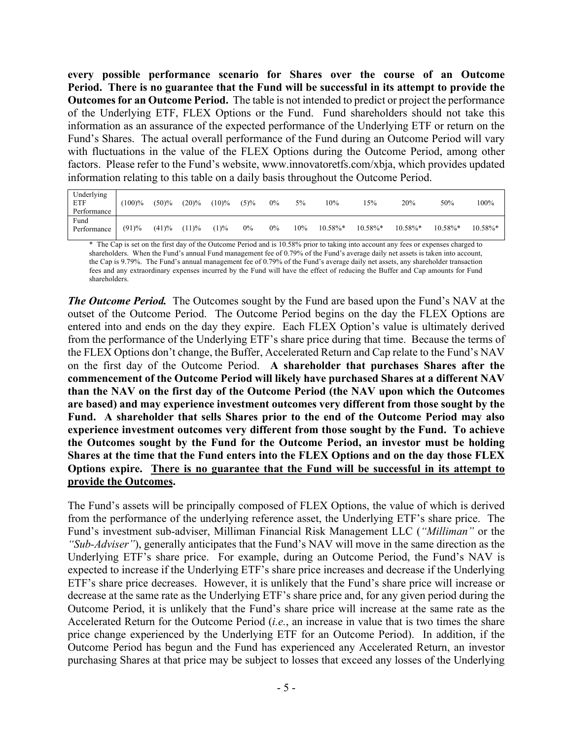**every possible performance scenario for Shares over the course of an Outcome Period. There is no guarantee that the Fund will be successful in its attempt to provide the Outcomes for an Outcome Period.** The table is not intended to predict or project the performance of the Underlying ETF, FLEX Options or the Fund. Fund shareholders should not take this information as an assurance of the expected performance of the Underlying ETF or return on the Fund's Shares. The actual overall performance of the Fund during an Outcome Period will vary with fluctuations in the value of the FLEX Options during the Outcome Period, among other factors. Please refer to the Fund's website, www.innovatoretfs.com/xbja, which provides updated information relating to this table on a daily basis throughout the Outcome Period.

| Underlying ETF Performance | (100)% | (50)% | (20)% | (10)% | (5)% | 0% | 5% | 10% | 15% | 20% | 50% | 100% |
|---|---|---|---|---|---|---|---|---|---|---|---|---|
| Fund Performance | (91)% | (41)% | (11)% | (1)% | 0% | 0% | 10% | 10.58%* | 10.58%* | 10.58%* | 10.58%* | 10.58%* |

\* The Cap is set on the first day of the Outcome Period and is 10.58% prior to taking into account any fees or expenses charged to shareholders. When the Fund's annual Fund management fee of 0.79% of the Fund's average daily net assets is taken into account, the Cap is 9.79%. The Fund's annual management fee of 0.79% of the Fund's average daily net assets, any shareholder transaction fees and any extraordinary expenses incurred by the Fund will have the effect of reducing the Buffer and Cap amounts for Fund shareholders.

***The Outcome Period.*** The Outcomes sought by the Fund are based upon the Fund's NAV at the outset of the Outcome Period. The Outcome Period begins on the day the FLEX Options are entered into and ends on the day they expire. Each FLEX Option's value is ultimately derived from the performance of the Underlying ETF's share price during that time. Because the terms of the FLEX Options don't change, the Buffer, Accelerated Return and Cap relate to the Fund's NAV on the first day of the Outcome Period. **A shareholder that purchases Shares after the commencement of the Outcome Period will likely have purchased Shares at a different NAV than the NAV on the first day of the Outcome Period (the NAV upon which the Outcomes are based) and may experience investment outcomes very different from those sought by the Fund. A shareholder that sells Shares prior to the end of the Outcome Period may also experience investment outcomes very different from those sought by the Fund. To achieve the Outcomes sought by the Fund for the Outcome Period, an investor must be holding Shares at the time that the Fund enters into the FLEX Options and on the day those FLEX Options expire. <u>There is no guarantee that the Fund will be successful in its attempt to provide the Outcomes</u>.**

The Fund's assets will be principally composed of FLEX Options, the value of which is derived from the performance of the underlying reference asset, the Underlying ETF's share price. The Fund's investment sub-adviser, Milliman Financial Risk Management LLC (*"Milliman"* or the *"Sub-Adviser"*), generally anticipates that the Fund's NAV will move in the same direction as the Underlying ETF's share price. For example, during an Outcome Period, the Fund's NAV is expected to increase if the Underlying ETF's share price increases and decrease if the Underlying ETF's share price decreases. However, it is unlikely that the Fund's share price will increase or decrease at the same rate as the Underlying ETF's share price and, for any given period during the Outcome Period, it is unlikely that the Fund's share price will increase at the same rate as the Accelerated Return for the Outcome Period (*i.e.*, an increase in value that is two times the share price change experienced by the Underlying ETF for an Outcome Period). In addition, if the Outcome Period has begun and the Fund has experienced any Accelerated Return, an investor purchasing Shares at that price may be subject to losses that exceed any losses of the Underlying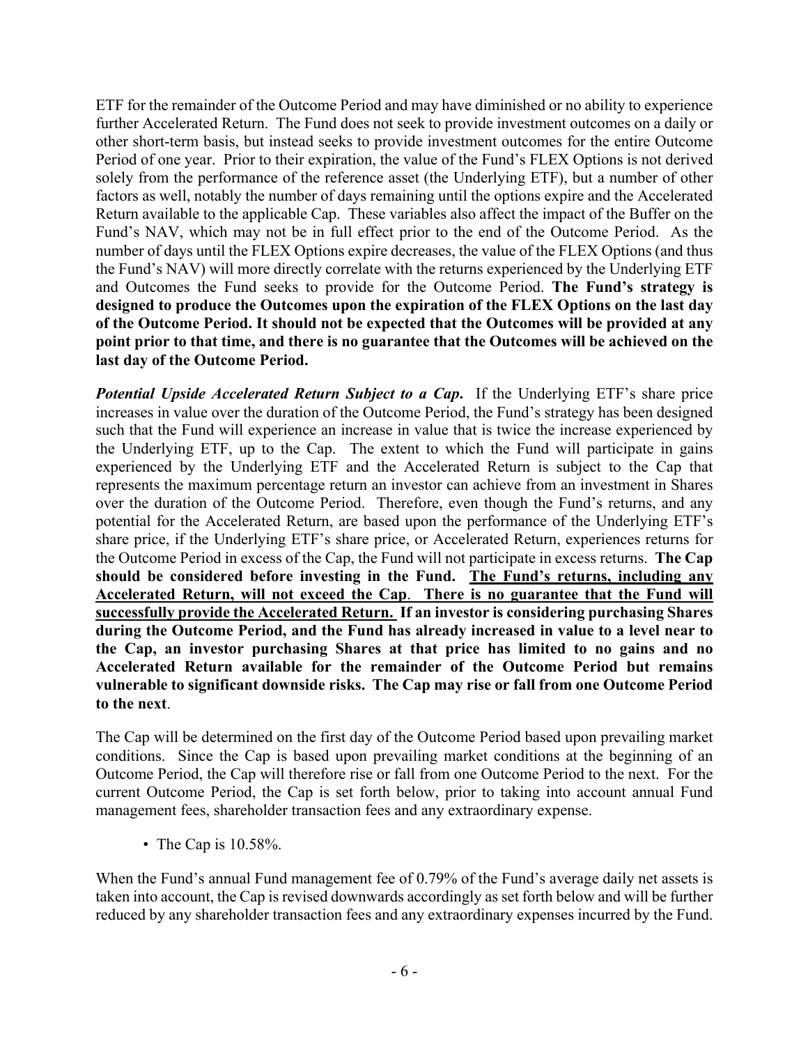ETF for the remainder of the Outcome Period and may have diminished or no ability to experience further Accelerated Return. The Fund does not seek to provide investment outcomes on a daily or other short-term basis, but instead seeks to provide investment outcomes for the entire Outcome Period of one year. Prior to their expiration, the value of the Fund's FLEX Options is not derived solely from the performance of the reference asset (the Underlying ETF), but a number of other factors as well, notably the number of days remaining until the options expire and the Accelerated Return available to the applicable Cap. These variables also affect the impact of the Buffer on the Fund's NAV, which may not be in full effect prior to the end of the Outcome Period. As the number of days until the FLEX Options expire decreases, the value of the FLEX Options (and thus the Fund's NAV) will more directly correlate with the returns experienced by the Underlying ETF and Outcomes the Fund seeks to provide for the Outcome Period. **The Fund's strategy is designed to produce the Outcomes upon the expiration of the FLEX Options on the last day of the Outcome Period. It should not be expected that the Outcomes will be provided at any point prior to that time, and there is no guarantee that the Outcomes will be achieved on the last day of the Outcome Period.**

***Potential Upside Accelerated Return Subject to a Cap.*** If the Underlying ETF's share price increases in value over the duration of the Outcome Period, the Fund's strategy has been designed such that the Fund will experience an increase in value that is twice the increase experienced by the Underlying ETF, up to the Cap. The extent to which the Fund will participate in gains experienced by the Underlying ETF and the Accelerated Return is subject to the Cap that represents the maximum percentage return an investor can achieve from an investment in Shares over the duration of the Outcome Period. Therefore, even though the Fund's returns, and any potential for the Accelerated Return, are based upon the performance of the Underlying ETF's share price, if the Underlying ETF's share price, or Accelerated Return, experiences returns for the Outcome Period in excess of the Cap, the Fund will not participate in excess returns. **The Cap should be considered before investing in the Fund. <u>The Fund's returns, including any Accelerated Return, will not exceed the Cap</u>. <u>There is no guarantee that the Fund will successfully provide the Accelerated Return.</u> If an investor is considering purchasing Shares during the Outcome Period, and the Fund has already increased in value to a level near to the Cap, an investor purchasing Shares at that price has limited to no gains and no Accelerated Return available for the remainder of the Outcome Period but remains vulnerable to significant downside risks. The Cap may rise or fall from one Outcome Period to the next**.

The Cap will be determined on the first day of the Outcome Period based upon prevailing market conditions. Since the Cap is based upon prevailing market conditions at the beginning of an Outcome Period, the Cap will therefore rise or fall from one Outcome Period to the next. For the current Outcome Period, the Cap is set forth below, prior to taking into account annual Fund management fees, shareholder transaction fees and any extraordinary expense.

- The Cap is 10.58%.

When the Fund's annual Fund management fee of 0.79% of the Fund's average daily net assets is taken into account, the Cap is revised downwards accordingly as set forth below and will be further reduced by any shareholder transaction fees and any extraordinary expenses incurred by the Fund.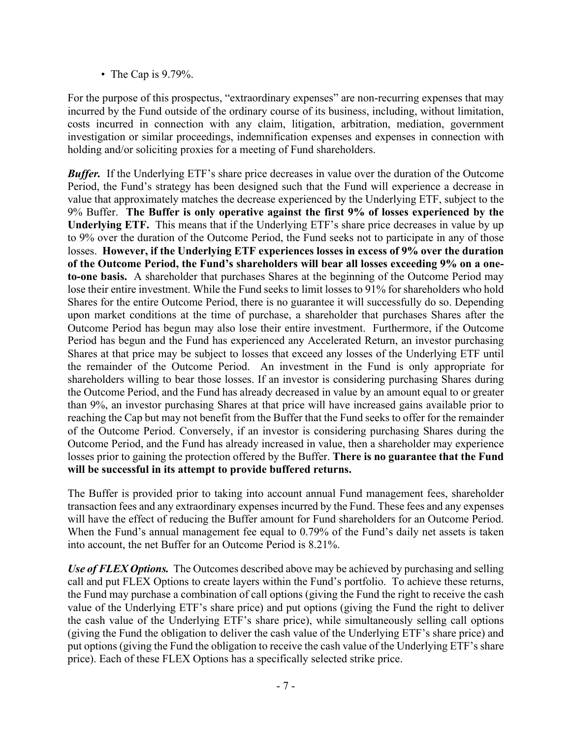- The Cap is 9.79%.

For the purpose of this prospectus, "extraordinary expenses" are non-recurring expenses that may incurred by the Fund outside of the ordinary course of its business, including, without limitation, costs incurred in connection with any claim, litigation, arbitration, mediation, government investigation or similar proceedings, indemnification expenses and expenses in connection with holding and/or soliciting proxies for a meeting of Fund shareholders.

***Buffer.*** If the Underlying ETF's share price decreases in value over the duration of the Outcome Period, the Fund's strategy has been designed such that the Fund will experience a decrease in value that approximately matches the decrease experienced by the Underlying ETF, subject to the 9% Buffer. **The Buffer is only operative against the first 9% of losses experienced by the Underlying ETF.** This means that if the Underlying ETF's share price decreases in value by up to 9% over the duration of the Outcome Period, the Fund seeks not to participate in any of those losses. **However, if the Underlying ETF experiences losses in excess of 9% over the duration of the Outcome Period, the Fund's shareholders will bear all losses exceeding 9% on a one-to-one basis.** A shareholder that purchases Shares at the beginning of the Outcome Period may lose their entire investment. While the Fund seeks to limit losses to 91% for shareholders who hold Shares for the entire Outcome Period, there is no guarantee it will successfully do so. Depending upon market conditions at the time of purchase, a shareholder that purchases Shares after the Outcome Period has begun may also lose their entire investment. Furthermore, if the Outcome Period has begun and the Fund has experienced any Accelerated Return, an investor purchasing Shares at that price may be subject to losses that exceed any losses of the Underlying ETF until the remainder of the Outcome Period. An investment in the Fund is only appropriate for shareholders willing to bear those losses. If an investor is considering purchasing Shares during the Outcome Period, and the Fund has already decreased in value by an amount equal to or greater than 9%, an investor purchasing Shares at that price will have increased gains available prior to reaching the Cap but may not benefit from the Buffer that the Fund seeks to offer for the remainder of the Outcome Period. Conversely, if an investor is considering purchasing Shares during the Outcome Period, and the Fund has already increased in value, then a shareholder may experience losses prior to gaining the protection offered by the Buffer. **There is no guarantee that the Fund will be successful in its attempt to provide buffered returns.**

The Buffer is provided prior to taking into account annual Fund management fees, shareholder transaction fees and any extraordinary expenses incurred by the Fund. These fees and any expenses will have the effect of reducing the Buffer amount for Fund shareholders for an Outcome Period. When the Fund's annual management fee equal to 0.79% of the Fund's daily net assets is taken into account, the net Buffer for an Outcome Period is 8.21%.

***Use of FLEX Options.*** The Outcomes described above may be achieved by purchasing and selling call and put FLEX Options to create layers within the Fund's portfolio. To achieve these returns, the Fund may purchase a combination of call options (giving the Fund the right to receive the cash value of the Underlying ETF's share price) and put options (giving the Fund the right to deliver the cash value of the Underlying ETF's share price), while simultaneously selling call options (giving the Fund the obligation to deliver the cash value of the Underlying ETF's share price) and put options (giving the Fund the obligation to receive the cash value of the Underlying ETF's share price). Each of these FLEX Options has a specifically selected strike price.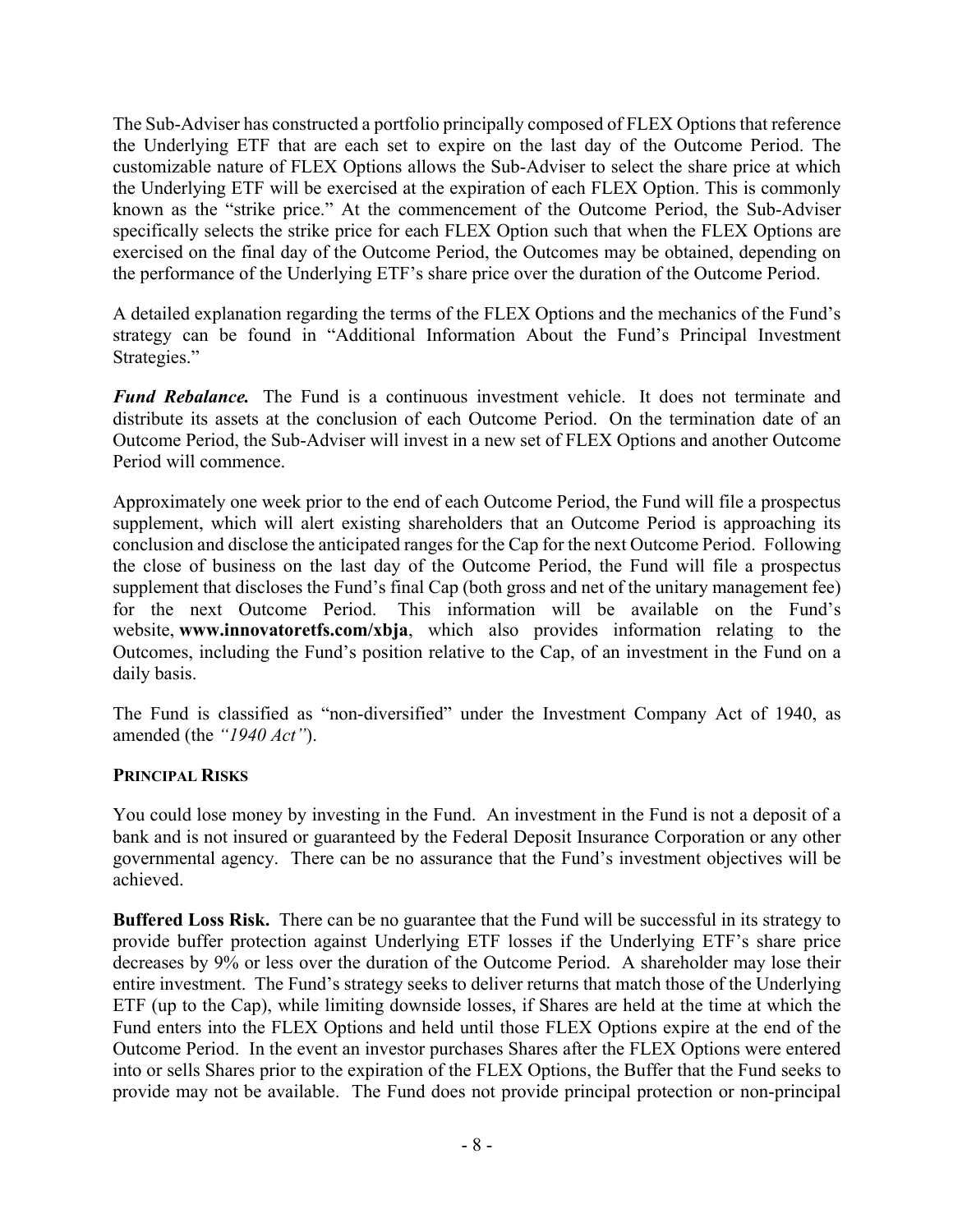The Sub-Adviser has constructed a portfolio principally composed of FLEX Options that reference the Underlying ETF that are each set to expire on the last day of the Outcome Period. The customizable nature of FLEX Options allows the Sub-Adviser to select the share price at which the Underlying ETF will be exercised at the expiration of each FLEX Option. This is commonly known as the "strike price." At the commencement of the Outcome Period, the Sub-Adviser specifically selects the strike price for each FLEX Option such that when the FLEX Options are exercised on the final day of the Outcome Period, the Outcomes may be obtained, depending on the performance of the Underlying ETF's share price over the duration of the Outcome Period.

A detailed explanation regarding the terms of the FLEX Options and the mechanics of the Fund's strategy can be found in "Additional Information About the Fund's Principal Investment Strategies."

***Fund Rebalance.*** The Fund is a continuous investment vehicle. It does not terminate and distribute its assets at the conclusion of each Outcome Period. On the termination date of an Outcome Period, the Sub-Adviser will invest in a new set of FLEX Options and another Outcome Period will commence.

Approximately one week prior to the end of each Outcome Period, the Fund will file a prospectus supplement, which will alert existing shareholders that an Outcome Period is approaching its conclusion and disclose the anticipated ranges for the Cap for the next Outcome Period. Following the close of business on the last day of the Outcome Period, the Fund will file a prospectus supplement that discloses the Fund's final Cap (both gross and net of the unitary management fee) for the next Outcome Period. This information will be available on the Fund's website, **www.innovatoretfs.com/xbja**, which also provides information relating to the Outcomes, including the Fund's position relative to the Cap, of an investment in the Fund on a daily basis.

The Fund is classified as "non-diversified" under the Investment Company Act of 1940, as amended (the *"1940 Act"*).

## PRINCIPAL RISKS

You could lose money by investing in the Fund. An investment in the Fund is not a deposit of a bank and is not insured or guaranteed by the Federal Deposit Insurance Corporation or any other governmental agency. There can be no assurance that the Fund's investment objectives will be achieved.

**Buffered Loss Risk.** There can be no guarantee that the Fund will be successful in its strategy to provide buffer protection against Underlying ETF losses if the Underlying ETF's share price decreases by 9% or less over the duration of the Outcome Period. A shareholder may lose their entire investment. The Fund's strategy seeks to deliver returns that match those of the Underlying ETF (up to the Cap), while limiting downside losses, if Shares are held at the time at which the Fund enters into the FLEX Options and held until those FLEX Options expire at the end of the Outcome Period. In the event an investor purchases Shares after the FLEX Options were entered into or sells Shares prior to the expiration of the FLEX Options, the Buffer that the Fund seeks to provide may not be available. The Fund does not provide principal protection or non-principal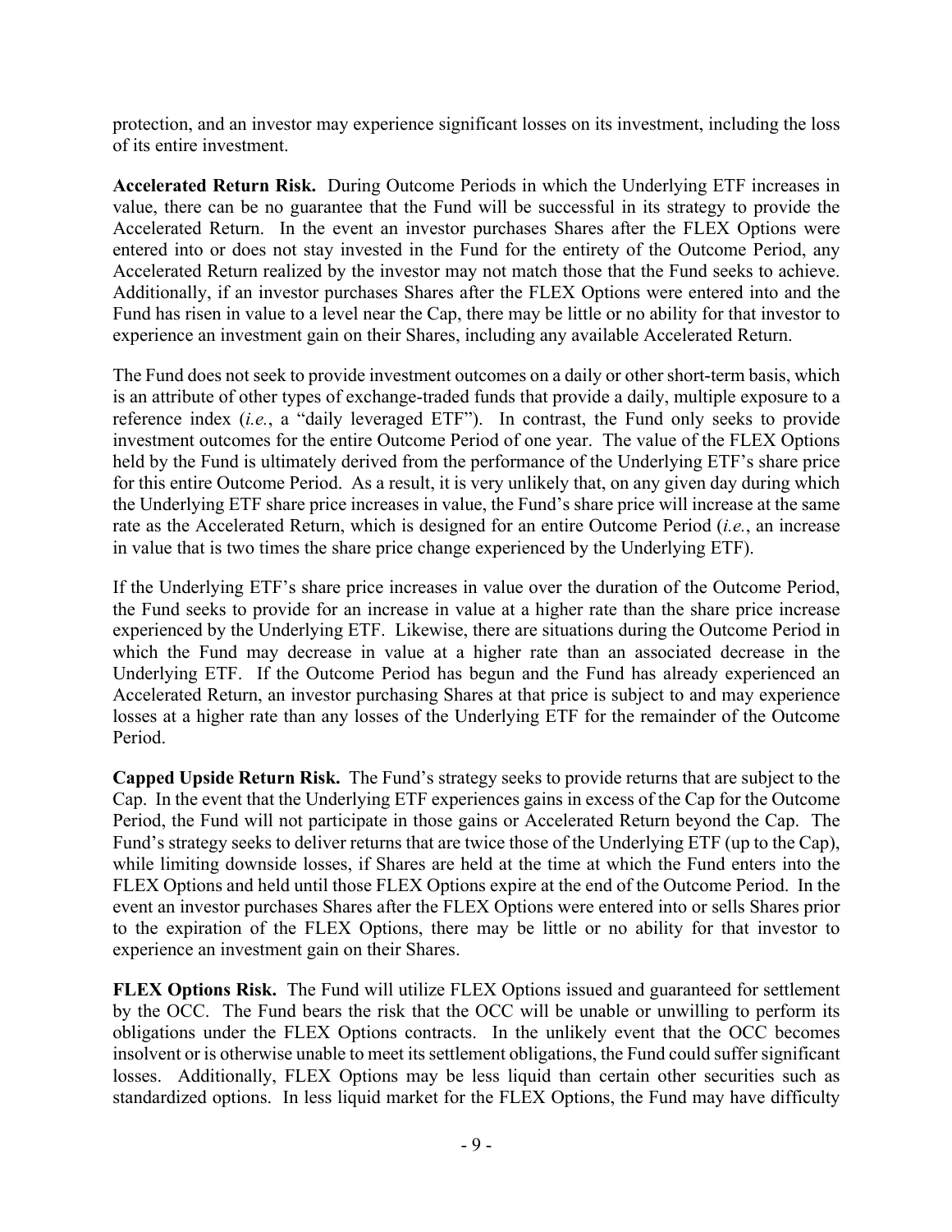protection, and an investor may experience significant losses on its investment, including the loss of its entire investment.

**Accelerated Return Risk.** During Outcome Periods in which the Underlying ETF increases in value, there can be no guarantee that the Fund will be successful in its strategy to provide the Accelerated Return. In the event an investor purchases Shares after the FLEX Options were entered into or does not stay invested in the Fund for the entirety of the Outcome Period, any Accelerated Return realized by the investor may not match those that the Fund seeks to achieve. Additionally, if an investor purchases Shares after the FLEX Options were entered into and the Fund has risen in value to a level near the Cap, there may be little or no ability for that investor to experience an investment gain on their Shares, including any available Accelerated Return.

The Fund does not seek to provide investment outcomes on a daily or other short-term basis, which is an attribute of other types of exchange-traded funds that provide a daily, multiple exposure to a reference index (*i.e.*, a "daily leveraged ETF"). In contrast, the Fund only seeks to provide investment outcomes for the entire Outcome Period of one year. The value of the FLEX Options held by the Fund is ultimately derived from the performance of the Underlying ETF's share price for this entire Outcome Period. As a result, it is very unlikely that, on any given day during which the Underlying ETF share price increases in value, the Fund's share price will increase at the same rate as the Accelerated Return, which is designed for an entire Outcome Period (*i.e.*, an increase in value that is two times the share price change experienced by the Underlying ETF).

If the Underlying ETF's share price increases in value over the duration of the Outcome Period, the Fund seeks to provide for an increase in value at a higher rate than the share price increase experienced by the Underlying ETF. Likewise, there are situations during the Outcome Period in which the Fund may decrease in value at a higher rate than an associated decrease in the Underlying ETF. If the Outcome Period has begun and the Fund has already experienced an Accelerated Return, an investor purchasing Shares at that price is subject to and may experience losses at a higher rate than any losses of the Underlying ETF for the remainder of the Outcome Period.

**Capped Upside Return Risk.** The Fund's strategy seeks to provide returns that are subject to the Cap. In the event that the Underlying ETF experiences gains in excess of the Cap for the Outcome Period, the Fund will not participate in those gains or Accelerated Return beyond the Cap. The Fund's strategy seeks to deliver returns that are twice those of the Underlying ETF (up to the Cap), while limiting downside losses, if Shares are held at the time at which the Fund enters into the FLEX Options and held until those FLEX Options expire at the end of the Outcome Period. In the event an investor purchases Shares after the FLEX Options were entered into or sells Shares prior to the expiration of the FLEX Options, there may be little or no ability for that investor to experience an investment gain on their Shares.

**FLEX Options Risk.** The Fund will utilize FLEX Options issued and guaranteed for settlement by the OCC. The Fund bears the risk that the OCC will be unable or unwilling to perform its obligations under the FLEX Options contracts. In the unlikely event that the OCC becomes insolvent or is otherwise unable to meet its settlement obligations, the Fund could suffer significant losses. Additionally, FLEX Options may be less liquid than certain other securities such as standardized options. In less liquid market for the FLEX Options, the Fund may have difficulty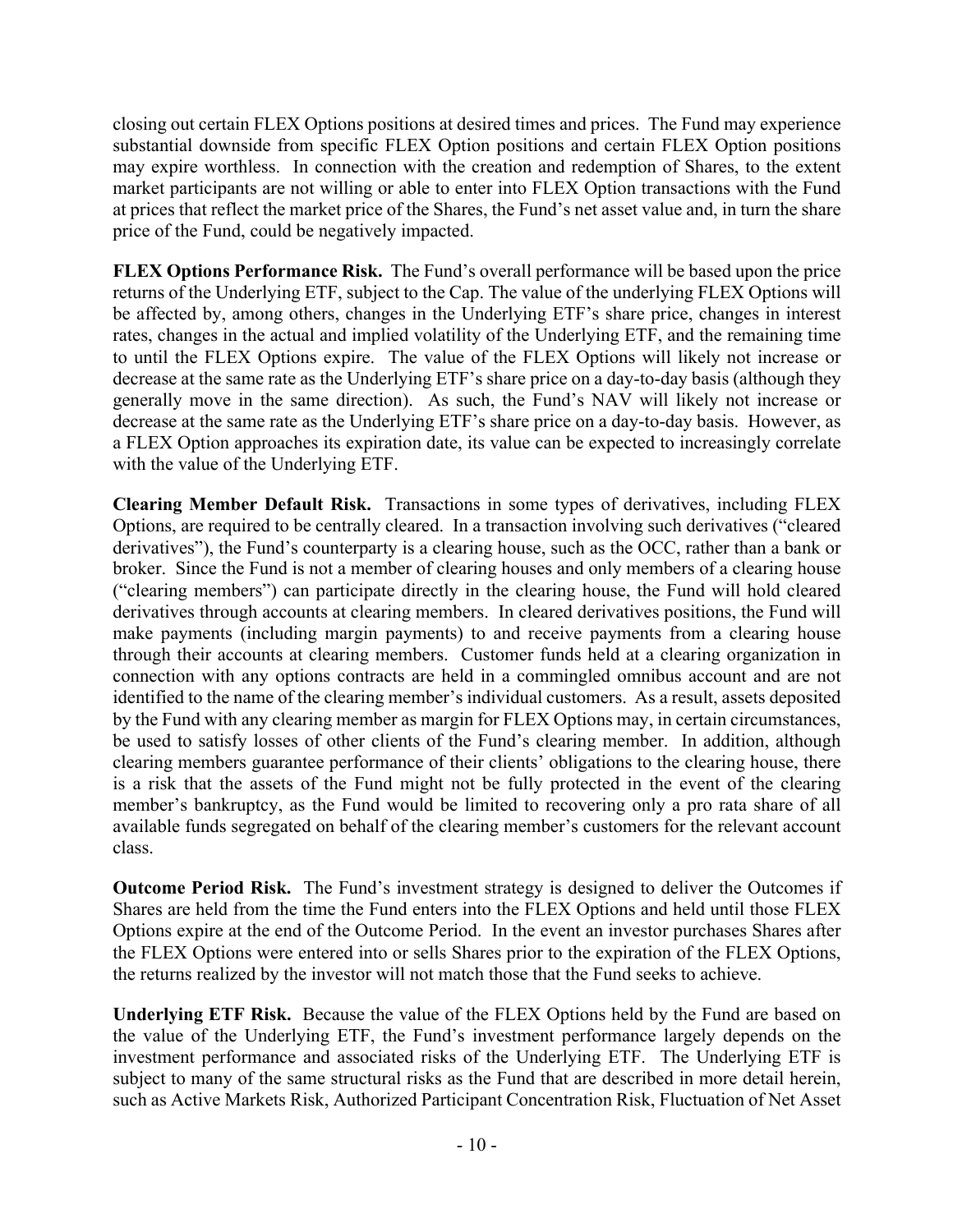closing out certain FLEX Options positions at desired times and prices. The Fund may experience substantial downside from specific FLEX Option positions and certain FLEX Option positions may expire worthless. In connection with the creation and redemption of Shares, to the extent market participants are not willing or able to enter into FLEX Option transactions with the Fund at prices that reflect the market price of the Shares, the Fund's net asset value and, in turn the share price of the Fund, could be negatively impacted.

**FLEX Options Performance Risk.** The Fund's overall performance will be based upon the price returns of the Underlying ETF, subject to the Cap. The value of the underlying FLEX Options will be affected by, among others, changes in the Underlying ETF's share price, changes in interest rates, changes in the actual and implied volatility of the Underlying ETF, and the remaining time to until the FLEX Options expire. The value of the FLEX Options will likely not increase or decrease at the same rate as the Underlying ETF's share price on a day-to-day basis (although they generally move in the same direction). As such, the Fund's NAV will likely not increase or decrease at the same rate as the Underlying ETF's share price on a day-to-day basis. However, as a FLEX Option approaches its expiration date, its value can be expected to increasingly correlate with the value of the Underlying ETF.

**Clearing Member Default Risk.** Transactions in some types of derivatives, including FLEX Options, are required to be centrally cleared. In a transaction involving such derivatives ("cleared derivatives"), the Fund's counterparty is a clearing house, such as the OCC, rather than a bank or broker. Since the Fund is not a member of clearing houses and only members of a clearing house ("clearing members") can participate directly in the clearing house, the Fund will hold cleared derivatives through accounts at clearing members. In cleared derivatives positions, the Fund will make payments (including margin payments) to and receive payments from a clearing house through their accounts at clearing members. Customer funds held at a clearing organization in connection with any options contracts are held in a commingled omnibus account and are not identified to the name of the clearing member's individual customers. As a result, assets deposited by the Fund with any clearing member as margin for FLEX Options may, in certain circumstances, be used to satisfy losses of other clients of the Fund's clearing member. In addition, although clearing members guarantee performance of their clients' obligations to the clearing house, there is a risk that the assets of the Fund might not be fully protected in the event of the clearing member's bankruptcy, as the Fund would be limited to recovering only a pro rata share of all available funds segregated on behalf of the clearing member's customers for the relevant account class.

**Outcome Period Risk.** The Fund's investment strategy is designed to deliver the Outcomes if Shares are held from the time the Fund enters into the FLEX Options and held until those FLEX Options expire at the end of the Outcome Period. In the event an investor purchases Shares after the FLEX Options were entered into or sells Shares prior to the expiration of the FLEX Options, the returns realized by the investor will not match those that the Fund seeks to achieve.

**Underlying ETF Risk.** Because the value of the FLEX Options held by the Fund are based on the value of the Underlying ETF, the Fund's investment performance largely depends on the investment performance and associated risks of the Underlying ETF. The Underlying ETF is subject to many of the same structural risks as the Fund that are described in more detail herein, such as Active Markets Risk, Authorized Participant Concentration Risk, Fluctuation of Net Asset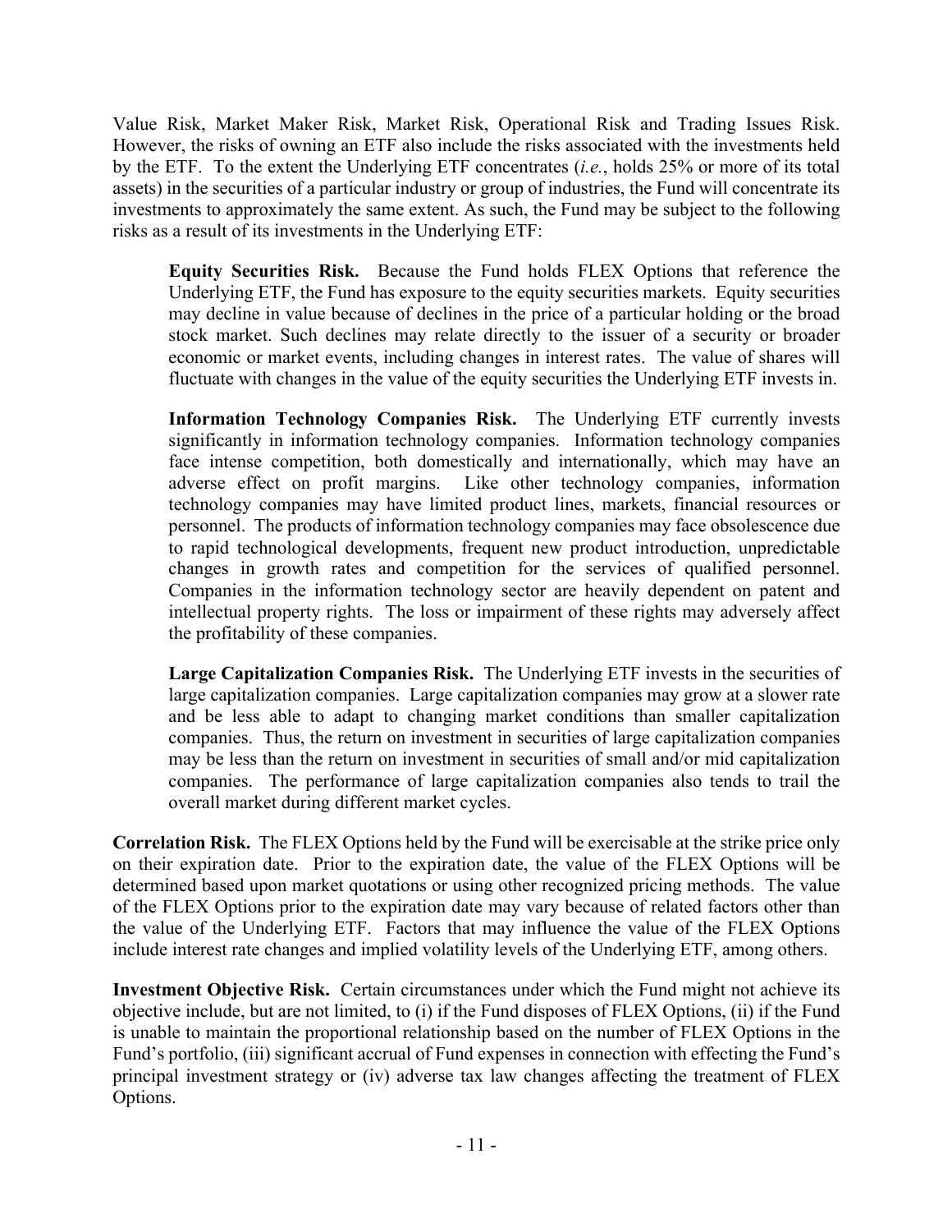Value Risk, Market Maker Risk, Market Risk, Operational Risk and Trading Issues Risk. However, the risks of owning an ETF also include the risks associated with the investments held by the ETF. To the extent the Underlying ETF concentrates (*i.e.*, holds 25% or more of its total assets) in the securities of a particular industry or group of industries, the Fund will concentrate its investments to approximately the same extent. As such, the Fund may be subject to the following risks as a result of its investments in the Underlying ETF:

> **Equity Securities Risk.** Because the Fund holds FLEX Options that reference the Underlying ETF, the Fund has exposure to the equity securities markets. Equity securities may decline in value because of declines in the price of a particular holding or the broad stock market. Such declines may relate directly to the issuer of a security or broader economic or market events, including changes in interest rates. The value of shares will fluctuate with changes in the value of the equity securities the Underlying ETF invests in.
>
> **Information Technology Companies Risk.** The Underlying ETF currently invests significantly in information technology companies. Information technology companies face intense competition, both domestically and internationally, which may have an adverse effect on profit margins. Like other technology companies, information technology companies may have limited product lines, markets, financial resources or personnel. The products of information technology companies may face obsolescence due to rapid technological developments, frequent new product introduction, unpredictable changes in growth rates and competition for the services of qualified personnel. Companies in the information technology sector are heavily dependent on patent and intellectual property rights. The loss or impairment of these rights may adversely affect the profitability of these companies.
>
> **Large Capitalization Companies Risk.** The Underlying ETF invests in the securities of large capitalization companies. Large capitalization companies may grow at a slower rate and be less able to adapt to changing market conditions than smaller capitalization companies. Thus, the return on investment in securities of large capitalization companies may be less than the return on investment in securities of small and/or mid capitalization companies. The performance of large capitalization companies also tends to trail the overall market during different market cycles.

**Correlation Risk.** The FLEX Options held by the Fund will be exercisable at the strike price only on their expiration date. Prior to the expiration date, the value of the FLEX Options will be determined based upon market quotations or using other recognized pricing methods. The value of the FLEX Options prior to the expiration date may vary because of related factors other than the value of the Underlying ETF. Factors that may influence the value of the FLEX Options include interest rate changes and implied volatility levels of the Underlying ETF, among others.

**Investment Objective Risk.** Certain circumstances under which the Fund might not achieve its objective include, but are not limited, to (i) if the Fund disposes of FLEX Options, (ii) if the Fund is unable to maintain the proportional relationship based on the number of FLEX Options in the Fund's portfolio, (iii) significant accrual of Fund expenses in connection with effecting the Fund's principal investment strategy or (iv) adverse tax law changes affecting the treatment of FLEX Options.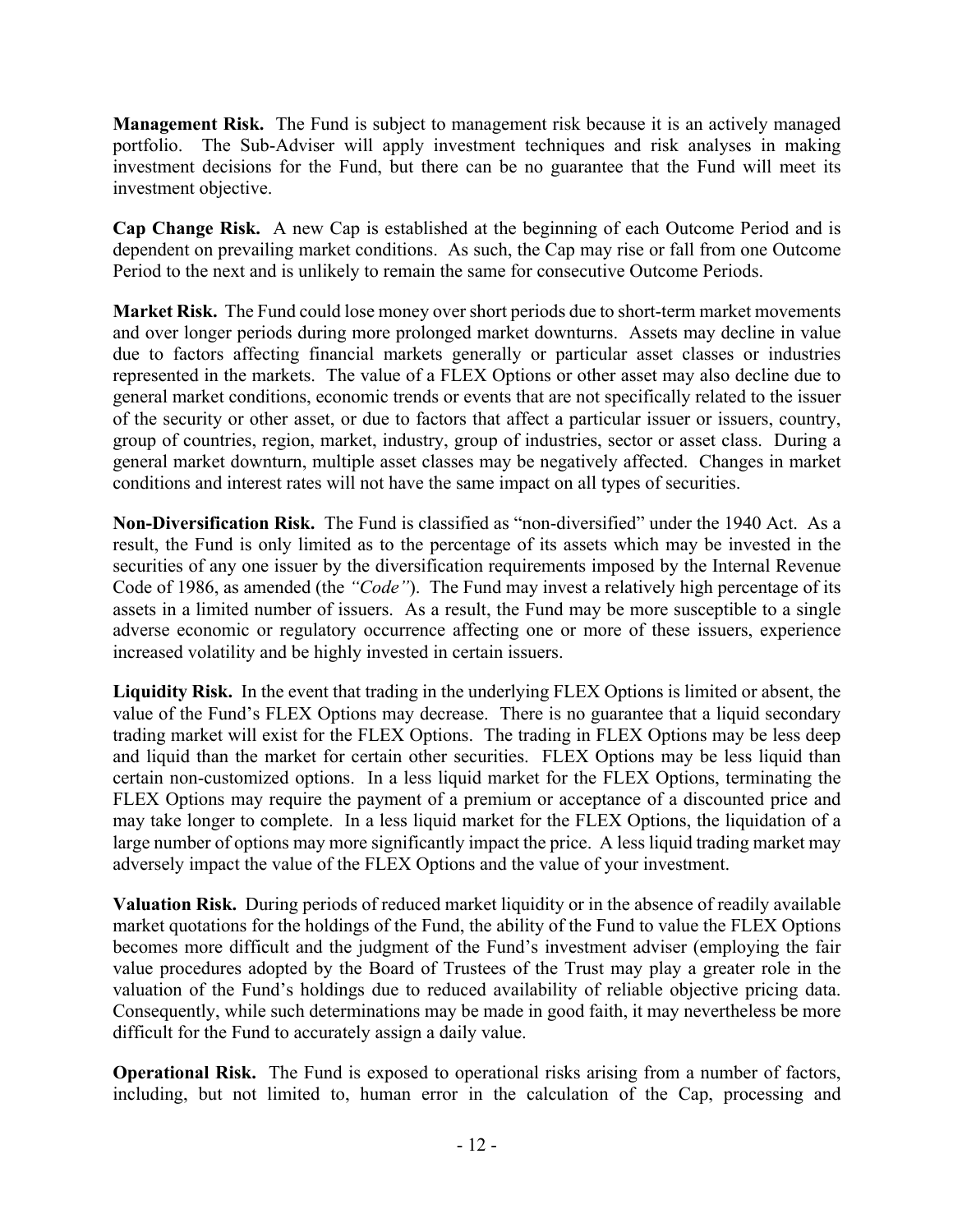**Management Risk.** The Fund is subject to management risk because it is an actively managed portfolio. The Sub-Adviser will apply investment techniques and risk analyses in making investment decisions for the Fund, but there can be no guarantee that the Fund will meet its investment objective.

**Cap Change Risk.** A new Cap is established at the beginning of each Outcome Period and is dependent on prevailing market conditions. As such, the Cap may rise or fall from one Outcome Period to the next and is unlikely to remain the same for consecutive Outcome Periods.

**Market Risk.** The Fund could lose money over short periods due to short-term market movements and over longer periods during more prolonged market downturns. Assets may decline in value due to factors affecting financial markets generally or particular asset classes or industries represented in the markets. The value of a FLEX Options or other asset may also decline due to general market conditions, economic trends or events that are not specifically related to the issuer of the security or other asset, or due to factors that affect a particular issuer or issuers, country, group of countries, region, market, industry, group of industries, sector or asset class. During a general market downturn, multiple asset classes may be negatively affected. Changes in market conditions and interest rates will not have the same impact on all types of securities.

**Non-Diversification Risk.** The Fund is classified as "non-diversified" under the 1940 Act. As a result, the Fund is only limited as to the percentage of its assets which may be invested in the securities of any one issuer by the diversification requirements imposed by the Internal Revenue Code of 1986, as amended (the *"Code"*). The Fund may invest a relatively high percentage of its assets in a limited number of issuers. As a result, the Fund may be more susceptible to a single adverse economic or regulatory occurrence affecting one or more of these issuers, experience increased volatility and be highly invested in certain issuers.

**Liquidity Risk.** In the event that trading in the underlying FLEX Options is limited or absent, the value of the Fund's FLEX Options may decrease. There is no guarantee that a liquid secondary trading market will exist for the FLEX Options. The trading in FLEX Options may be less deep and liquid than the market for certain other securities. FLEX Options may be less liquid than certain non-customized options. In a less liquid market for the FLEX Options, terminating the FLEX Options may require the payment of a premium or acceptance of a discounted price and may take longer to complete. In a less liquid market for the FLEX Options, the liquidation of a large number of options may more significantly impact the price. A less liquid trading market may adversely impact the value of the FLEX Options and the value of your investment.

**Valuation Risk.** During periods of reduced market liquidity or in the absence of readily available market quotations for the holdings of the Fund, the ability of the Fund to value the FLEX Options becomes more difficult and the judgment of the Fund's investment adviser (employing the fair value procedures adopted by the Board of Trustees of the Trust may play a greater role in the valuation of the Fund's holdings due to reduced availability of reliable objective pricing data. Consequently, while such determinations may be made in good faith, it may nevertheless be more difficult for the Fund to accurately assign a daily value.

**Operational Risk.** The Fund is exposed to operational risks arising from a number of factors, including, but not limited to, human error in the calculation of the Cap, processing and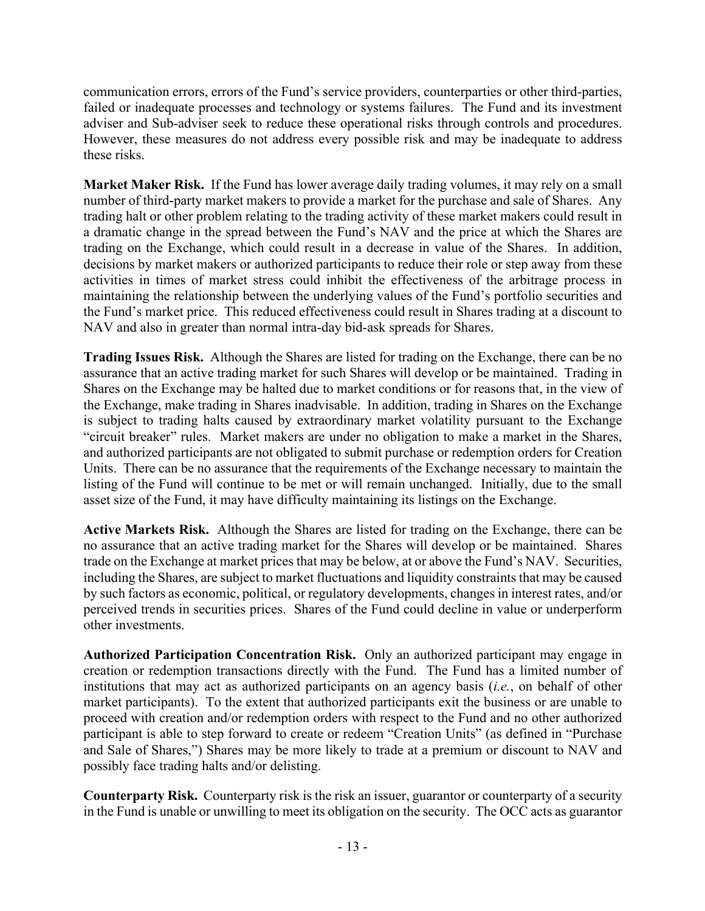communication errors, errors of the Fund's service providers, counterparties or other third-parties, failed or inadequate processes and technology or systems failures. The Fund and its investment adviser and Sub-adviser seek to reduce these operational risks through controls and procedures. However, these measures do not address every possible risk and may be inadequate to address these risks.

**Market Maker Risk.** If the Fund has lower average daily trading volumes, it may rely on a small number of third-party market makers to provide a market for the purchase and sale of Shares. Any trading halt or other problem relating to the trading activity of these market makers could result in a dramatic change in the spread between the Fund's NAV and the price at which the Shares are trading on the Exchange, which could result in a decrease in value of the Shares. In addition, decisions by market makers or authorized participants to reduce their role or step away from these activities in times of market stress could inhibit the effectiveness of the arbitrage process in maintaining the relationship between the underlying values of the Fund's portfolio securities and the Fund's market price. This reduced effectiveness could result in Shares trading at a discount to NAV and also in greater than normal intra-day bid-ask spreads for Shares.

**Trading Issues Risk.** Although the Shares are listed for trading on the Exchange, there can be no assurance that an active trading market for such Shares will develop or be maintained. Trading in Shares on the Exchange may be halted due to market conditions or for reasons that, in the view of the Exchange, make trading in Shares inadvisable. In addition, trading in Shares on the Exchange is subject to trading halts caused by extraordinary market volatility pursuant to the Exchange "circuit breaker" rules. Market makers are under no obligation to make a market in the Shares, and authorized participants are not obligated to submit purchase or redemption orders for Creation Units. There can be no assurance that the requirements of the Exchange necessary to maintain the listing of the Fund will continue to be met or will remain unchanged. Initially, due to the small asset size of the Fund, it may have difficulty maintaining its listings on the Exchange.

**Active Markets Risk.** Although the Shares are listed for trading on the Exchange, there can be no assurance that an active trading market for the Shares will develop or be maintained. Shares trade on the Exchange at market prices that may be below, at or above the Fund's NAV. Securities, including the Shares, are subject to market fluctuations and liquidity constraints that may be caused by such factors as economic, political, or regulatory developments, changes in interest rates, and/or perceived trends in securities prices. Shares of the Fund could decline in value or underperform other investments.

**Authorized Participation Concentration Risk.** Only an authorized participant may engage in creation or redemption transactions directly with the Fund. The Fund has a limited number of institutions that may act as authorized participants on an agency basis (*i.e.*, on behalf of other market participants). To the extent that authorized participants exit the business or are unable to proceed with creation and/or redemption orders with respect to the Fund and no other authorized participant is able to step forward to create or redeem "Creation Units" (as defined in "Purchase and Sale of Shares,") Shares may be more likely to trade at a premium or discount to NAV and possibly face trading halts and/or delisting.

**Counterparty Risk.** Counterparty risk is the risk an issuer, guarantor or counterparty of a security in the Fund is unable or unwilling to meet its obligation on the security. The OCC acts as guarantor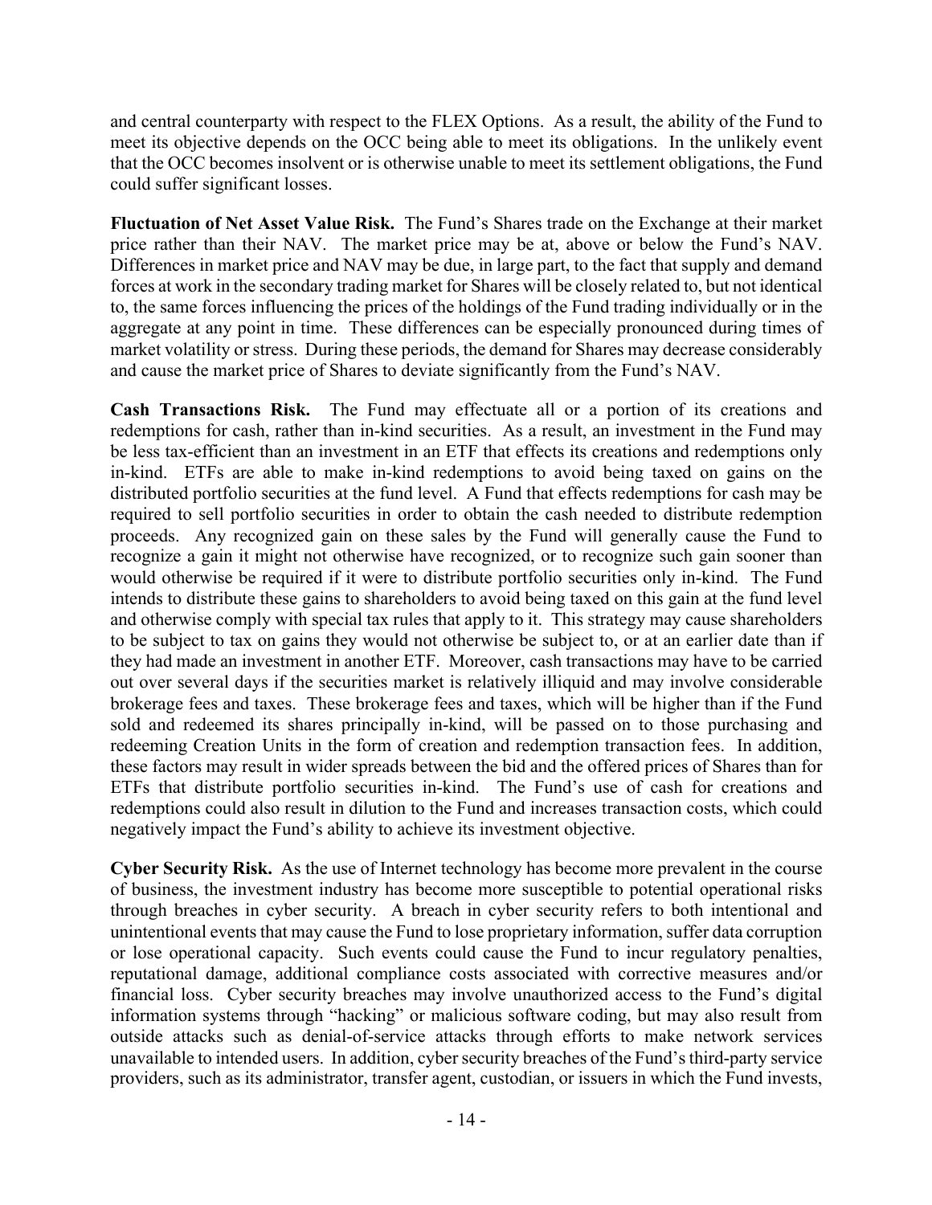and central counterparty with respect to the FLEX Options. As a result, the ability of the Fund to meet its objective depends on the OCC being able to meet its obligations. In the unlikely event that the OCC becomes insolvent or is otherwise unable to meet its settlement obligations, the Fund could suffer significant losses.

**Fluctuation of Net Asset Value Risk.** The Fund's Shares trade on the Exchange at their market price rather than their NAV. The market price may be at, above or below the Fund's NAV. Differences in market price and NAV may be due, in large part, to the fact that supply and demand forces at work in the secondary trading market for Shares will be closely related to, but not identical to, the same forces influencing the prices of the holdings of the Fund trading individually or in the aggregate at any point in time. These differences can be especially pronounced during times of market volatility or stress. During these periods, the demand for Shares may decrease considerably and cause the market price of Shares to deviate significantly from the Fund's NAV.

**Cash Transactions Risk.** The Fund may effectuate all or a portion of its creations and redemptions for cash, rather than in-kind securities. As a result, an investment in the Fund may be less tax-efficient than an investment in an ETF that effects its creations and redemptions only in-kind. ETFs are able to make in-kind redemptions to avoid being taxed on gains on the distributed portfolio securities at the fund level. A Fund that effects redemptions for cash may be required to sell portfolio securities in order to obtain the cash needed to distribute redemption proceeds. Any recognized gain on these sales by the Fund will generally cause the Fund to recognize a gain it might not otherwise have recognized, or to recognize such gain sooner than would otherwise be required if it were to distribute portfolio securities only in-kind. The Fund intends to distribute these gains to shareholders to avoid being taxed on this gain at the fund level and otherwise comply with special tax rules that apply to it. This strategy may cause shareholders to be subject to tax on gains they would not otherwise be subject to, or at an earlier date than if they had made an investment in another ETF. Moreover, cash transactions may have to be carried out over several days if the securities market is relatively illiquid and may involve considerable brokerage fees and taxes. These brokerage fees and taxes, which will be higher than if the Fund sold and redeemed its shares principally in-kind, will be passed on to those purchasing and redeeming Creation Units in the form of creation and redemption transaction fees. In addition, these factors may result in wider spreads between the bid and the offered prices of Shares than for ETFs that distribute portfolio securities in-kind. The Fund's use of cash for creations and redemptions could also result in dilution to the Fund and increases transaction costs, which could negatively impact the Fund's ability to achieve its investment objective.

**Cyber Security Risk.** As the use of Internet technology has become more prevalent in the course of business, the investment industry has become more susceptible to potential operational risks through breaches in cyber security. A breach in cyber security refers to both intentional and unintentional events that may cause the Fund to lose proprietary information, suffer data corruption or lose operational capacity. Such events could cause the Fund to incur regulatory penalties, reputational damage, additional compliance costs associated with corrective measures and/or financial loss. Cyber security breaches may involve unauthorized access to the Fund's digital information systems through "hacking" or malicious software coding, but may also result from outside attacks such as denial-of-service attacks through efforts to make network services unavailable to intended users. In addition, cyber security breaches of the Fund's third-party service providers, such as its administrator, transfer agent, custodian, or issuers in which the Fund invests,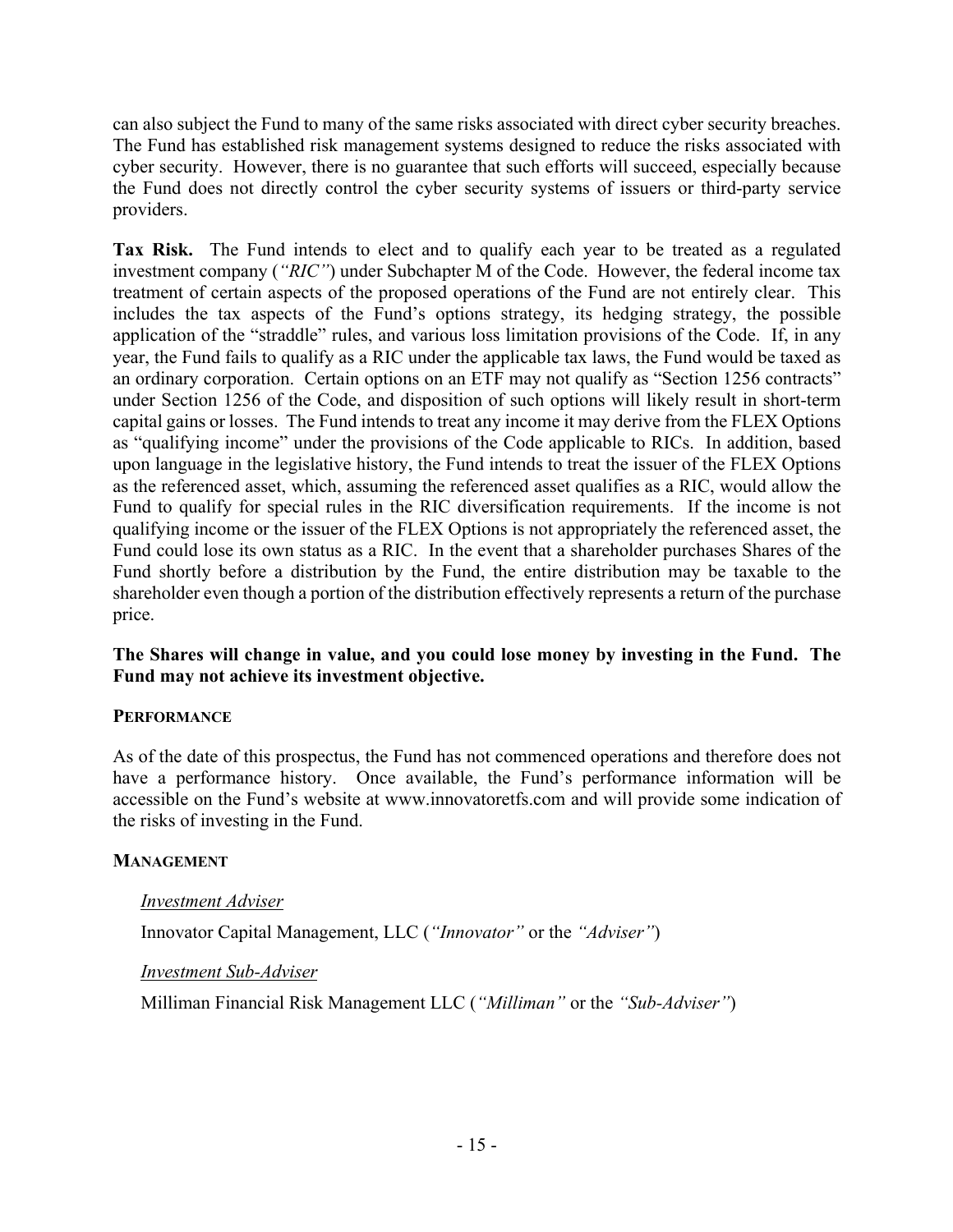can also subject the Fund to many of the same risks associated with direct cyber security breaches. The Fund has established risk management systems designed to reduce the risks associated with cyber security. However, there is no guarantee that such efforts will succeed, especially because the Fund does not directly control the cyber security systems of issuers or third-party service providers.

**Tax Risk.** The Fund intends to elect and to qualify each year to be treated as a regulated investment company (*"RIC"*) under Subchapter M of the Code. However, the federal income tax treatment of certain aspects of the proposed operations of the Fund are not entirely clear. This includes the tax aspects of the Fund's options strategy, its hedging strategy, the possible application of the "straddle" rules, and various loss limitation provisions of the Code. If, in any year, the Fund fails to qualify as a RIC under the applicable tax laws, the Fund would be taxed as an ordinary corporation. Certain options on an ETF may not qualify as "Section 1256 contracts" under Section 1256 of the Code, and disposition of such options will likely result in short-term capital gains or losses. The Fund intends to treat any income it may derive from the FLEX Options as "qualifying income" under the provisions of the Code applicable to RICs. In addition, based upon language in the legislative history, the Fund intends to treat the issuer of the FLEX Options as the referenced asset, which, assuming the referenced asset qualifies as a RIC, would allow the Fund to qualify for special rules in the RIC diversification requirements. If the income is not qualifying income or the issuer of the FLEX Options is not appropriately the referenced asset, the Fund could lose its own status as a RIC. In the event that a shareholder purchases Shares of the Fund shortly before a distribution by the Fund, the entire distribution may be taxable to the shareholder even though a portion of the distribution effectively represents a return of the purchase price.

**The Shares will change in value, and you could lose money by investing in the Fund. The Fund may not achieve its investment objective.**

## PERFORMANCE

As of the date of this prospectus, the Fund has not commenced operations and therefore does not have a performance history. Once available, the Fund's performance information will be accessible on the Fund's website at www.innovatoretfs.com and will provide some indication of the risks of investing in the Fund.

## MANAGEMENT

*Investment Adviser*

Innovator Capital Management, LLC (*"Innovator"* or the *"Adviser"*)

*Investment Sub-Adviser*

Milliman Financial Risk Management LLC (*"Milliman"* or the *"Sub-Adviser"*)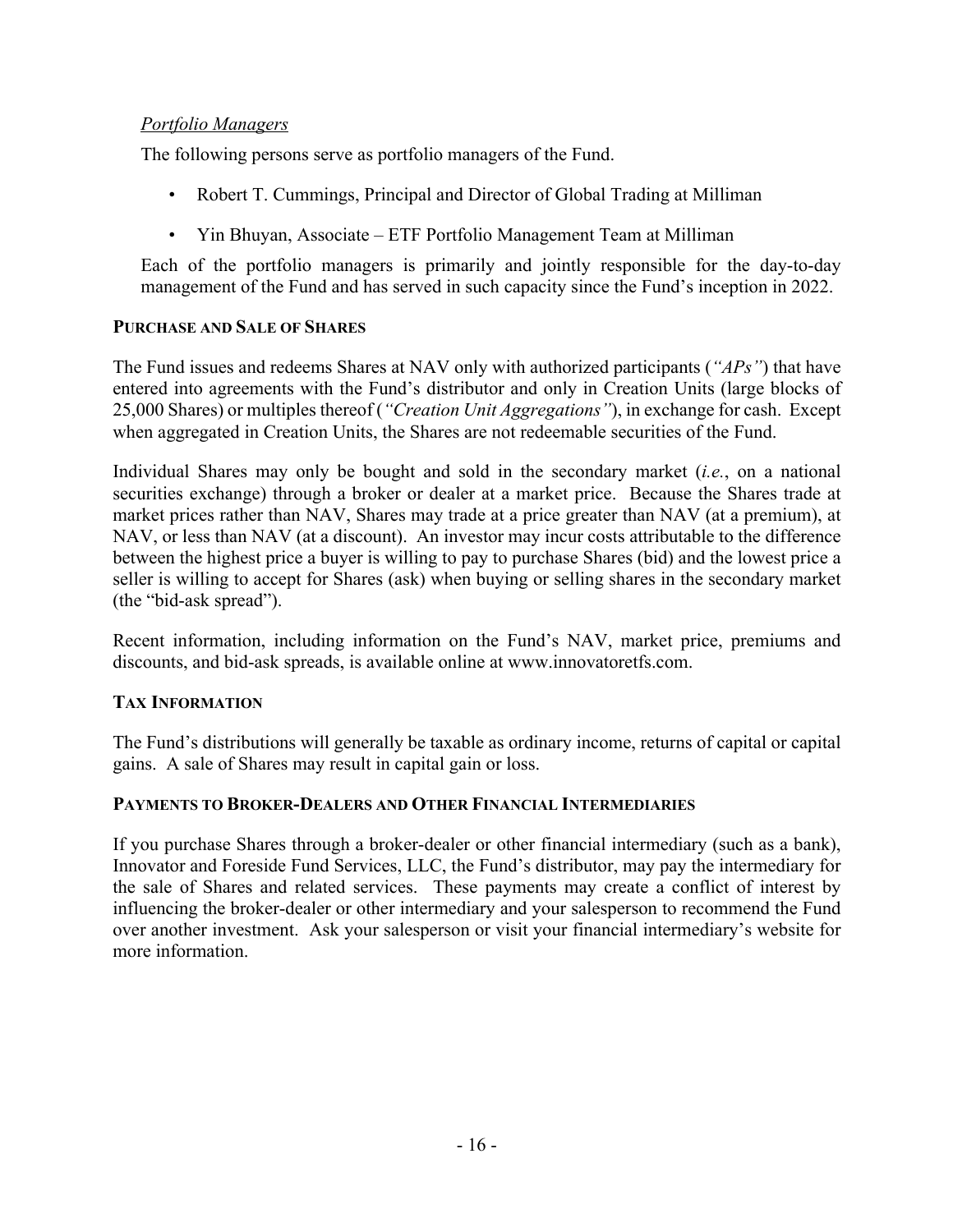*Portfolio Managers*

The following persons serve as portfolio managers of the Fund.

- Robert T. Cummings, Principal and Director of Global Trading at Milliman
- Yin Bhuyan, Associate – ETF Portfolio Management Team at Milliman

Each of the portfolio managers is primarily and jointly responsible for the day-to-day management of the Fund and has served in such capacity since the Fund's inception in 2022.

### PURCHASE AND SALE OF SHARES

The Fund issues and redeems Shares at NAV only with authorized participants (*"APs"*) that have entered into agreements with the Fund's distributor and only in Creation Units (large blocks of 25,000 Shares) or multiples thereof (*"Creation Unit Aggregations"*), in exchange for cash. Except when aggregated in Creation Units, the Shares are not redeemable securities of the Fund.

Individual Shares may only be bought and sold in the secondary market (*i.e.*, on a national securities exchange) through a broker or dealer at a market price. Because the Shares trade at market prices rather than NAV, Shares may trade at a price greater than NAV (at a premium), at NAV, or less than NAV (at a discount). An investor may incur costs attributable to the difference between the highest price a buyer is willing to pay to purchase Shares (bid) and the lowest price a seller is willing to accept for Shares (ask) when buying or selling shares in the secondary market (the "bid-ask spread").

Recent information, including information on the Fund's NAV, market price, premiums and discounts, and bid-ask spreads, is available online at www.innovatoretfs.com.

### TAX INFORMATION

The Fund's distributions will generally be taxable as ordinary income, returns of capital or capital gains. A sale of Shares may result in capital gain or loss.

### PAYMENTS TO BROKER-DEALERS AND OTHER FINANCIAL INTERMEDIARIES

If you purchase Shares through a broker-dealer or other financial intermediary (such as a bank), Innovator and Foreside Fund Services, LLC, the Fund's distributor, may pay the intermediary for the sale of Shares and related services. These payments may create a conflict of interest by influencing the broker-dealer or other intermediary and your salesperson to recommend the Fund over another investment. Ask your salesperson or visit your financial intermediary's website for more information.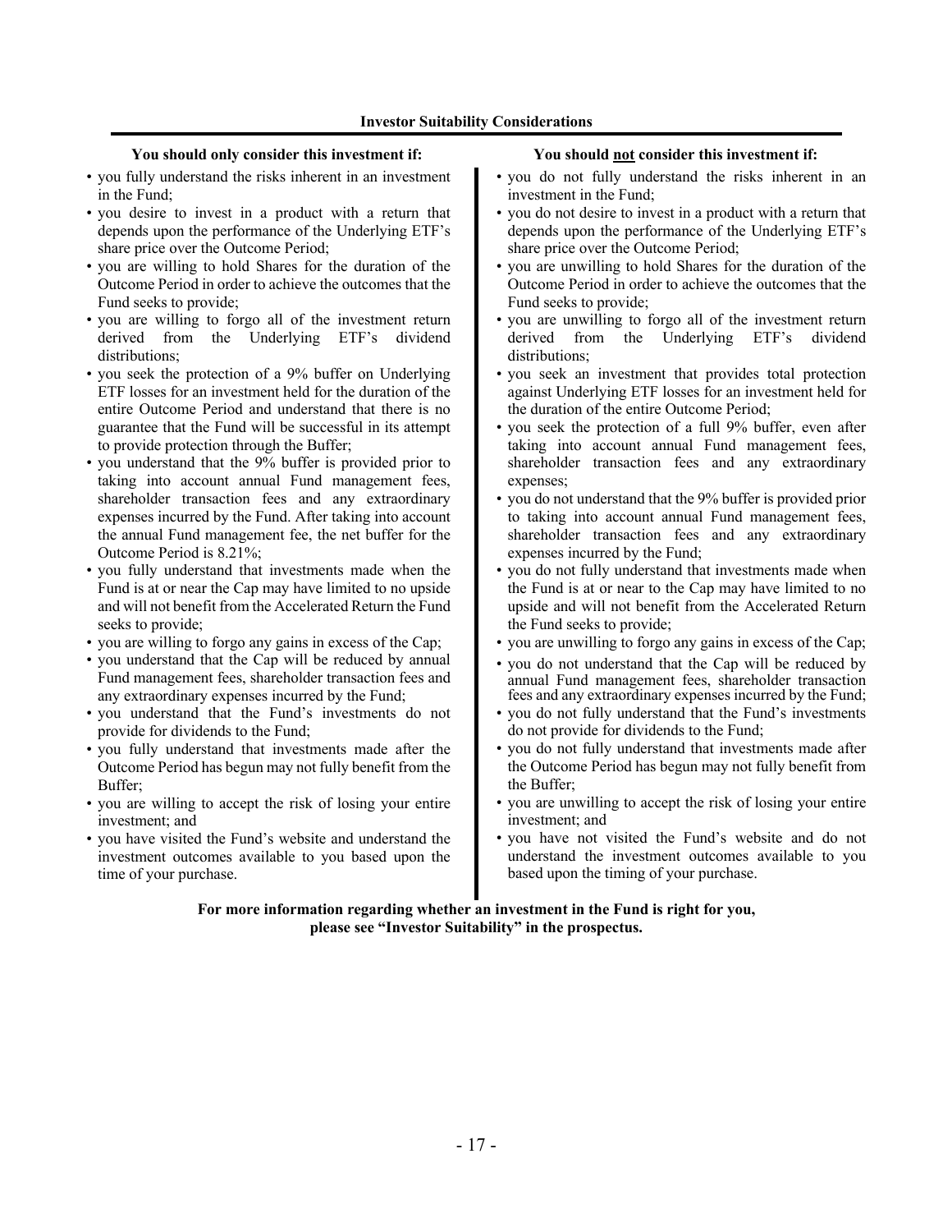**Investor Suitability Considerations**

**You should only consider this investment if:**

- you fully understand the risks inherent in an investment in the Fund;
- you desire to invest in a product with a return that depends upon the performance of the Underlying ETF's share price over the Outcome Period;
- you are willing to hold Shares for the duration of the Outcome Period in order to achieve the outcomes that the Fund seeks to provide;
- you are willing to forgo all of the investment return derived from the Underlying ETF's dividend distributions;
- you seek the protection of a 9% buffer on Underlying ETF losses for an investment held for the duration of the entire Outcome Period and understand that there is no guarantee that the Fund will be successful in its attempt to provide protection through the Buffer;
- you understand that the 9% buffer is provided prior to taking into account annual Fund management fees, shareholder transaction fees and any extraordinary expenses incurred by the Fund. After taking into account the annual Fund management fee, the net buffer for the Outcome Period is 8.21%;
- you fully understand that investments made when the Fund is at or near the Cap may have limited to no upside and will not benefit from the Accelerated Return the Fund seeks to provide;
- you are willing to forgo any gains in excess of the Cap;
- you understand that the Cap will be reduced by annual Fund management fees, shareholder transaction fees and any extraordinary expenses incurred by the Fund;
- you understand that the Fund's investments do not provide for dividends to the Fund;
- you fully understand that investments made after the Outcome Period has begun may not fully benefit from the Buffer;
- you are willing to accept the risk of losing your entire investment; and
- you have visited the Fund's website and understand the investment outcomes available to you based upon the time of your purchase.

**You should <u>not</u> consider this investment if:**

- you do not fully understand the risks inherent in an investment in the Fund;
- you do not desire to invest in a product with a return that depends upon the performance of the Underlying ETF's share price over the Outcome Period;
- you are unwilling to hold Shares for the duration of the Outcome Period in order to achieve the outcomes that the Fund seeks to provide;
- you are unwilling to forgo all of the investment return derived from the Underlying ETF's dividend distributions;
- you seek an investment that provides total protection against Underlying ETF losses for an investment held for the duration of the entire Outcome Period;
- you seek the protection of a full 9% buffer, even after taking into account annual Fund management fees, shareholder transaction fees and any extraordinary expenses;
- you do not understand that the 9% buffer is provided prior to taking into account annual Fund management fees, shareholder transaction fees and any extraordinary expenses incurred by the Fund;
- you do not fully understand that investments made when the Fund is at or near to the Cap may have limited to no upside and will not benefit from the Accelerated Return the Fund seeks to provide;
- you are unwilling to forgo any gains in excess of the Cap;
- you do not understand that the Cap will be reduced by annual Fund management fees, shareholder transaction fees and any extraordinary expenses incurred by the Fund;
- you do not fully understand that the Fund's investments do not provide for dividends to the Fund;
- you do not fully understand that investments made after the Outcome Period has begun may not fully benefit from the Buffer;
- you are unwilling to accept the risk of losing your entire investment; and
- you have not visited the Fund's website and do not understand the investment outcomes available to you based upon the timing of your purchase.

**For more information regarding whether an investment in the Fund is right for you, please see "Investor Suitability" in the prospectus.**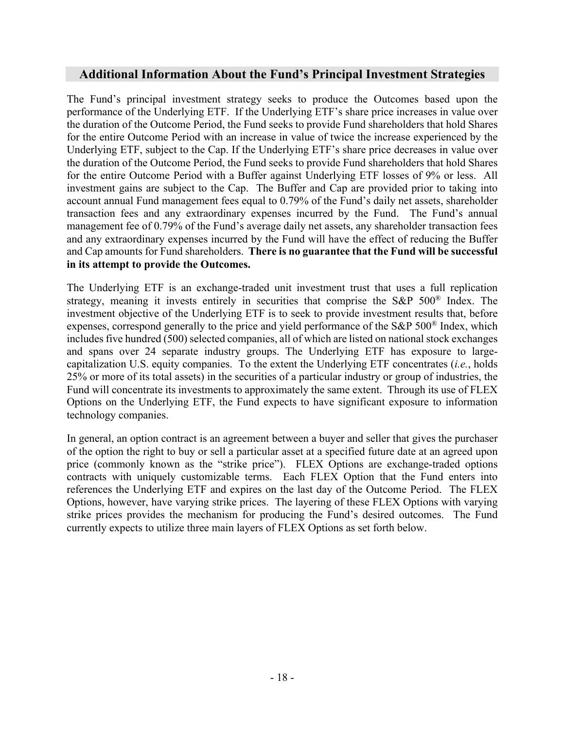## Additional Information About the Fund's Principal Investment Strategies

The Fund's principal investment strategy seeks to produce the Outcomes based upon the performance of the Underlying ETF. If the Underlying ETF's share price increases in value over the duration of the Outcome Period, the Fund seeks to provide Fund shareholders that hold Shares for the entire Outcome Period with an increase in value of twice the increase experienced by the Underlying ETF, subject to the Cap. If the Underlying ETF's share price decreases in value over the duration of the Outcome Period, the Fund seeks to provide Fund shareholders that hold Shares for the entire Outcome Period with a Buffer against Underlying ETF losses of 9% or less. All investment gains are subject to the Cap. The Buffer and Cap are provided prior to taking into account annual Fund management fees equal to 0.79% of the Fund's daily net assets, shareholder transaction fees and any extraordinary expenses incurred by the Fund. The Fund's annual management fee of 0.79% of the Fund's average daily net assets, any shareholder transaction fees and any extraordinary expenses incurred by the Fund will have the effect of reducing the Buffer and Cap amounts for Fund shareholders. **There is no guarantee that the Fund will be successful in its attempt to provide the Outcomes.**

The Underlying ETF is an exchange-traded unit investment trust that uses a full replication strategy, meaning it invests entirely in securities that comprise the S&P 500® Index. The investment objective of the Underlying ETF is to seek to provide investment results that, before expenses, correspond generally to the price and yield performance of the S&P 500® Index, which includes five hundred (500) selected companies, all of which are listed on national stock exchanges and spans over 24 separate industry groups. The Underlying ETF has exposure to large-capitalization U.S. equity companies. To the extent the Underlying ETF concentrates (*i.e.*, holds 25% or more of its total assets) in the securities of a particular industry or group of industries, the Fund will concentrate its investments to approximately the same extent. Through its use of FLEX Options on the Underlying ETF, the Fund expects to have significant exposure to information technology companies.

In general, an option contract is an agreement between a buyer and seller that gives the purchaser of the option the right to buy or sell a particular asset at a specified future date at an agreed upon price (commonly known as the "strike price"). FLEX Options are exchange-traded options contracts with uniquely customizable terms. Each FLEX Option that the Fund enters into references the Underlying ETF and expires on the last day of the Outcome Period. The FLEX Options, however, have varying strike prices. The layering of these FLEX Options with varying strike prices provides the mechanism for producing the Fund's desired outcomes. The Fund currently expects to utilize three main layers of FLEX Options as set forth below.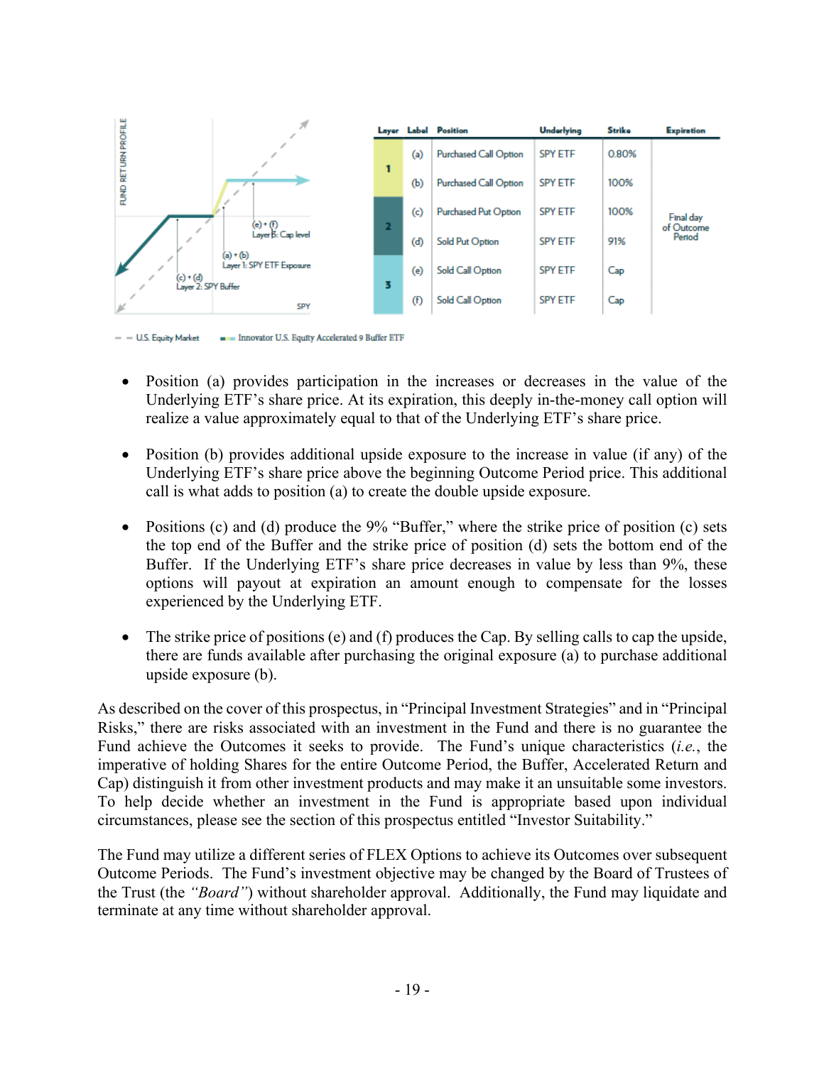| Layer | Label | Position | Underlying | Strike | Expiration |
|---|---|---|---|---|---|
| 1 | (a) | Purchased Call Option | SPY ETF | 0.80% | Final day of Outcome Period |
| | (b) | Purchased Call Option | SPY ETF | 100% | |
| 2 | (c) | Purchased Put Option | SPY ETF | 100% | |
| | (d) | Sold Put Option | SPY ETF | 91% | |
| 3 | (e) | Sold Call Option | SPY ETF | Cap | |
| | (f) | Sold Call Option | SPY ETF | Cap | |

- Position (a) provides participation in the increases or decreases in the value of the Underlying ETF's share price. At its expiration, this deeply in-the-money call option will realize a value approximately equal to that of the Underlying ETF's share price.

- Position (b) provides additional upside exposure to the increase in value (if any) of the Underlying ETF's share price above the beginning Outcome Period price. This additional call is what adds to position (a) to create the double upside exposure.

- Positions (c) and (d) produce the 9% "Buffer," where the strike price of position (c) sets the top end of the Buffer and the strike price of position (d) sets the bottom end of the Buffer. If the Underlying ETF's share price decreases in value by less than 9%, these options will payout at expiration an amount enough to compensate for the losses experienced by the Underlying ETF.

- The strike price of positions (e) and (f) produces the Cap. By selling calls to cap the upside, there are funds available after purchasing the original exposure (a) to purchase additional upside exposure (b).

As described on the cover of this prospectus, in "Principal Investment Strategies" and in "Principal Risks," there are risks associated with an investment in the Fund and there is no guarantee the Fund achieve the Outcomes it seeks to provide. The Fund's unique characteristics (*i.e.*, the imperative of holding Shares for the entire Outcome Period, the Buffer, Accelerated Return and Cap) distinguish it from other investment products and may make it an unsuitable some investors. To help decide whether an investment in the Fund is appropriate based upon individual circumstances, please see the section of this prospectus entitled "Investor Suitability."

The Fund may utilize a different series of FLEX Options to achieve its Outcomes over subsequent Outcome Periods. The Fund's investment objective may be changed by the Board of Trustees of the Trust (the *"Board"*) without shareholder approval. Additionally, the Fund may liquidate and terminate at any time without shareholder approval.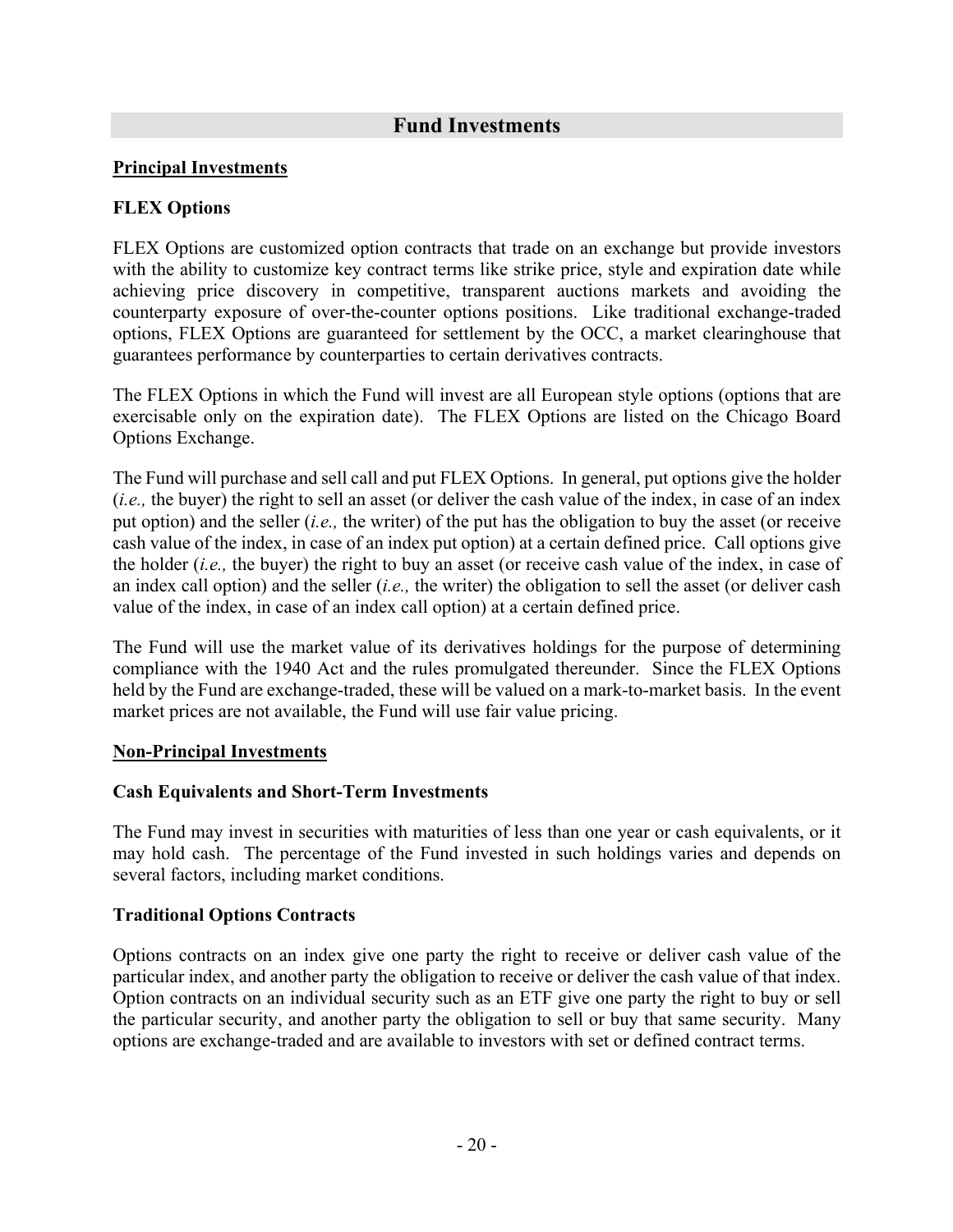## Fund Investments

### Principal Investments

#### FLEX Options

FLEX Options are customized option contracts that trade on an exchange but provide investors with the ability to customize key contract terms like strike price, style and expiration date while achieving price discovery in competitive, transparent auctions markets and avoiding the counterparty exposure of over-the-counter options positions. Like traditional exchange-traded options, FLEX Options are guaranteed for settlement by the OCC, a market clearinghouse that guarantees performance by counterparties to certain derivatives contracts.

The FLEX Options in which the Fund will invest are all European style options (options that are exercisable only on the expiration date). The FLEX Options are listed on the Chicago Board Options Exchange.

The Fund will purchase and sell call and put FLEX Options. In general, put options give the holder (*i.e.,* the buyer) the right to sell an asset (or deliver the cash value of the index, in case of an index put option) and the seller (*i.e.,* the writer) of the put has the obligation to buy the asset (or receive cash value of the index, in case of an index put option) at a certain defined price. Call options give the holder (*i.e.,* the buyer) the right to buy an asset (or receive cash value of the index, in case of an index call option) and the seller (*i.e.,* the writer) the obligation to sell the asset (or deliver cash value of the index, in case of an index call option) at a certain defined price.

The Fund will use the market value of its derivatives holdings for the purpose of determining compliance with the 1940 Act and the rules promulgated thereunder. Since the FLEX Options held by the Fund are exchange-traded, these will be valued on a mark-to-market basis. In the event market prices are not available, the Fund will use fair value pricing.

### Non-Principal Investments

#### Cash Equivalents and Short-Term Investments

The Fund may invest in securities with maturities of less than one year or cash equivalents, or it may hold cash. The percentage of the Fund invested in such holdings varies and depends on several factors, including market conditions.

#### Traditional Options Contracts

Options contracts on an index give one party the right to receive or deliver cash value of the particular index, and another party the obligation to receive or deliver the cash value of that index. Option contracts on an individual security such as an ETF give one party the right to buy or sell the particular security, and another party the obligation to sell or buy that same security. Many options are exchange-traded and are available to investors with set or defined contract terms.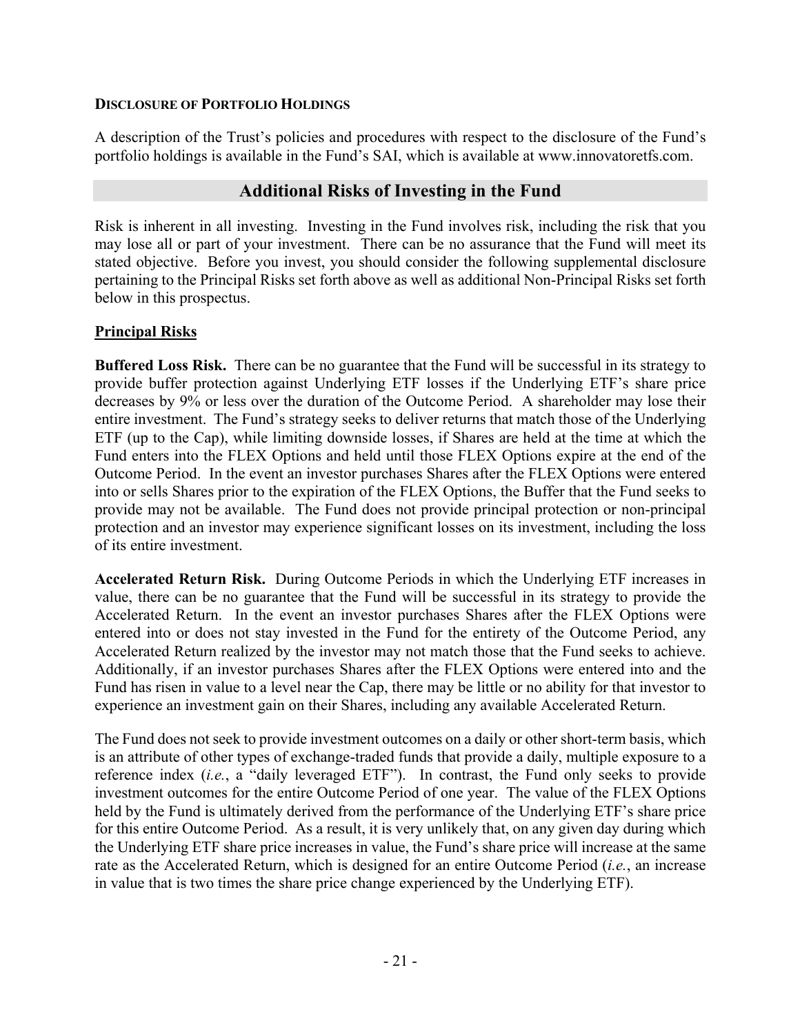### Disclosure of Portfolio Holdings

A description of the Trust's policies and procedures with respect to the disclosure of the Fund's portfolio holdings is available in the Fund's SAI, which is available at www.innovatoretfs.com.

## Additional Risks of Investing in the Fund

Risk is inherent in all investing. Investing in the Fund involves risk, including the risk that you may lose all or part of your investment. There can be no assurance that the Fund will meet its stated objective. Before you invest, you should consider the following supplemental disclosure pertaining to the Principal Risks set forth above as well as additional Non-Principal Risks set forth below in this prospectus.

### Principal Risks

**Buffered Loss Risk.** There can be no guarantee that the Fund will be successful in its strategy to provide buffer protection against Underlying ETF losses if the Underlying ETF's share price decreases by 9% or less over the duration of the Outcome Period. A shareholder may lose their entire investment. The Fund's strategy seeks to deliver returns that match those of the Underlying ETF (up to the Cap), while limiting downside losses, if Shares are held at the time at which the Fund enters into the FLEX Options and held until those FLEX Options expire at the end of the Outcome Period. In the event an investor purchases Shares after the FLEX Options were entered into or sells Shares prior to the expiration of the FLEX Options, the Buffer that the Fund seeks to provide may not be available. The Fund does not provide principal protection or non-principal protection and an investor may experience significant losses on its investment, including the loss of its entire investment.

**Accelerated Return Risk.** During Outcome Periods in which the Underlying ETF increases in value, there can be no guarantee that the Fund will be successful in its strategy to provide the Accelerated Return. In the event an investor purchases Shares after the FLEX Options were entered into or does not stay invested in the Fund for the entirety of the Outcome Period, any Accelerated Return realized by the investor may not match those that the Fund seeks to achieve. Additionally, if an investor purchases Shares after the FLEX Options were entered into and the Fund has risen in value to a level near the Cap, there may be little or no ability for that investor to experience an investment gain on their Shares, including any available Accelerated Return.

The Fund does not seek to provide investment outcomes on a daily or other short-term basis, which is an attribute of other types of exchange-traded funds that provide a daily, multiple exposure to a reference index (*i.e.*, a "daily leveraged ETF"). In contrast, the Fund only seeks to provide investment outcomes for the entire Outcome Period of one year. The value of the FLEX Options held by the Fund is ultimately derived from the performance of the Underlying ETF's share price for this entire Outcome Period. As a result, it is very unlikely that, on any given day during which the Underlying ETF share price increases in value, the Fund's share price will increase at the same rate as the Accelerated Return, which is designed for an entire Outcome Period (*i.e.*, an increase in value that is two times the share price change experienced by the Underlying ETF).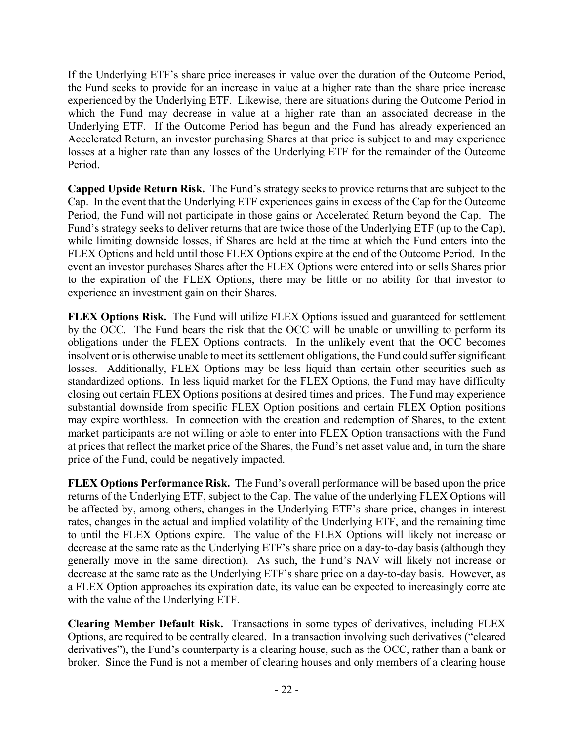If the Underlying ETF's share price increases in value over the duration of the Outcome Period, the Fund seeks to provide for an increase in value at a higher rate than the share price increase experienced by the Underlying ETF. Likewise, there are situations during the Outcome Period in which the Fund may decrease in value at a higher rate than an associated decrease in the Underlying ETF. If the Outcome Period has begun and the Fund has already experienced an Accelerated Return, an investor purchasing Shares at that price is subject to and may experience losses at a higher rate than any losses of the Underlying ETF for the remainder of the Outcome Period.

**Capped Upside Return Risk.** The Fund's strategy seeks to provide returns that are subject to the Cap. In the event that the Underlying ETF experiences gains in excess of the Cap for the Outcome Period, the Fund will not participate in those gains or Accelerated Return beyond the Cap. The Fund's strategy seeks to deliver returns that are twice those of the Underlying ETF (up to the Cap), while limiting downside losses, if Shares are held at the time at which the Fund enters into the FLEX Options and held until those FLEX Options expire at the end of the Outcome Period. In the event an investor purchases Shares after the FLEX Options were entered into or sells Shares prior to the expiration of the FLEX Options, there may be little or no ability for that investor to experience an investment gain on their Shares.

**FLEX Options Risk.** The Fund will utilize FLEX Options issued and guaranteed for settlement by the OCC. The Fund bears the risk that the OCC will be unable or unwilling to perform its obligations under the FLEX Options contracts. In the unlikely event that the OCC becomes insolvent or is otherwise unable to meet its settlement obligations, the Fund could suffer significant losses. Additionally, FLEX Options may be less liquid than certain other securities such as standardized options. In less liquid market for the FLEX Options, the Fund may have difficulty closing out certain FLEX Options positions at desired times and prices. The Fund may experience substantial downside from specific FLEX Option positions and certain FLEX Option positions may expire worthless. In connection with the creation and redemption of Shares, to the extent market participants are not willing or able to enter into FLEX Option transactions with the Fund at prices that reflect the market price of the Shares, the Fund's net asset value and, in turn the share price of the Fund, could be negatively impacted.

**FLEX Options Performance Risk.** The Fund's overall performance will be based upon the price returns of the Underlying ETF, subject to the Cap. The value of the underlying FLEX Options will be affected by, among others, changes in the Underlying ETF's share price, changes in interest rates, changes in the actual and implied volatility of the Underlying ETF, and the remaining time to until the FLEX Options expire. The value of the FLEX Options will likely not increase or decrease at the same rate as the Underlying ETF's share price on a day-to-day basis (although they generally move in the same direction). As such, the Fund's NAV will likely not increase or decrease at the same rate as the Underlying ETF's share price on a day-to-day basis. However, as a FLEX Option approaches its expiration date, its value can be expected to increasingly correlate with the value of the Underlying ETF.

**Clearing Member Default Risk.** Transactions in some types of derivatives, including FLEX Options, are required to be centrally cleared. In a transaction involving such derivatives ("cleared derivatives"), the Fund's counterparty is a clearing house, such as the OCC, rather than a bank or broker. Since the Fund is not a member of clearing houses and only members of a clearing house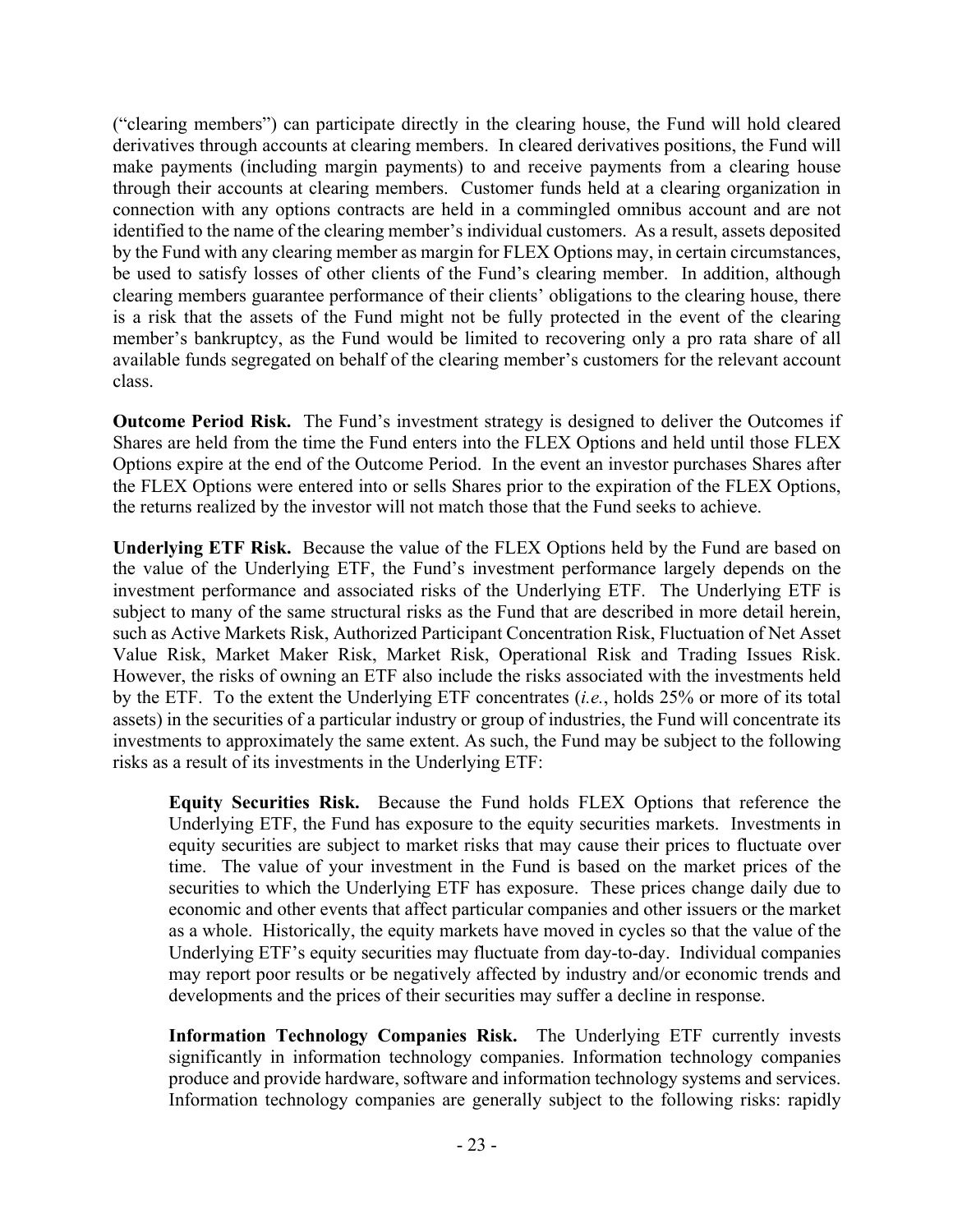("clearing members") can participate directly in the clearing house, the Fund will hold cleared derivatives through accounts at clearing members. In cleared derivatives positions, the Fund will make payments (including margin payments) to and receive payments from a clearing house through their accounts at clearing members. Customer funds held at a clearing organization in connection with any options contracts are held in a commingled omnibus account and are not identified to the name of the clearing member's individual customers. As a result, assets deposited by the Fund with any clearing member as margin for FLEX Options may, in certain circumstances, be used to satisfy losses of other clients of the Fund's clearing member. In addition, although clearing members guarantee performance of their clients' obligations to the clearing house, there is a risk that the assets of the Fund might not be fully protected in the event of the clearing member's bankruptcy, as the Fund would be limited to recovering only a pro rata share of all available funds segregated on behalf of the clearing member's customers for the relevant account class.

**Outcome Period Risk.** The Fund's investment strategy is designed to deliver the Outcomes if Shares are held from the time the Fund enters into the FLEX Options and held until those FLEX Options expire at the end of the Outcome Period. In the event an investor purchases Shares after the FLEX Options were entered into or sells Shares prior to the expiration of the FLEX Options, the returns realized by the investor will not match those that the Fund seeks to achieve.

**Underlying ETF Risk.** Because the value of the FLEX Options held by the Fund are based on the value of the Underlying ETF, the Fund's investment performance largely depends on the investment performance and associated risks of the Underlying ETF. The Underlying ETF is subject to many of the same structural risks as the Fund that are described in more detail herein, such as Active Markets Risk, Authorized Participant Concentration Risk, Fluctuation of Net Asset Value Risk, Market Maker Risk, Market Risk, Operational Risk and Trading Issues Risk. However, the risks of owning an ETF also include the risks associated with the investments held by the ETF. To the extent the Underlying ETF concentrates (*i.e.*, holds 25% or more of its total assets) in the securities of a particular industry or group of industries, the Fund will concentrate its investments to approximately the same extent. As such, the Fund may be subject to the following risks as a result of its investments in the Underlying ETF:

**Equity Securities Risk.** Because the Fund holds FLEX Options that reference the Underlying ETF, the Fund has exposure to the equity securities markets. Investments in equity securities are subject to market risks that may cause their prices to fluctuate over time. The value of your investment in the Fund is based on the market prices of the securities to which the Underlying ETF has exposure. These prices change daily due to economic and other events that affect particular companies and other issuers or the market as a whole. Historically, the equity markets have moved in cycles so that the value of the Underlying ETF's equity securities may fluctuate from day-to-day. Individual companies may report poor results or be negatively affected by industry and/or economic trends and developments and the prices of their securities may suffer a decline in response.

**Information Technology Companies Risk.** The Underlying ETF currently invests significantly in information technology companies. Information technology companies produce and provide hardware, software and information technology systems and services. Information technology companies are generally subject to the following risks: rapidly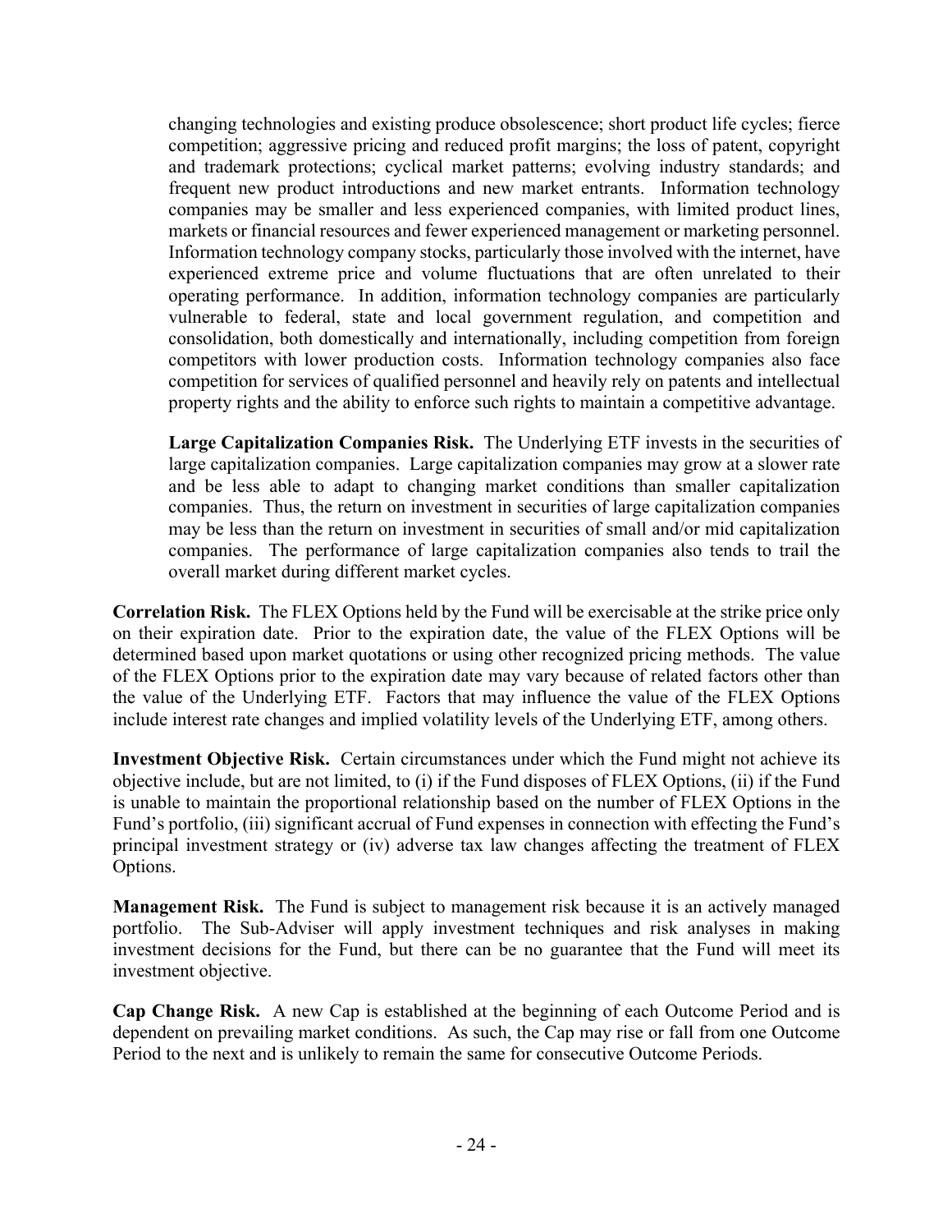changing technologies and existing produce obsolescence; short product life cycles; fierce competition; aggressive pricing and reduced profit margins; the loss of patent, copyright and trademark protections; cyclical market patterns; evolving industry standards; and frequent new product introductions and new market entrants. Information technology companies may be smaller and less experienced companies, with limited product lines, markets or financial resources and fewer experienced management or marketing personnel. Information technology company stocks, particularly those involved with the internet, have experienced extreme price and volume fluctuations that are often unrelated to their operating performance. In addition, information technology companies are particularly vulnerable to federal, state and local government regulation, and competition and consolidation, both domestically and internationally, including competition from foreign competitors with lower production costs. Information technology companies also face competition for services of qualified personnel and heavily rely on patents and intellectual property rights and the ability to enforce such rights to maintain a competitive advantage.

**Large Capitalization Companies Risk.** The Underlying ETF invests in the securities of large capitalization companies. Large capitalization companies may grow at a slower rate and be less able to adapt to changing market conditions than smaller capitalization companies. Thus, the return on investment in securities of large capitalization companies may be less than the return on investment in securities of small and/or mid capitalization companies. The performance of large capitalization companies also tends to trail the overall market during different market cycles.

**Correlation Risk.** The FLEX Options held by the Fund will be exercisable at the strike price only on their expiration date. Prior to the expiration date, the value of the FLEX Options will be determined based upon market quotations or using other recognized pricing methods. The value of the FLEX Options prior to the expiration date may vary because of related factors other than the value of the Underlying ETF. Factors that may influence the value of the FLEX Options include interest rate changes and implied volatility levels of the Underlying ETF, among others.

**Investment Objective Risk.** Certain circumstances under which the Fund might not achieve its objective include, but are not limited, to (i) if the Fund disposes of FLEX Options, (ii) if the Fund is unable to maintain the proportional relationship based on the number of FLEX Options in the Fund's portfolio, (iii) significant accrual of Fund expenses in connection with effecting the Fund's principal investment strategy or (iv) adverse tax law changes affecting the treatment of FLEX Options.

**Management Risk.** The Fund is subject to management risk because it is an actively managed portfolio. The Sub-Adviser will apply investment techniques and risk analyses in making investment decisions for the Fund, but there can be no guarantee that the Fund will meet its investment objective.

**Cap Change Risk.** A new Cap is established at the beginning of each Outcome Period and is dependent on prevailing market conditions. As such, the Cap may rise or fall from one Outcome Period to the next and is unlikely to remain the same for consecutive Outcome Periods.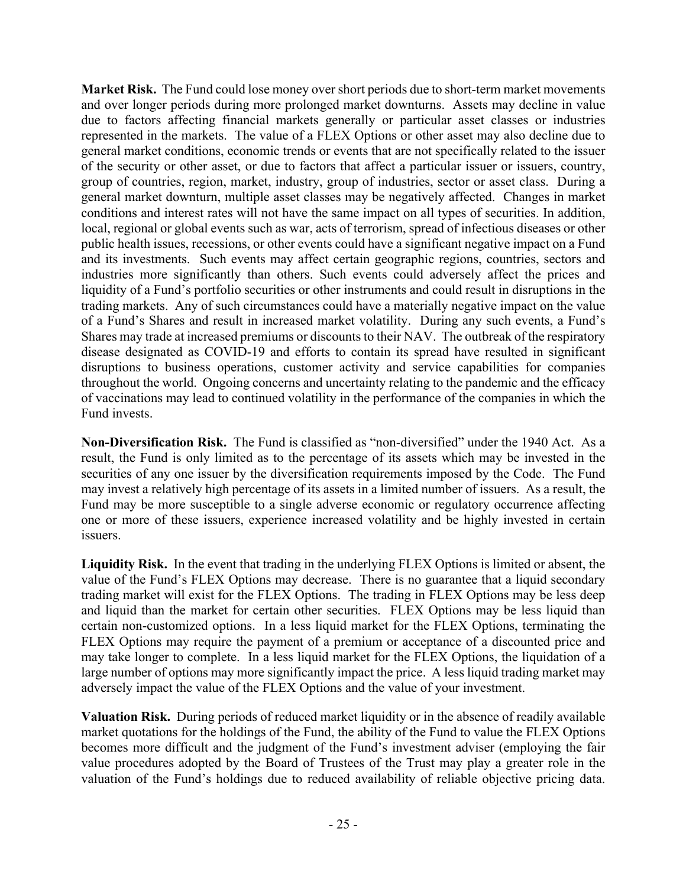**Market Risk.** The Fund could lose money over short periods due to short-term market movements and over longer periods during more prolonged market downturns. Assets may decline in value due to factors affecting financial markets generally or particular asset classes or industries represented in the markets. The value of a FLEX Options or other asset may also decline due to general market conditions, economic trends or events that are not specifically related to the issuer of the security or other asset, or due to factors that affect a particular issuer or issuers, country, group of countries, region, market, industry, group of industries, sector or asset class. During a general market downturn, multiple asset classes may be negatively affected. Changes in market conditions and interest rates will not have the same impact on all types of securities. In addition, local, regional or global events such as war, acts of terrorism, spread of infectious diseases or other public health issues, recessions, or other events could have a significant negative impact on a Fund and its investments. Such events may affect certain geographic regions, countries, sectors and industries more significantly than others. Such events could adversely affect the prices and liquidity of a Fund's portfolio securities or other instruments and could result in disruptions in the trading markets. Any of such circumstances could have a materially negative impact on the value of a Fund's Shares and result in increased market volatility. During any such events, a Fund's Shares may trade at increased premiums or discounts to their NAV. The outbreak of the respiratory disease designated as COVID-19 and efforts to contain its spread have resulted in significant disruptions to business operations, customer activity and service capabilities for companies throughout the world. Ongoing concerns and uncertainty relating to the pandemic and the efficacy of vaccinations may lead to continued volatility in the performance of the companies in which the Fund invests.

**Non-Diversification Risk.** The Fund is classified as "non-diversified" under the 1940 Act. As a result, the Fund is only limited as to the percentage of its assets which may be invested in the securities of any one issuer by the diversification requirements imposed by the Code. The Fund may invest a relatively high percentage of its assets in a limited number of issuers. As a result, the Fund may be more susceptible to a single adverse economic or regulatory occurrence affecting one or more of these issuers, experience increased volatility and be highly invested in certain issuers.

**Liquidity Risk.** In the event that trading in the underlying FLEX Options is limited or absent, the value of the Fund's FLEX Options may decrease. There is no guarantee that a liquid secondary trading market will exist for the FLEX Options. The trading in FLEX Options may be less deep and liquid than the market for certain other securities. FLEX Options may be less liquid than certain non-customized options. In a less liquid market for the FLEX Options, terminating the FLEX Options may require the payment of a premium or acceptance of a discounted price and may take longer to complete. In a less liquid market for the FLEX Options, the liquidation of a large number of options may more significantly impact the price. A less liquid trading market may adversely impact the value of the FLEX Options and the value of your investment.

**Valuation Risk.** During periods of reduced market liquidity or in the absence of readily available market quotations for the holdings of the Fund, the ability of the Fund to value the FLEX Options becomes more difficult and the judgment of the Fund's investment adviser (employing the fair value procedures adopted by the Board of Trustees of the Trust may play a greater role in the valuation of the Fund's holdings due to reduced availability of reliable objective pricing data.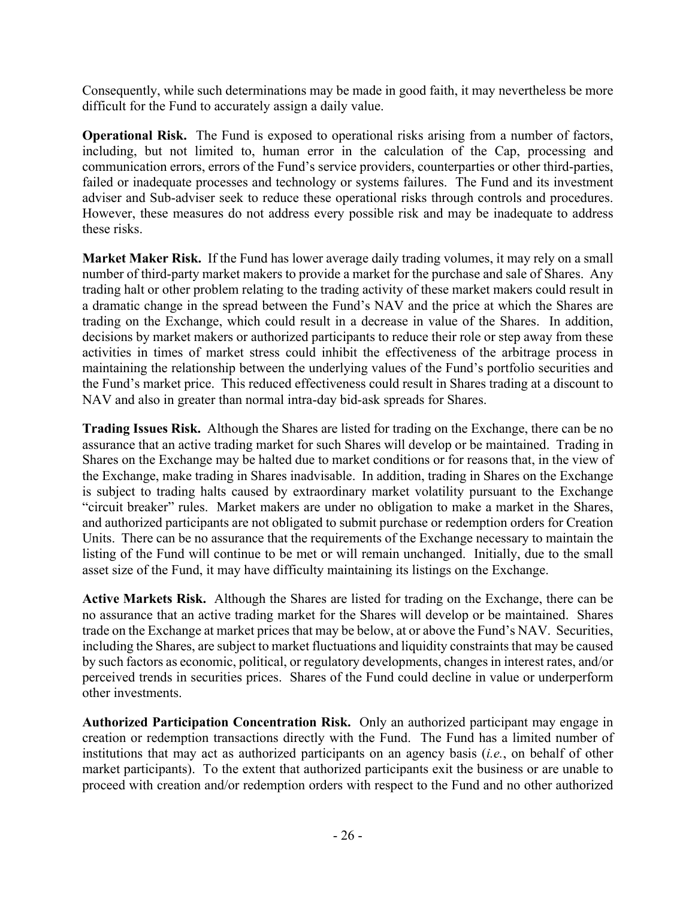Consequently, while such determinations may be made in good faith, it may nevertheless be more difficult for the Fund to accurately assign a daily value.

**Operational Risk.** The Fund is exposed to operational risks arising from a number of factors, including, but not limited to, human error in the calculation of the Cap, processing and communication errors, errors of the Fund's service providers, counterparties or other third-parties, failed or inadequate processes and technology or systems failures. The Fund and its investment adviser and Sub-adviser seek to reduce these operational risks through controls and procedures. However, these measures do not address every possible risk and may be inadequate to address these risks.

**Market Maker Risk.** If the Fund has lower average daily trading volumes, it may rely on a small number of third-party market makers to provide a market for the purchase and sale of Shares. Any trading halt or other problem relating to the trading activity of these market makers could result in a dramatic change in the spread between the Fund's NAV and the price at which the Shares are trading on the Exchange, which could result in a decrease in value of the Shares. In addition, decisions by market makers or authorized participants to reduce their role or step away from these activities in times of market stress could inhibit the effectiveness of the arbitrage process in maintaining the relationship between the underlying values of the Fund's portfolio securities and the Fund's market price. This reduced effectiveness could result in Shares trading at a discount to NAV and also in greater than normal intra-day bid-ask spreads for Shares.

**Trading Issues Risk.** Although the Shares are listed for trading on the Exchange, there can be no assurance that an active trading market for such Shares will develop or be maintained. Trading in Shares on the Exchange may be halted due to market conditions or for reasons that, in the view of the Exchange, make trading in Shares inadvisable. In addition, trading in Shares on the Exchange is subject to trading halts caused by extraordinary market volatility pursuant to the Exchange "circuit breaker" rules. Market makers are under no obligation to make a market in the Shares, and authorized participants are not obligated to submit purchase or redemption orders for Creation Units. There can be no assurance that the requirements of the Exchange necessary to maintain the listing of the Fund will continue to be met or will remain unchanged. Initially, due to the small asset size of the Fund, it may have difficulty maintaining its listings on the Exchange.

**Active Markets Risk.** Although the Shares are listed for trading on the Exchange, there can be no assurance that an active trading market for the Shares will develop or be maintained. Shares trade on the Exchange at market prices that may be below, at or above the Fund's NAV. Securities, including the Shares, are subject to market fluctuations and liquidity constraints that may be caused by such factors as economic, political, or regulatory developments, changes in interest rates, and/or perceived trends in securities prices. Shares of the Fund could decline in value or underperform other investments.

**Authorized Participation Concentration Risk.** Only an authorized participant may engage in creation or redemption transactions directly with the Fund. The Fund has a limited number of institutions that may act as authorized participants on an agency basis (*i.e.*, on behalf of other market participants). To the extent that authorized participants exit the business or are unable to proceed with creation and/or redemption orders with respect to the Fund and no other authorized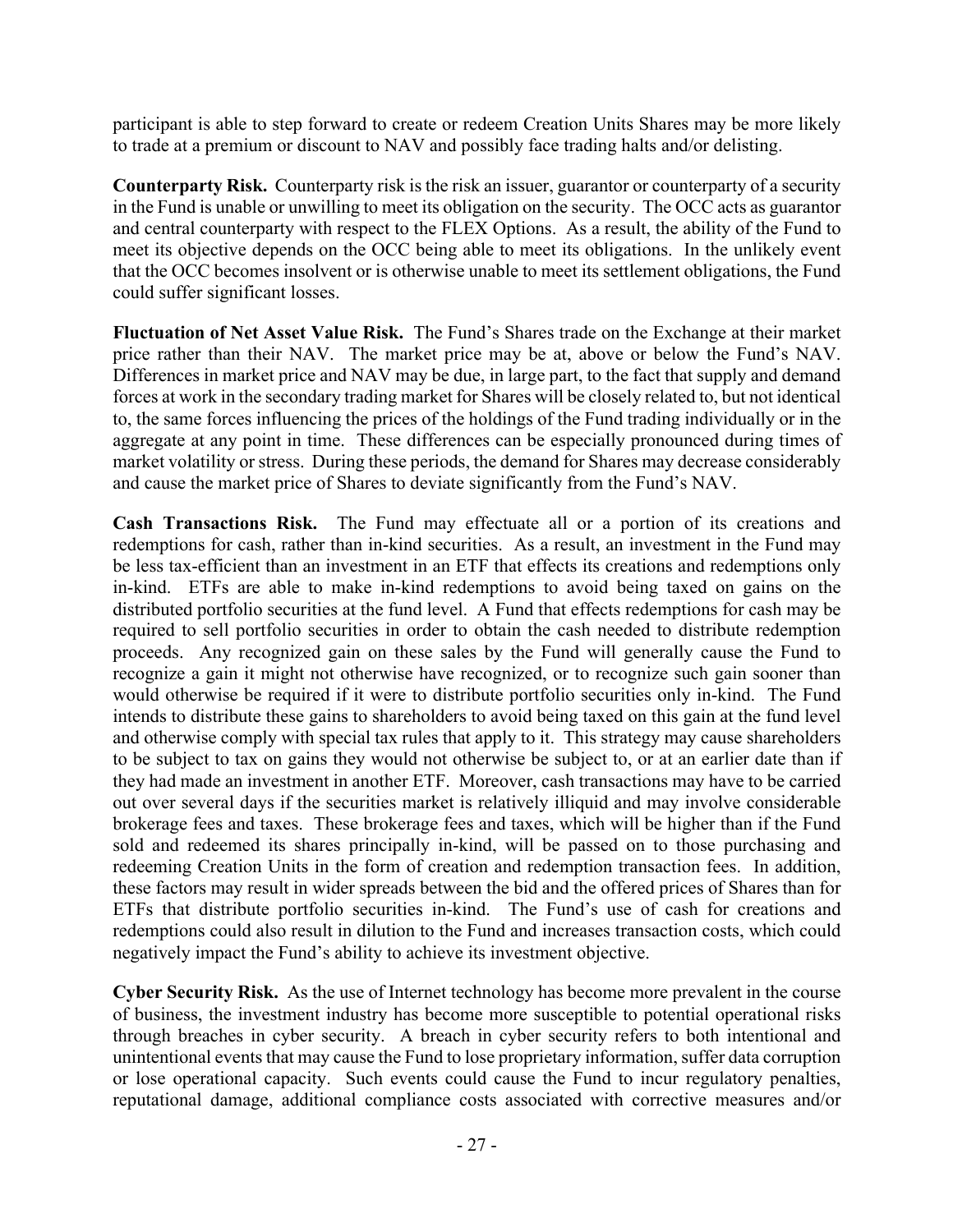participant is able to step forward to create or redeem Creation Units Shares may be more likely to trade at a premium or discount to NAV and possibly face trading halts and/or delisting.

**Counterparty Risk.** Counterparty risk is the risk an issuer, guarantor or counterparty of a security in the Fund is unable or unwilling to meet its obligation on the security. The OCC acts as guarantor and central counterparty with respect to the FLEX Options. As a result, the ability of the Fund to meet its objective depends on the OCC being able to meet its obligations. In the unlikely event that the OCC becomes insolvent or is otherwise unable to meet its settlement obligations, the Fund could suffer significant losses.

**Fluctuation of Net Asset Value Risk.** The Fund's Shares trade on the Exchange at their market price rather than their NAV. The market price may be at, above or below the Fund's NAV. Differences in market price and NAV may be due, in large part, to the fact that supply and demand forces at work in the secondary trading market for Shares will be closely related to, but not identical to, the same forces influencing the prices of the holdings of the Fund trading individually or in the aggregate at any point in time. These differences can be especially pronounced during times of market volatility or stress. During these periods, the demand for Shares may decrease considerably and cause the market price of Shares to deviate significantly from the Fund's NAV.

**Cash Transactions Risk.** The Fund may effectuate all or a portion of its creations and redemptions for cash, rather than in-kind securities. As a result, an investment in the Fund may be less tax-efficient than an investment in an ETF that effects its creations and redemptions only in-kind. ETFs are able to make in-kind redemptions to avoid being taxed on gains on the distributed portfolio securities at the fund level. A Fund that effects redemptions for cash may be required to sell portfolio securities in order to obtain the cash needed to distribute redemption proceeds. Any recognized gain on these sales by the Fund will generally cause the Fund to recognize a gain it might not otherwise have recognized, or to recognize such gain sooner than would otherwise be required if it were to distribute portfolio securities only in-kind. The Fund intends to distribute these gains to shareholders to avoid being taxed on this gain at the fund level and otherwise comply with special tax rules that apply to it. This strategy may cause shareholders to be subject to tax on gains they would not otherwise be subject to, or at an earlier date than if they had made an investment in another ETF. Moreover, cash transactions may have to be carried out over several days if the securities market is relatively illiquid and may involve considerable brokerage fees and taxes. These brokerage fees and taxes, which will be higher than if the Fund sold and redeemed its shares principally in-kind, will be passed on to those purchasing and redeeming Creation Units in the form of creation and redemption transaction fees. In addition, these factors may result in wider spreads between the bid and the offered prices of Shares than for ETFs that distribute portfolio securities in-kind. The Fund's use of cash for creations and redemptions could also result in dilution to the Fund and increases transaction costs, which could negatively impact the Fund's ability to achieve its investment objective.

**Cyber Security Risk.** As the use of Internet technology has become more prevalent in the course of business, the investment industry has become more susceptible to potential operational risks through breaches in cyber security. A breach in cyber security refers to both intentional and unintentional events that may cause the Fund to lose proprietary information, suffer data corruption or lose operational capacity. Such events could cause the Fund to incur regulatory penalties, reputational damage, additional compliance costs associated with corrective measures and/or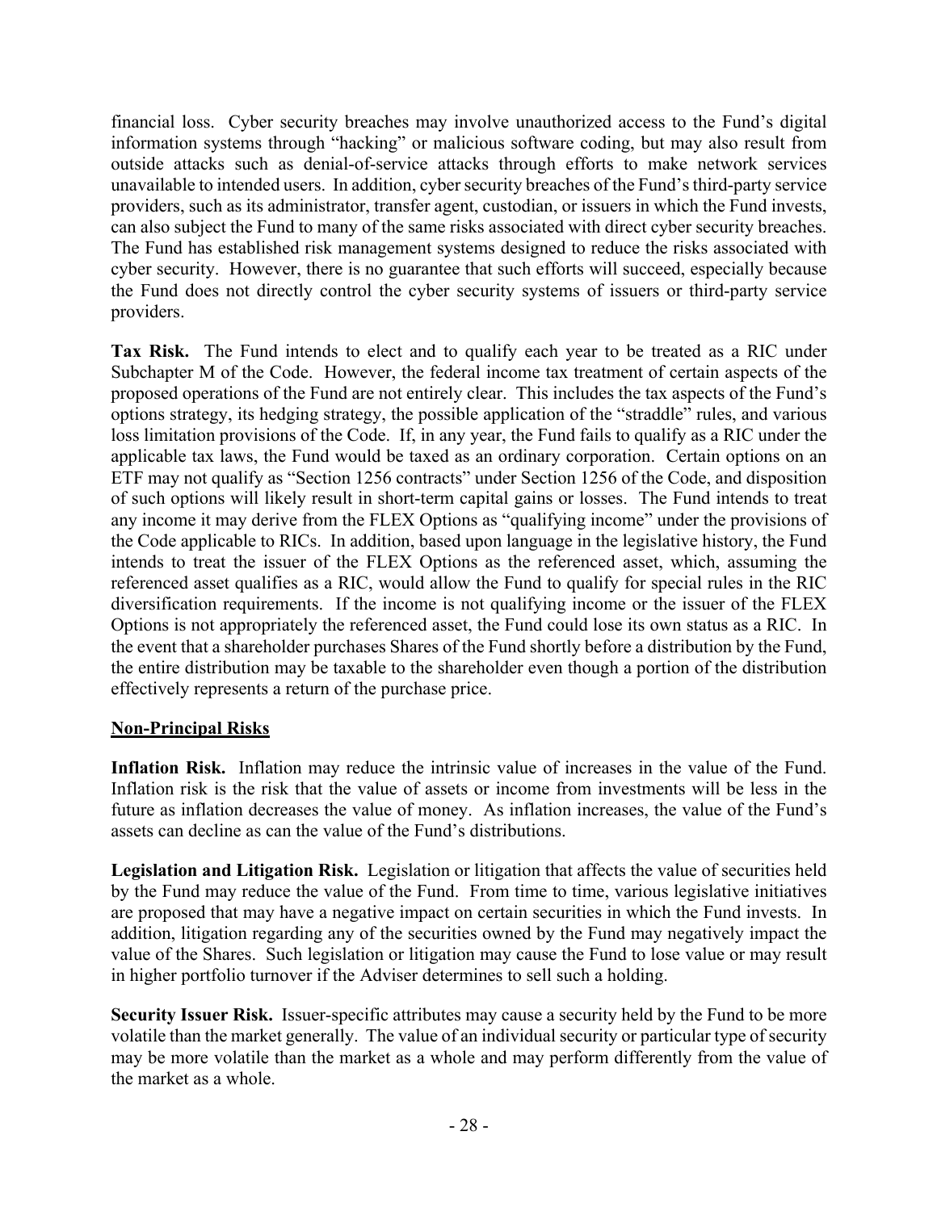financial loss. Cyber security breaches may involve unauthorized access to the Fund's digital information systems through "hacking" or malicious software coding, but may also result from outside attacks such as denial-of-service attacks through efforts to make network services unavailable to intended users. In addition, cyber security breaches of the Fund's third-party service providers, such as its administrator, transfer agent, custodian, or issuers in which the Fund invests, can also subject the Fund to many of the same risks associated with direct cyber security breaches. The Fund has established risk management systems designed to reduce the risks associated with cyber security. However, there is no guarantee that such efforts will succeed, especially because the Fund does not directly control the cyber security systems of issuers or third-party service providers.

**Tax Risk.** The Fund intends to elect and to qualify each year to be treated as a RIC under Subchapter M of the Code. However, the federal income tax treatment of certain aspects of the proposed operations of the Fund are not entirely clear. This includes the tax aspects of the Fund's options strategy, its hedging strategy, the possible application of the "straddle" rules, and various loss limitation provisions of the Code. If, in any year, the Fund fails to qualify as a RIC under the applicable tax laws, the Fund would be taxed as an ordinary corporation. Certain options on an ETF may not qualify as "Section 1256 contracts" under Section 1256 of the Code, and disposition of such options will likely result in short-term capital gains or losses. The Fund intends to treat any income it may derive from the FLEX Options as "qualifying income" under the provisions of the Code applicable to RICs. In addition, based upon language in the legislative history, the Fund intends to treat the issuer of the FLEX Options as the referenced asset, which, assuming the referenced asset qualifies as a RIC, would allow the Fund to qualify for special rules in the RIC diversification requirements. If the income is not qualifying income or the issuer of the FLEX Options is not appropriately the referenced asset, the Fund could lose its own status as a RIC. In the event that a shareholder purchases Shares of the Fund shortly before a distribution by the Fund, the entire distribution may be taxable to the shareholder even though a portion of the distribution effectively represents a return of the purchase price.

**Non-Principal Risks**

**Inflation Risk.** Inflation may reduce the intrinsic value of increases in the value of the Fund. Inflation risk is the risk that the value of assets or income from investments will be less in the future as inflation decreases the value of money. As inflation increases, the value of the Fund's assets can decline as can the value of the Fund's distributions.

**Legislation and Litigation Risk.** Legislation or litigation that affects the value of securities held by the Fund may reduce the value of the Fund. From time to time, various legislative initiatives are proposed that may have a negative impact on certain securities in which the Fund invests. In addition, litigation regarding any of the securities owned by the Fund may negatively impact the value of the Shares. Such legislation or litigation may cause the Fund to lose value or may result in higher portfolio turnover if the Adviser determines to sell such a holding.

**Security Issuer Risk.** Issuer-specific attributes may cause a security held by the Fund to be more volatile than the market generally. The value of an individual security or particular type of security may be more volatile than the market as a whole and may perform differently from the value of the market as a whole.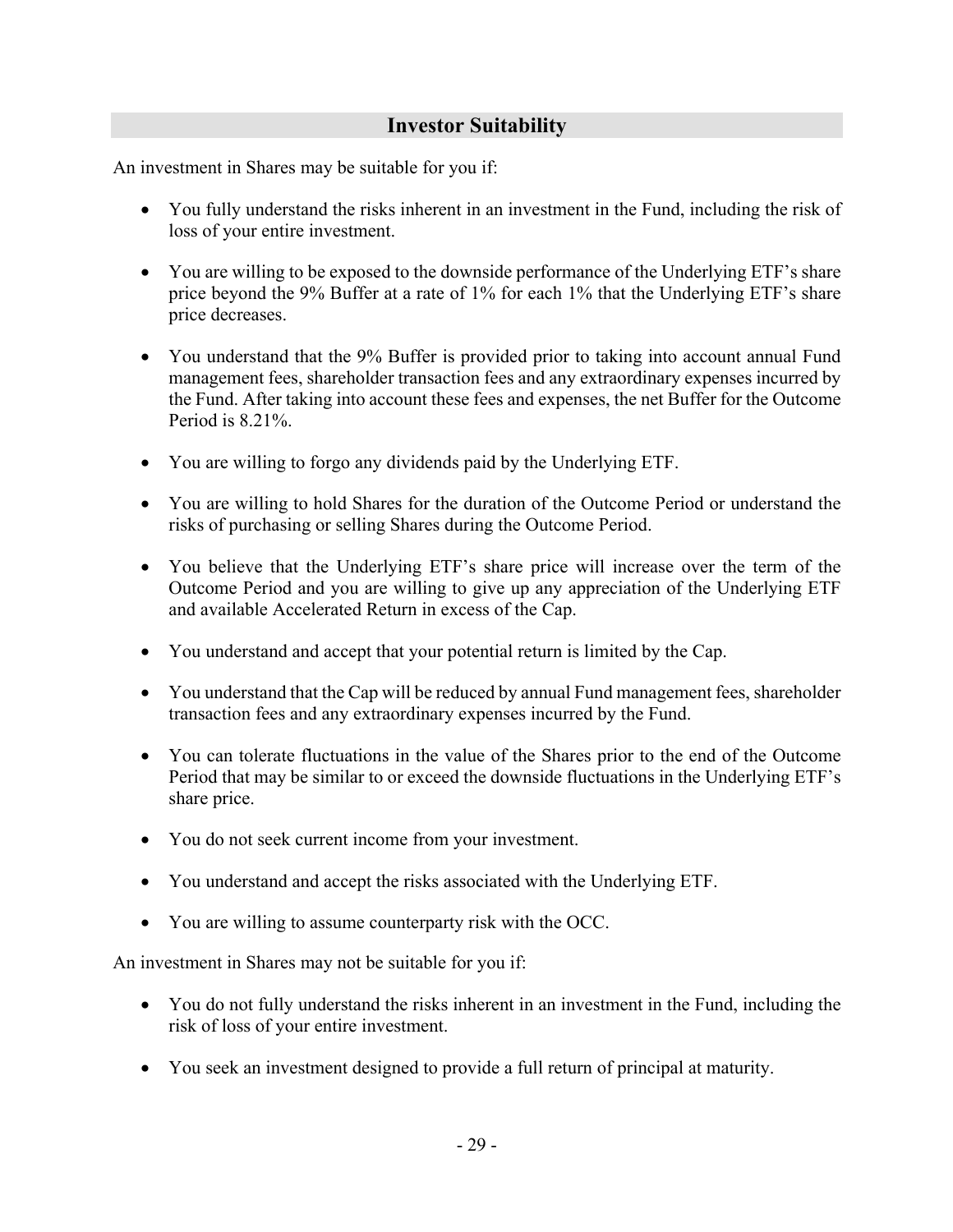## Investor Suitability

An investment in Shares may be suitable for you if:

- You fully understand the risks inherent in an investment in the Fund, including the risk of loss of your entire investment.
- You are willing to be exposed to the downside performance of the Underlying ETF's share price beyond the 9% Buffer at a rate of 1% for each 1% that the Underlying ETF's share price decreases.
- You understand that the 9% Buffer is provided prior to taking into account annual Fund management fees, shareholder transaction fees and any extraordinary expenses incurred by the Fund. After taking into account these fees and expenses, the net Buffer for the Outcome Period is 8.21%.
- You are willing to forgo any dividends paid by the Underlying ETF.
- You are willing to hold Shares for the duration of the Outcome Period or understand the risks of purchasing or selling Shares during the Outcome Period.
- You believe that the Underlying ETF's share price will increase over the term of the Outcome Period and you are willing to give up any appreciation of the Underlying ETF and available Accelerated Return in excess of the Cap.
- You understand and accept that your potential return is limited by the Cap.
- You understand that the Cap will be reduced by annual Fund management fees, shareholder transaction fees and any extraordinary expenses incurred by the Fund.
- You can tolerate fluctuations in the value of the Shares prior to the end of the Outcome Period that may be similar to or exceed the downside fluctuations in the Underlying ETF's share price.
- You do not seek current income from your investment.
- You understand and accept the risks associated with the Underlying ETF.
- You are willing to assume counterparty risk with the OCC.

An investment in Shares may not be suitable for you if:

- You do not fully understand the risks inherent in an investment in the Fund, including the risk of loss of your entire investment.
- You seek an investment designed to provide a full return of principal at maturity.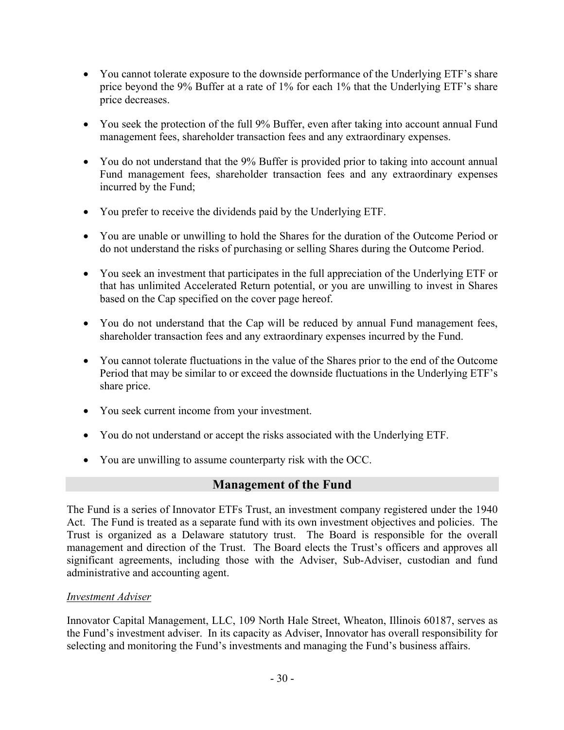- You cannot tolerate exposure to the downside performance of the Underlying ETF's share price beyond the 9% Buffer at a rate of 1% for each 1% that the Underlying ETF's share price decreases.

- You seek the protection of the full 9% Buffer, even after taking into account annual Fund management fees, shareholder transaction fees and any extraordinary expenses.

- You do not understand that the 9% Buffer is provided prior to taking into account annual Fund management fees, shareholder transaction fees and any extraordinary expenses incurred by the Fund;

- You prefer to receive the dividends paid by the Underlying ETF.

- You are unable or unwilling to hold the Shares for the duration of the Outcome Period or do not understand the risks of purchasing or selling Shares during the Outcome Period.

- You seek an investment that participates in the full appreciation of the Underlying ETF or that has unlimited Accelerated Return potential, or you are unwilling to invest in Shares based on the Cap specified on the cover page hereof.

- You do not understand that the Cap will be reduced by annual Fund management fees, shareholder transaction fees and any extraordinary expenses incurred by the Fund.

- You cannot tolerate fluctuations in the value of the Shares prior to the end of the Outcome Period that may be similar to or exceed the downside fluctuations in the Underlying ETF's share price.

- You seek current income from your investment.

- You do not understand or accept the risks associated with the Underlying ETF.

- You are unwilling to assume counterparty risk with the OCC.

## Management of the Fund

The Fund is a series of Innovator ETFs Trust, an investment company registered under the 1940 Act. The Fund is treated as a separate fund with its own investment objectives and policies. The Trust is organized as a Delaware statutory trust. The Board is responsible for the overall management and direction of the Trust. The Board elects the Trust's officers and approves all significant agreements, including those with the Adviser, Sub-Adviser, custodian and fund administrative and accounting agent.

*Investment Adviser*

Innovator Capital Management, LLC, 109 North Hale Street, Wheaton, Illinois 60187, serves as the Fund's investment adviser. In its capacity as Adviser, Innovator has overall responsibility for selecting and monitoring the Fund's investments and managing the Fund's business affairs.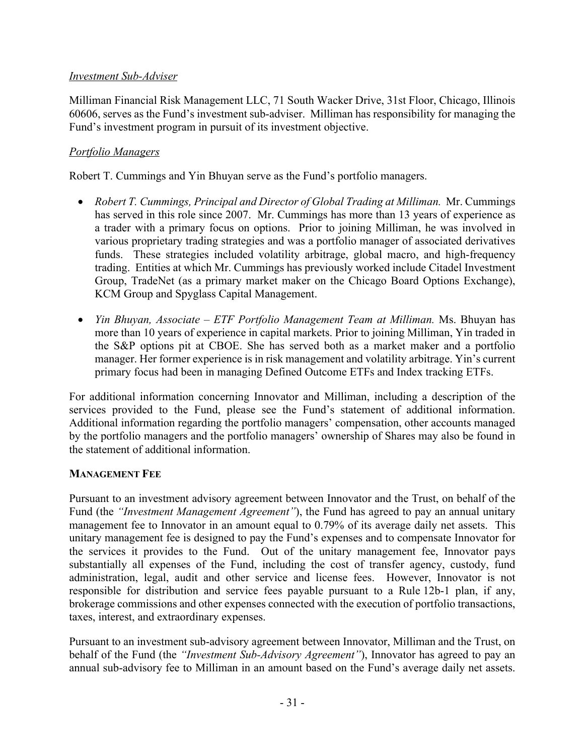*Investment Sub-Adviser*

Milliman Financial Risk Management LLC, 71 South Wacker Drive, 31st Floor, Chicago, Illinois 60606, serves as the Fund's investment sub-adviser. Milliman has responsibility for managing the Fund's investment program in pursuit of its investment objective.

*Portfolio Managers*

Robert T. Cummings and Yin Bhuyan serve as the Fund's portfolio managers.

- *Robert T. Cummings, Principal and Director of Global Trading at Milliman.* Mr. Cummings has served in this role since 2007. Mr. Cummings has more than 13 years of experience as a trader with a primary focus on options. Prior to joining Milliman, he was involved in various proprietary trading strategies and was a portfolio manager of associated derivatives funds. These strategies included volatility arbitrage, global macro, and high-frequency trading. Entities at which Mr. Cummings has previously worked include Citadel Investment Group, TradeNet (as a primary market maker on the Chicago Board Options Exchange), KCM Group and Spyglass Capital Management.

- *Yin Bhuyan, Associate – ETF Portfolio Management Team at Milliman.* Ms. Bhuyan has more than 10 years of experience in capital markets. Prior to joining Milliman, Yin traded in the S&P options pit at CBOE. She has served both as a market maker and a portfolio manager. Her former experience is in risk management and volatility arbitrage. Yin's current primary focus had been in managing Defined Outcome ETFs and Index tracking ETFs.

For additional information concerning Innovator and Milliman, including a description of the services provided to the Fund, please see the Fund's statement of additional information. Additional information regarding the portfolio managers' compensation, other accounts managed by the portfolio managers and the portfolio managers' ownership of Shares may also be found in the statement of additional information.

**MANAGEMENT FEE**

Pursuant to an investment advisory agreement between Innovator and the Trust, on behalf of the Fund (the *"Investment Management Agreement"*), the Fund has agreed to pay an annual unitary management fee to Innovator in an amount equal to 0.79% of its average daily net assets. This unitary management fee is designed to pay the Fund's expenses and to compensate Innovator for the services it provides to the Fund. Out of the unitary management fee, Innovator pays substantially all expenses of the Fund, including the cost of transfer agency, custody, fund administration, legal, audit and other service and license fees. However, Innovator is not responsible for distribution and service fees payable pursuant to a Rule 12b-1 plan, if any, brokerage commissions and other expenses connected with the execution of portfolio transactions, taxes, interest, and extraordinary expenses.

Pursuant to an investment sub-advisory agreement between Innovator, Milliman and the Trust, on behalf of the Fund (the *"Investment Sub-Advisory Agreement"*), Innovator has agreed to pay an annual sub-advisory fee to Milliman in an amount based on the Fund's average daily net assets.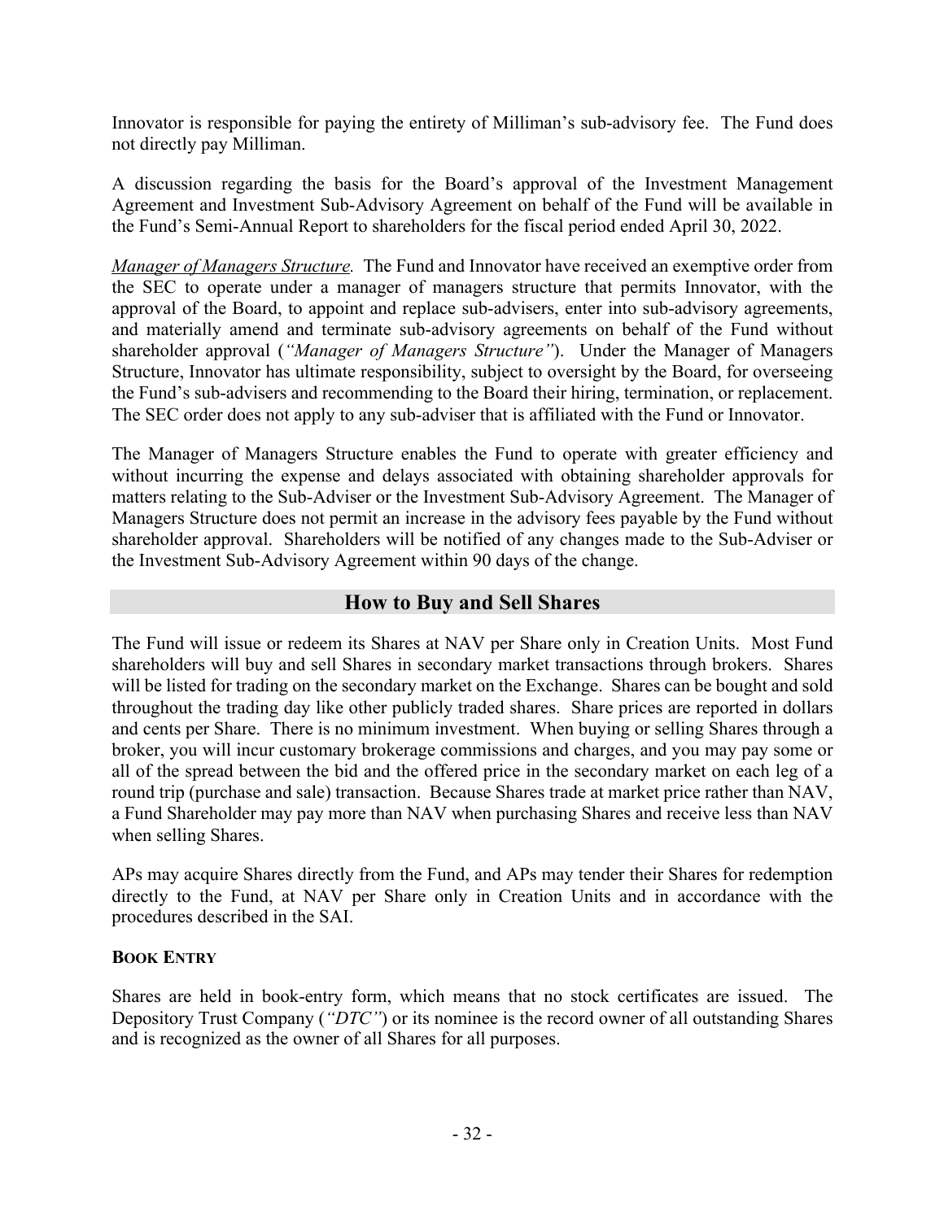Innovator is responsible for paying the entirety of Milliman's sub-advisory fee. The Fund does not directly pay Milliman.

A discussion regarding the basis for the Board's approval of the Investment Management Agreement and Investment Sub-Advisory Agreement on behalf of the Fund will be available in the Fund's Semi-Annual Report to shareholders for the fiscal period ended April 30, 2022.

*Manager of Managers Structure.* The Fund and Innovator have received an exemptive order from the SEC to operate under a manager of managers structure that permits Innovator, with the approval of the Board, to appoint and replace sub-advisers, enter into sub-advisory agreements, and materially amend and terminate sub-advisory agreements on behalf of the Fund without shareholder approval (*"Manager of Managers Structure"*). Under the Manager of Managers Structure, Innovator has ultimate responsibility, subject to oversight by the Board, for overseeing the Fund's sub-advisers and recommending to the Board their hiring, termination, or replacement. The SEC order does not apply to any sub-adviser that is affiliated with the Fund or Innovator.

The Manager of Managers Structure enables the Fund to operate with greater efficiency and without incurring the expense and delays associated with obtaining shareholder approvals for matters relating to the Sub-Adviser or the Investment Sub-Advisory Agreement. The Manager of Managers Structure does not permit an increase in the advisory fees payable by the Fund without shareholder approval. Shareholders will be notified of any changes made to the Sub-Adviser or the Investment Sub-Advisory Agreement within 90 days of the change.

## How to Buy and Sell Shares

The Fund will issue or redeem its Shares at NAV per Share only in Creation Units. Most Fund shareholders will buy and sell Shares in secondary market transactions through brokers. Shares will be listed for trading on the secondary market on the Exchange. Shares can be bought and sold throughout the trading day like other publicly traded shares. Share prices are reported in dollars and cents per Share. There is no minimum investment. When buying or selling Shares through a broker, you will incur customary brokerage commissions and charges, and you may pay some or all of the spread between the bid and the offered price in the secondary market on each leg of a round trip (purchase and sale) transaction. Because Shares trade at market price rather than NAV, a Fund Shareholder may pay more than NAV when purchasing Shares and receive less than NAV when selling Shares.

APs may acquire Shares directly from the Fund, and APs may tender their Shares for redemption directly to the Fund, at NAV per Share only in Creation Units and in accordance with the procedures described in the SAI.

### BOOK ENTRY

Shares are held in book-entry form, which means that no stock certificates are issued. The Depository Trust Company (*"DTC"*) or its nominee is the record owner of all outstanding Shares and is recognized as the owner of all Shares for all purposes.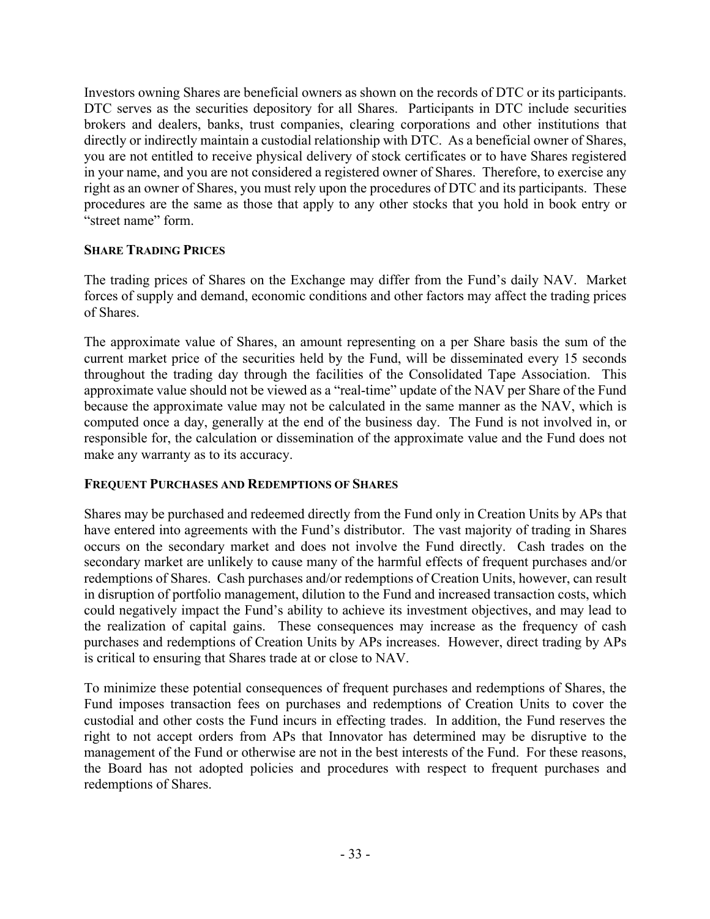Investors owning Shares are beneficial owners as shown on the records of DTC or its participants. DTC serves as the securities depository for all Shares. Participants in DTC include securities brokers and dealers, banks, trust companies, clearing corporations and other institutions that directly or indirectly maintain a custodial relationship with DTC. As a beneficial owner of Shares, you are not entitled to receive physical delivery of stock certificates or to have Shares registered in your name, and you are not considered a registered owner of Shares. Therefore, to exercise any right as an owner of Shares, you must rely upon the procedures of DTC and its participants. These procedures are the same as those that apply to any other stocks that you hold in book entry or "street name" form.

### SHARE TRADING PRICES

The trading prices of Shares on the Exchange may differ from the Fund's daily NAV. Market forces of supply and demand, economic conditions and other factors may affect the trading prices of Shares.

The approximate value of Shares, an amount representing on a per Share basis the sum of the current market price of the securities held by the Fund, will be disseminated every 15 seconds throughout the trading day through the facilities of the Consolidated Tape Association. This approximate value should not be viewed as a "real-time" update of the NAV per Share of the Fund because the approximate value may not be calculated in the same manner as the NAV, which is computed once a day, generally at the end of the business day. The Fund is not involved in, or responsible for, the calculation or dissemination of the approximate value and the Fund does not make any warranty as to its accuracy.

### FREQUENT PURCHASES AND REDEMPTIONS OF SHARES

Shares may be purchased and redeemed directly from the Fund only in Creation Units by APs that have entered into agreements with the Fund's distributor. The vast majority of trading in Shares occurs on the secondary market and does not involve the Fund directly. Cash trades on the secondary market are unlikely to cause many of the harmful effects of frequent purchases and/or redemptions of Shares. Cash purchases and/or redemptions of Creation Units, however, can result in disruption of portfolio management, dilution to the Fund and increased transaction costs, which could negatively impact the Fund's ability to achieve its investment objectives, and may lead to the realization of capital gains. These consequences may increase as the frequency of cash purchases and redemptions of Creation Units by APs increases. However, direct trading by APs is critical to ensuring that Shares trade at or close to NAV.

To minimize these potential consequences of frequent purchases and redemptions of Shares, the Fund imposes transaction fees on purchases and redemptions of Creation Units to cover the custodial and other costs the Fund incurs in effecting trades. In addition, the Fund reserves the right to not accept orders from APs that Innovator has determined may be disruptive to the management of the Fund or otherwise are not in the best interests of the Fund. For these reasons, the Board has not adopted policies and procedures with respect to frequent purchases and redemptions of Shares.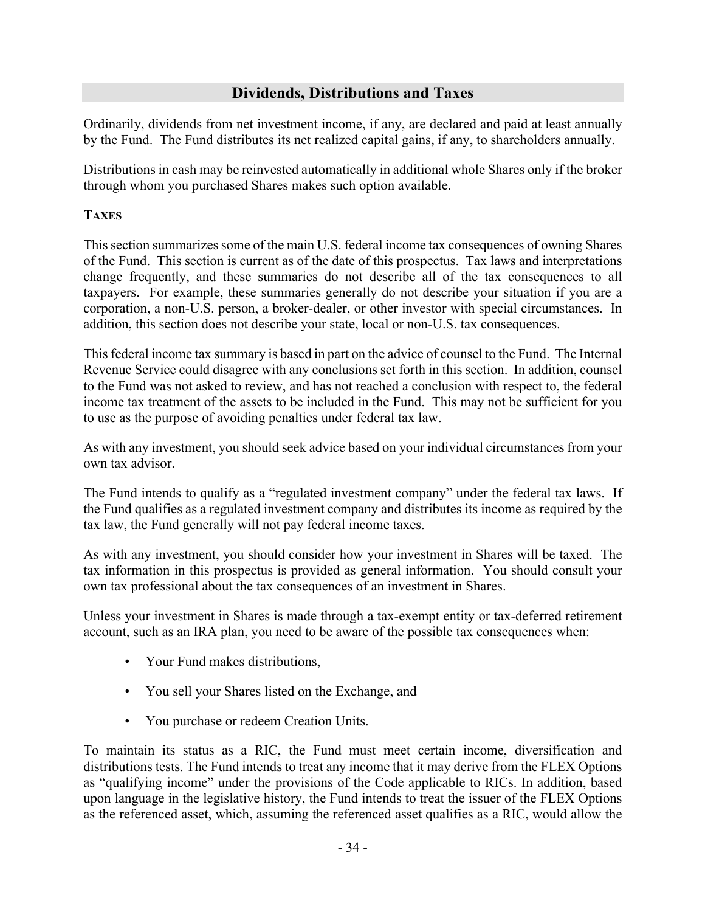## Dividends, Distributions and Taxes

Ordinarily, dividends from net investment income, if any, are declared and paid at least annually by the Fund. The Fund distributes its net realized capital gains, if any, to shareholders annually.

Distributions in cash may be reinvested automatically in additional whole Shares only if the broker through whom you purchased Shares makes such option available.

### Taxes

This section summarizes some of the main U.S. federal income tax consequences of owning Shares of the Fund. This section is current as of the date of this prospectus. Tax laws and interpretations change frequently, and these summaries do not describe all of the tax consequences to all taxpayers. For example, these summaries generally do not describe your situation if you are a corporation, a non-U.S. person, a broker-dealer, or other investor with special circumstances. In addition, this section does not describe your state, local or non-U.S. tax consequences.

This federal income tax summary is based in part on the advice of counsel to the Fund. The Internal Revenue Service could disagree with any conclusions set forth in this section. In addition, counsel to the Fund was not asked to review, and has not reached a conclusion with respect to, the federal income tax treatment of the assets to be included in the Fund. This may not be sufficient for you to use as the purpose of avoiding penalties under federal tax law.

As with any investment, you should seek advice based on your individual circumstances from your own tax advisor.

The Fund intends to qualify as a "regulated investment company" under the federal tax laws. If the Fund qualifies as a regulated investment company and distributes its income as required by the tax law, the Fund generally will not pay federal income taxes.

As with any investment, you should consider how your investment in Shares will be taxed. The tax information in this prospectus is provided as general information. You should consult your own tax professional about the tax consequences of an investment in Shares.

Unless your investment in Shares is made through a tax-exempt entity or tax-deferred retirement account, such as an IRA plan, you need to be aware of the possible tax consequences when:

- Your Fund makes distributions,
- You sell your Shares listed on the Exchange, and
- You purchase or redeem Creation Units.

To maintain its status as a RIC, the Fund must meet certain income, diversification and distributions tests. The Fund intends to treat any income that it may derive from the FLEX Options as "qualifying income" under the provisions of the Code applicable to RICs. In addition, based upon language in the legislative history, the Fund intends to treat the issuer of the FLEX Options as the referenced asset, which, assuming the referenced asset qualifies as a RIC, would allow the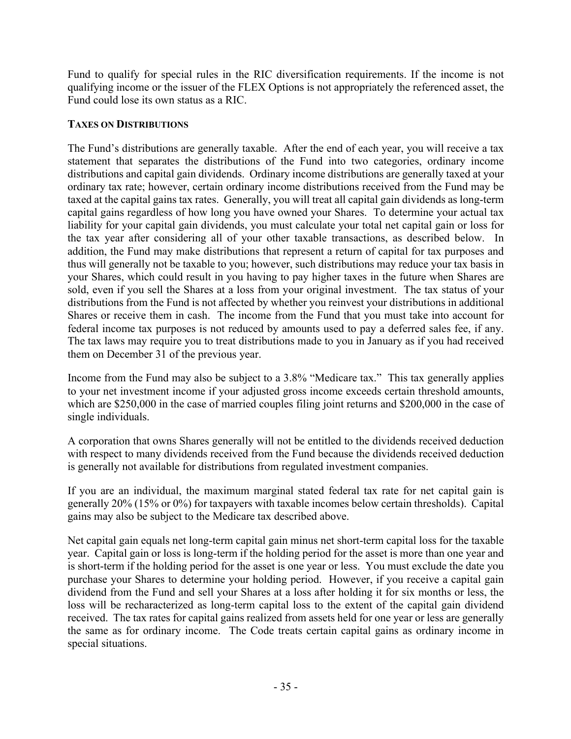Fund to qualify for special rules in the RIC diversification requirements. If the income is not qualifying income or the issuer of the FLEX Options is not appropriately the referenced asset, the Fund could lose its own status as a RIC.

### TAXES ON DISTRIBUTIONS

The Fund's distributions are generally taxable. After the end of each year, you will receive a tax statement that separates the distributions of the Fund into two categories, ordinary income distributions and capital gain dividends. Ordinary income distributions are generally taxed at your ordinary tax rate; however, certain ordinary income distributions received from the Fund may be taxed at the capital gains tax rates. Generally, you will treat all capital gain dividends as long-term capital gains regardless of how long you have owned your Shares. To determine your actual tax liability for your capital gain dividends, you must calculate your total net capital gain or loss for the tax year after considering all of your other taxable transactions, as described below. In addition, the Fund may make distributions that represent a return of capital for tax purposes and thus will generally not be taxable to you; however, such distributions may reduce your tax basis in your Shares, which could result in you having to pay higher taxes in the future when Shares are sold, even if you sell the Shares at a loss from your original investment. The tax status of your distributions from the Fund is not affected by whether you reinvest your distributions in additional Shares or receive them in cash. The income from the Fund that you must take into account for federal income tax purposes is not reduced by amounts used to pay a deferred sales fee, if any. The tax laws may require you to treat distributions made to you in January as if you had received them on December 31 of the previous year.

Income from the Fund may also be subject to a 3.8% "Medicare tax." This tax generally applies to your net investment income if your adjusted gross income exceeds certain threshold amounts, which are $250,000 in the case of married couples filing joint returns and $200,000 in the case of single individuals.

A corporation that owns Shares generally will not be entitled to the dividends received deduction with respect to many dividends received from the Fund because the dividends received deduction is generally not available for distributions from regulated investment companies.

If you are an individual, the maximum marginal stated federal tax rate for net capital gain is generally 20% (15% or 0%) for taxpayers with taxable incomes below certain thresholds). Capital gains may also be subject to the Medicare tax described above.

Net capital gain equals net long-term capital gain minus net short-term capital loss for the taxable year. Capital gain or loss is long-term if the holding period for the asset is more than one year and is short-term if the holding period for the asset is one year or less. You must exclude the date you purchase your Shares to determine your holding period. However, if you receive a capital gain dividend from the Fund and sell your Shares at a loss after holding it for six months or less, the loss will be recharacterized as long-term capital loss to the extent of the capital gain dividend received. The tax rates for capital gains realized from assets held for one year or less are generally the same as for ordinary income. The Code treats certain capital gains as ordinary income in special situations.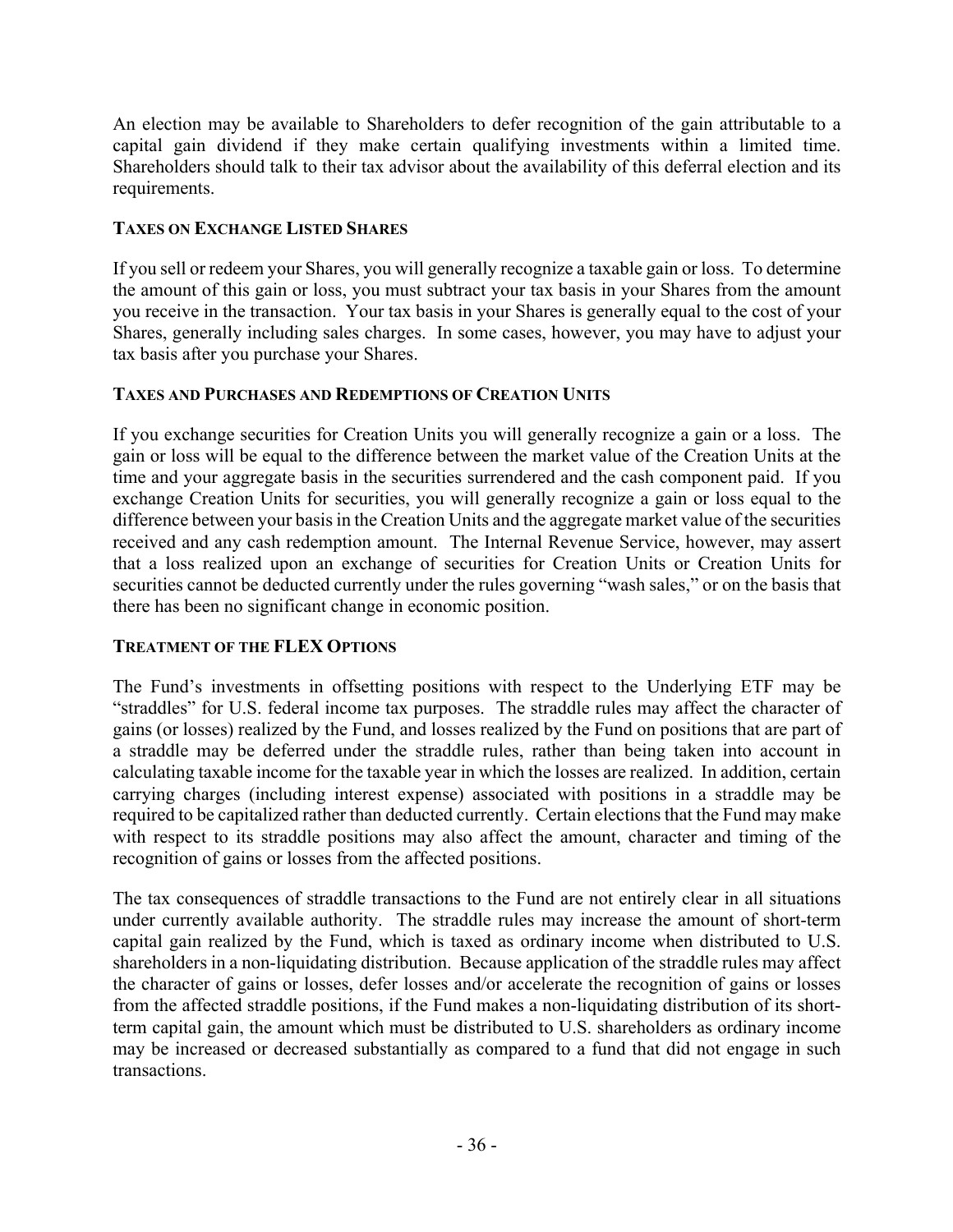An election may be available to Shareholders to defer recognition of the gain attributable to a capital gain dividend if they make certain qualifying investments within a limited time. Shareholders should talk to their tax advisor about the availability of this deferral election and its requirements.

### TAXES ON EXCHANGE LISTED SHARES

If you sell or redeem your Shares, you will generally recognize a taxable gain or loss. To determine the amount of this gain or loss, you must subtract your tax basis in your Shares from the amount you receive in the transaction. Your tax basis in your Shares is generally equal to the cost of your Shares, generally including sales charges. In some cases, however, you may have to adjust your tax basis after you purchase your Shares.

### TAXES AND PURCHASES AND REDEMPTIONS OF CREATION UNITS

If you exchange securities for Creation Units you will generally recognize a gain or a loss. The gain or loss will be equal to the difference between the market value of the Creation Units at the time and your aggregate basis in the securities surrendered and the cash component paid. If you exchange Creation Units for securities, you will generally recognize a gain or loss equal to the difference between your basis in the Creation Units and the aggregate market value of the securities received and any cash redemption amount. The Internal Revenue Service, however, may assert that a loss realized upon an exchange of securities for Creation Units or Creation Units for securities cannot be deducted currently under the rules governing "wash sales," or on the basis that there has been no significant change in economic position.

### TREATMENT OF THE FLEX OPTIONS

The Fund's investments in offsetting positions with respect to the Underlying ETF may be "straddles" for U.S. federal income tax purposes. The straddle rules may affect the character of gains (or losses) realized by the Fund, and losses realized by the Fund on positions that are part of a straddle may be deferred under the straddle rules, rather than being taken into account in calculating taxable income for the taxable year in which the losses are realized. In addition, certain carrying charges (including interest expense) associated with positions in a straddle may be required to be capitalized rather than deducted currently. Certain elections that the Fund may make with respect to its straddle positions may also affect the amount, character and timing of the recognition of gains or losses from the affected positions.

The tax consequences of straddle transactions to the Fund are not entirely clear in all situations under currently available authority. The straddle rules may increase the amount of short-term capital gain realized by the Fund, which is taxed as ordinary income when distributed to U.S. shareholders in a non-liquidating distribution. Because application of the straddle rules may affect the character of gains or losses, defer losses and/or accelerate the recognition of gains or losses from the affected straddle positions, if the Fund makes a non-liquidating distribution of its short-term capital gain, the amount which must be distributed to U.S. shareholders as ordinary income may be increased or decreased substantially as compared to a fund that did not engage in such transactions.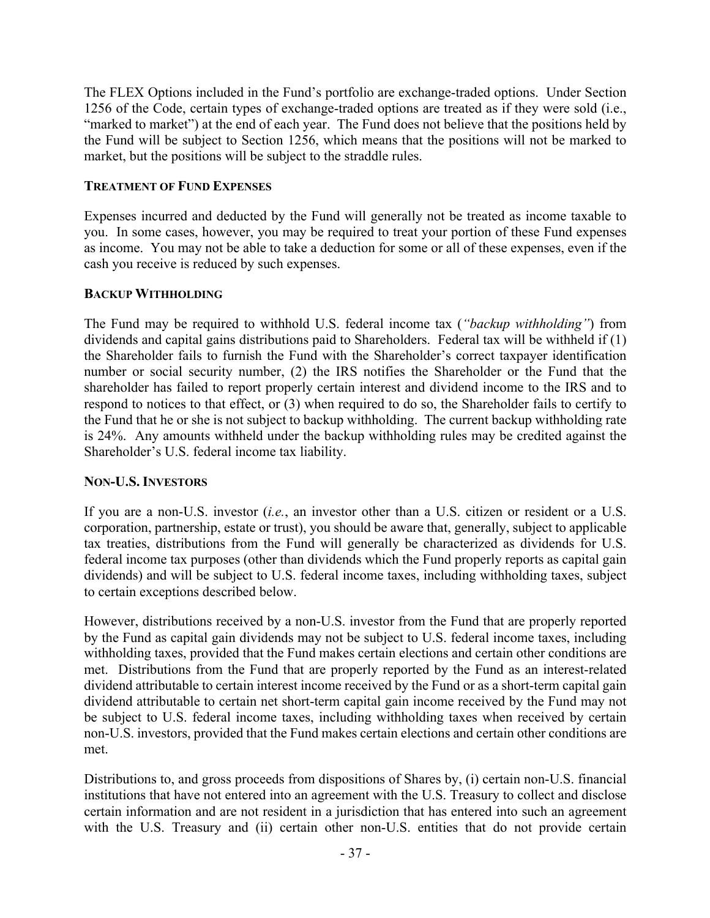The FLEX Options included in the Fund's portfolio are exchange-traded options. Under Section 1256 of the Code, certain types of exchange-traded options are treated as if they were sold (i.e., "marked to market") at the end of each year. The Fund does not believe that the positions held by the Fund will be subject to Section 1256, which means that the positions will not be marked to market, but the positions will be subject to the straddle rules.

**TREATMENT OF FUND EXPENSES**

Expenses incurred and deducted by the Fund will generally not be treated as income taxable to you. In some cases, however, you may be required to treat your portion of these Fund expenses as income. You may not be able to take a deduction for some or all of these expenses, even if the cash you receive is reduced by such expenses.

**BACKUP WITHHOLDING**

The Fund may be required to withhold U.S. federal income tax (*"backup withholding"*) from dividends and capital gains distributions paid to Shareholders. Federal tax will be withheld if (1) the Shareholder fails to furnish the Fund with the Shareholder's correct taxpayer identification number or social security number, (2) the IRS notifies the Shareholder or the Fund that the shareholder has failed to report properly certain interest and dividend income to the IRS and to respond to notices to that effect, or (3) when required to do so, the Shareholder fails to certify to the Fund that he or she is not subject to backup withholding. The current backup withholding rate is 24%. Any amounts withheld under the backup withholding rules may be credited against the Shareholder's U.S. federal income tax liability.

**NON-U.S. INVESTORS**

If you are a non-U.S. investor (*i.e.*, an investor other than a U.S. citizen or resident or a U.S. corporation, partnership, estate or trust), you should be aware that, generally, subject to applicable tax treaties, distributions from the Fund will generally be characterized as dividends for U.S. federal income tax purposes (other than dividends which the Fund properly reports as capital gain dividends) and will be subject to U.S. federal income taxes, including withholding taxes, subject to certain exceptions described below.

However, distributions received by a non-U.S. investor from the Fund that are properly reported by the Fund as capital gain dividends may not be subject to U.S. federal income taxes, including withholding taxes, provided that the Fund makes certain elections and certain other conditions are met. Distributions from the Fund that are properly reported by the Fund as an interest-related dividend attributable to certain interest income received by the Fund or as a short-term capital gain dividend attributable to certain net short-term capital gain income received by the Fund may not be subject to U.S. federal income taxes, including withholding taxes when received by certain non-U.S. investors, provided that the Fund makes certain elections and certain other conditions are met.

Distributions to, and gross proceeds from dispositions of Shares by, (i) certain non-U.S. financial institutions that have not entered into an agreement with the U.S. Treasury to collect and disclose certain information and are not resident in a jurisdiction that has entered into such an agreement with the U.S. Treasury and (ii) certain other non-U.S. entities that do not provide certain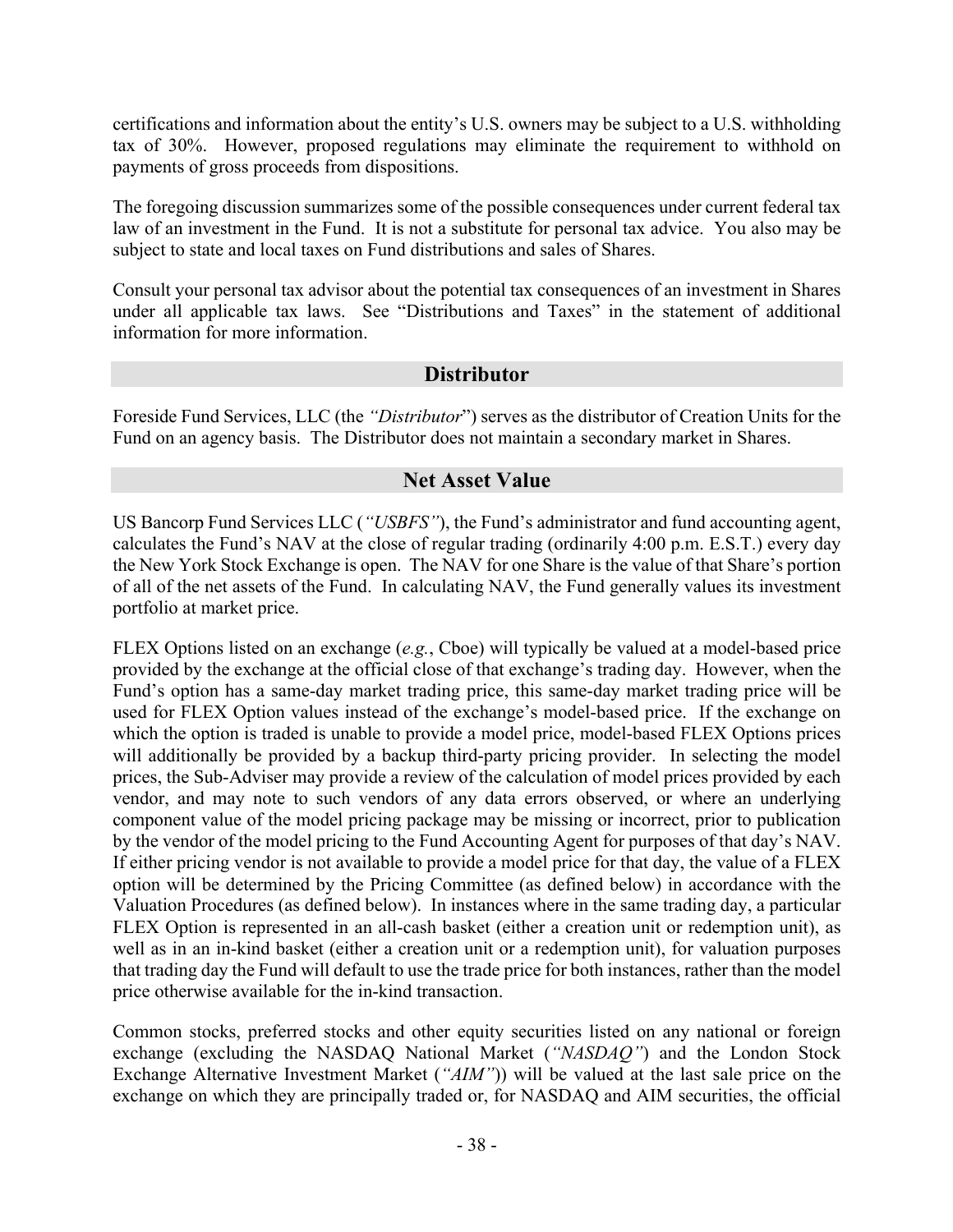certifications and information about the entity's U.S. owners may be subject to a U.S. withholding tax of 30%. However, proposed regulations may eliminate the requirement to withhold on payments of gross proceeds from dispositions.

The foregoing discussion summarizes some of the possible consequences under current federal tax law of an investment in the Fund. It is not a substitute for personal tax advice. You also may be subject to state and local taxes on Fund distributions and sales of Shares.

Consult your personal tax advisor about the potential tax consequences of an investment in Shares under all applicable tax laws. See "Distributions and Taxes" in the statement of additional information for more information.

## Distributor

Foreside Fund Services, LLC (the *"Distributor"*) serves as the distributor of Creation Units for the Fund on an agency basis. The Distributor does not maintain a secondary market in Shares.

## Net Asset Value

US Bancorp Fund Services LLC (*"USBFS"*), the Fund's administrator and fund accounting agent, calculates the Fund's NAV at the close of regular trading (ordinarily 4:00 p.m. E.S.T.) every day the New York Stock Exchange is open. The NAV for one Share is the value of that Share's portion of all of the net assets of the Fund. In calculating NAV, the Fund generally values its investment portfolio at market price.

FLEX Options listed on an exchange (*e.g.*, Cboe) will typically be valued at a model-based price provided by the exchange at the official close of that exchange's trading day. However, when the Fund's option has a same-day market trading price, this same-day market trading price will be used for FLEX Option values instead of the exchange's model-based price. If the exchange on which the option is traded is unable to provide a model price, model-based FLEX Options prices will additionally be provided by a backup third-party pricing provider. In selecting the model prices, the Sub-Adviser may provide a review of the calculation of model prices provided by each vendor, and may note to such vendors of any data errors observed, or where an underlying component value of the model pricing package may be missing or incorrect, prior to publication by the vendor of the model pricing to the Fund Accounting Agent for purposes of that day's NAV. If either pricing vendor is not available to provide a model price for that day, the value of a FLEX option will be determined by the Pricing Committee (as defined below) in accordance with the Valuation Procedures (as defined below). In instances where in the same trading day, a particular FLEX Option is represented in an all-cash basket (either a creation unit or redemption unit), as well as in an in-kind basket (either a creation unit or a redemption unit), for valuation purposes that trading day the Fund will default to use the trade price for both instances, rather than the model price otherwise available for the in-kind transaction.

Common stocks, preferred stocks and other equity securities listed on any national or foreign exchange (excluding the NASDAQ National Market (*"NASDAQ"*) and the London Stock Exchange Alternative Investment Market (*"AIM"*)) will be valued at the last sale price on the exchange on which they are principally traded or, for NASDAQ and AIM securities, the official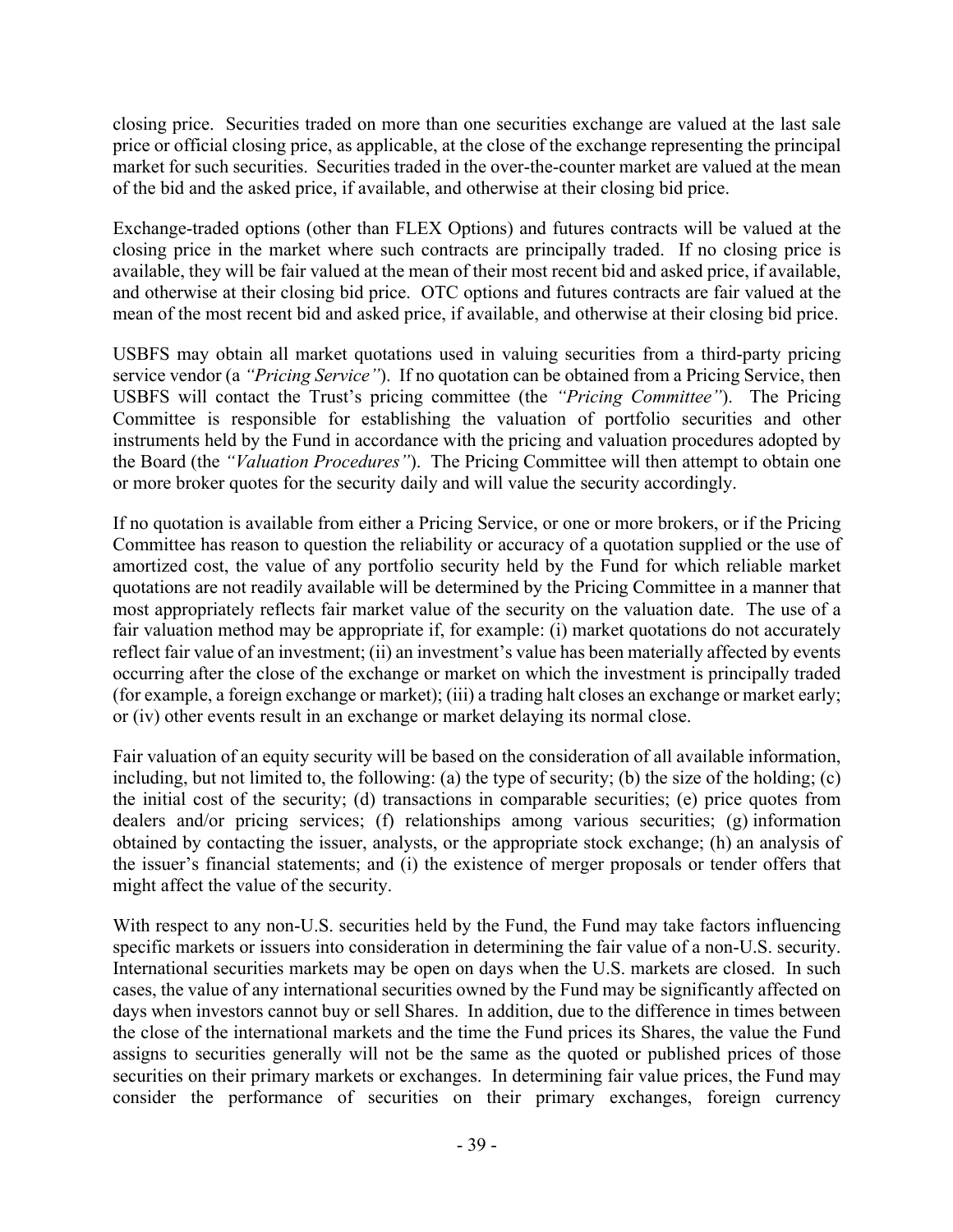closing price. Securities traded on more than one securities exchange are valued at the last sale price or official closing price, as applicable, at the close of the exchange representing the principal market for such securities. Securities traded in the over-the-counter market are valued at the mean of the bid and the asked price, if available, and otherwise at their closing bid price.

Exchange-traded options (other than FLEX Options) and futures contracts will be valued at the closing price in the market where such contracts are principally traded. If no closing price is available, they will be fair valued at the mean of their most recent bid and asked price, if available, and otherwise at their closing bid price. OTC options and futures contracts are fair valued at the mean of the most recent bid and asked price, if available, and otherwise at their closing bid price.

USBFS may obtain all market quotations used in valuing securities from a third-party pricing service vendor (a *"Pricing Service"*). If no quotation can be obtained from a Pricing Service, then USBFS will contact the Trust's pricing committee (the *"Pricing Committee"*). The Pricing Committee is responsible for establishing the valuation of portfolio securities and other instruments held by the Fund in accordance with the pricing and valuation procedures adopted by the Board (the *"Valuation Procedures"*). The Pricing Committee will then attempt to obtain one or more broker quotes for the security daily and will value the security accordingly.

If no quotation is available from either a Pricing Service, or one or more brokers, or if the Pricing Committee has reason to question the reliability or accuracy of a quotation supplied or the use of amortized cost, the value of any portfolio security held by the Fund for which reliable market quotations are not readily available will be determined by the Pricing Committee in a manner that most appropriately reflects fair market value of the security on the valuation date. The use of a fair valuation method may be appropriate if, for example: (i) market quotations do not accurately reflect fair value of an investment; (ii) an investment's value has been materially affected by events occurring after the close of the exchange or market on which the investment is principally traded (for example, a foreign exchange or market); (iii) a trading halt closes an exchange or market early; or (iv) other events result in an exchange or market delaying its normal close.

Fair valuation of an equity security will be based on the consideration of all available information, including, but not limited to, the following: (a) the type of security; (b) the size of the holding; (c) the initial cost of the security; (d) transactions in comparable securities; (e) price quotes from dealers and/or pricing services; (f) relationships among various securities; (g) information obtained by contacting the issuer, analysts, or the appropriate stock exchange; (h) an analysis of the issuer's financial statements; and (i) the existence of merger proposals or tender offers that might affect the value of the security.

With respect to any non-U.S. securities held by the Fund, the Fund may take factors influencing specific markets or issuers into consideration in determining the fair value of a non-U.S. security. International securities markets may be open on days when the U.S. markets are closed. In such cases, the value of any international securities owned by the Fund may be significantly affected on days when investors cannot buy or sell Shares. In addition, due to the difference in times between the close of the international markets and the time the Fund prices its Shares, the value the Fund assigns to securities generally will not be the same as the quoted or published prices of those securities on their primary markets or exchanges. In determining fair value prices, the Fund may consider the performance of securities on their primary exchanges, foreign currency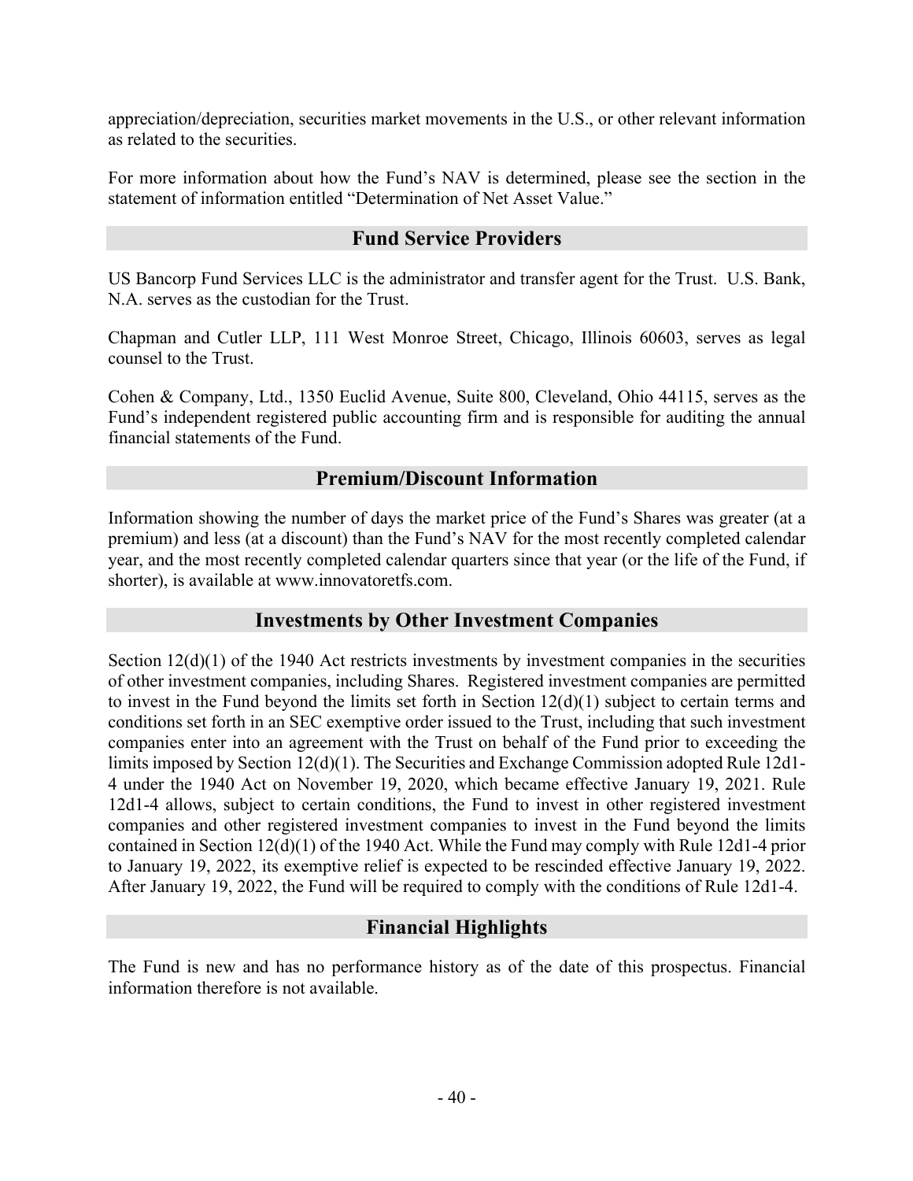appreciation/depreciation, securities market movements in the U.S., or other relevant information as related to the securities.

For more information about how the Fund's NAV is determined, please see the section in the statement of information entitled "Determination of Net Asset Value."

## Fund Service Providers

US Bancorp Fund Services LLC is the administrator and transfer agent for the Trust. U.S. Bank, N.A. serves as the custodian for the Trust.

Chapman and Cutler LLP, 111 West Monroe Street, Chicago, Illinois 60603, serves as legal counsel to the Trust.

Cohen & Company, Ltd., 1350 Euclid Avenue, Suite 800, Cleveland, Ohio 44115, serves as the Fund's independent registered public accounting firm and is responsible for auditing the annual financial statements of the Fund.

## Premium/Discount Information

Information showing the number of days the market price of the Fund's Shares was greater (at a premium) and less (at a discount) than the Fund's NAV for the most recently completed calendar year, and the most recently completed calendar quarters since that year (or the life of the Fund, if shorter), is available at www.innovatoretfs.com.

## Investments by Other Investment Companies

Section 12(d)(1) of the 1940 Act restricts investments by investment companies in the securities of other investment companies, including Shares. Registered investment companies are permitted to invest in the Fund beyond the limits set forth in Section 12(d)(1) subject to certain terms and conditions set forth in an SEC exemptive order issued to the Trust, including that such investment companies enter into an agreement with the Trust on behalf of the Fund prior to exceeding the limits imposed by Section 12(d)(1). The Securities and Exchange Commission adopted Rule 12d1-4 under the 1940 Act on November 19, 2020, which became effective January 19, 2021. Rule 12d1-4 allows, subject to certain conditions, the Fund to invest in other registered investment companies and other registered investment companies to invest in the Fund beyond the limits contained in Section 12(d)(1) of the 1940 Act. While the Fund may comply with Rule 12d1-4 prior to January 19, 2022, its exemptive relief is expected to be rescinded effective January 19, 2022. After January 19, 2022, the Fund will be required to comply with the conditions of Rule 12d1-4.

## Financial Highlights

The Fund is new and has no performance history as of the date of this prospectus. Financial information therefore is not available.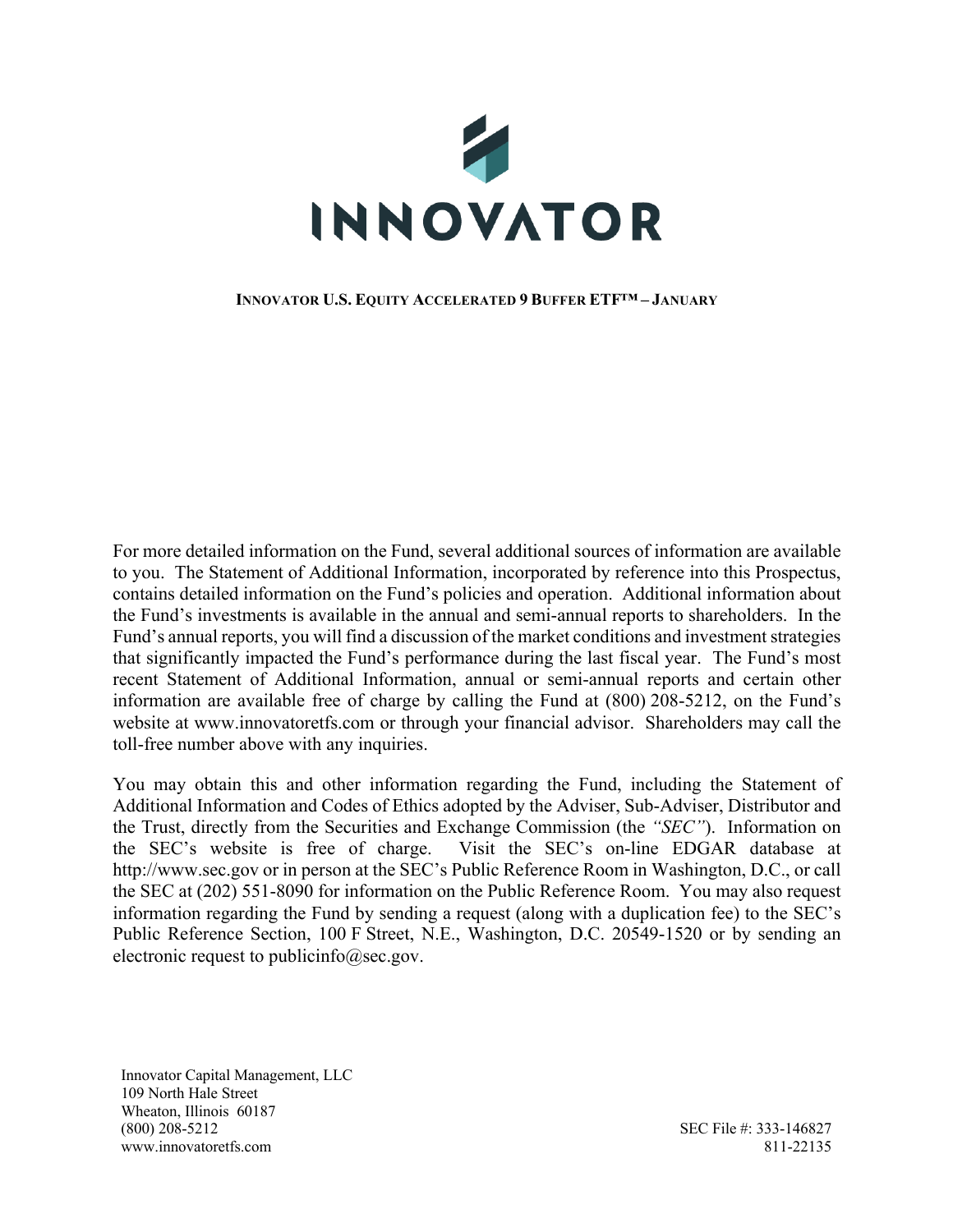INNOVATOR

**INNOVATOR U.S. EQUITY ACCELERATED 9 BUFFER ETF™ – JANUARY**

For more detailed information on the Fund, several additional sources of information are available to you. The Statement of Additional Information, incorporated by reference into this Prospectus, contains detailed information on the Fund's policies and operation. Additional information about the Fund's investments is available in the annual and semi-annual reports to shareholders. In the Fund's annual reports, you will find a discussion of the market conditions and investment strategies that significantly impacted the Fund's performance during the last fiscal year. The Fund's most recent Statement of Additional Information, annual or semi-annual reports and certain other information are available free of charge by calling the Fund at (800) 208-5212, on the Fund's website at www.innovatoretfs.com or through your financial advisor. Shareholders may call the toll-free number above with any inquiries.

You may obtain this and other information regarding the Fund, including the Statement of Additional Information and Codes of Ethics adopted by the Adviser, Sub-Adviser, Distributor and the Trust, directly from the Securities and Exchange Commission (the *"SEC"*). Information on the SEC's website is free of charge. Visit the SEC's on-line EDGAR database at http://www.sec.gov or in person at the SEC's Public Reference Room in Washington, D.C., or call the SEC at (202) 551-8090 for information on the Public Reference Room. You may also request information regarding the Fund by sending a request (along with a duplication fee) to the SEC's Public Reference Section, 100 F Street, N.E., Washington, D.C. 20549-1520 or by sending an electronic request to publicinfo@sec.gov.

Innovator Capital Management, LLC
109 North Hale Street
Wheaton, Illinois 60187
(800) 208-5212
www.innovatoretfs.com

SEC File #: 333-146827
811-22135